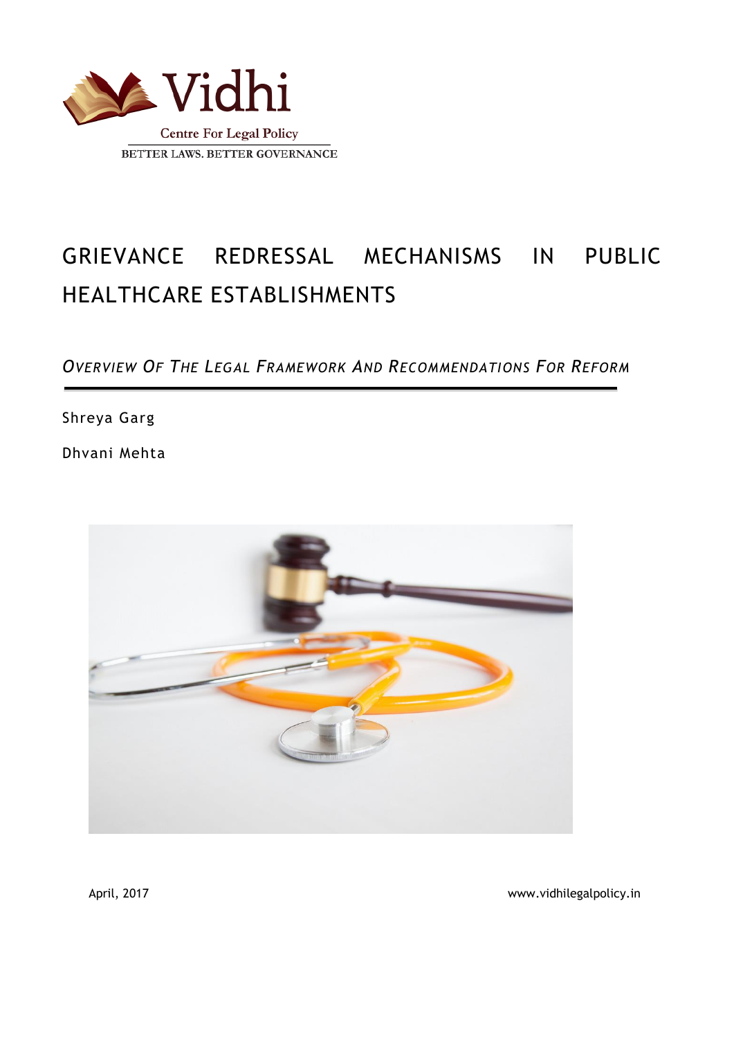Vidhi

Centre For Legal Policy

BETTER LAWS. BETTER GOVERNANCE

# GRIEVANCE REDRESSAL MECHANISMS IN PUBLIC HEALTHCARE ESTABLISHMENTS

*OVERVIEW OF THE LEGAL FRAMEWORK AND RECOMMENDATIONS FOR REFORM*

Shreya Garg

Dhvani Mehta

April, 2017

www.vidhilegalpolicy.in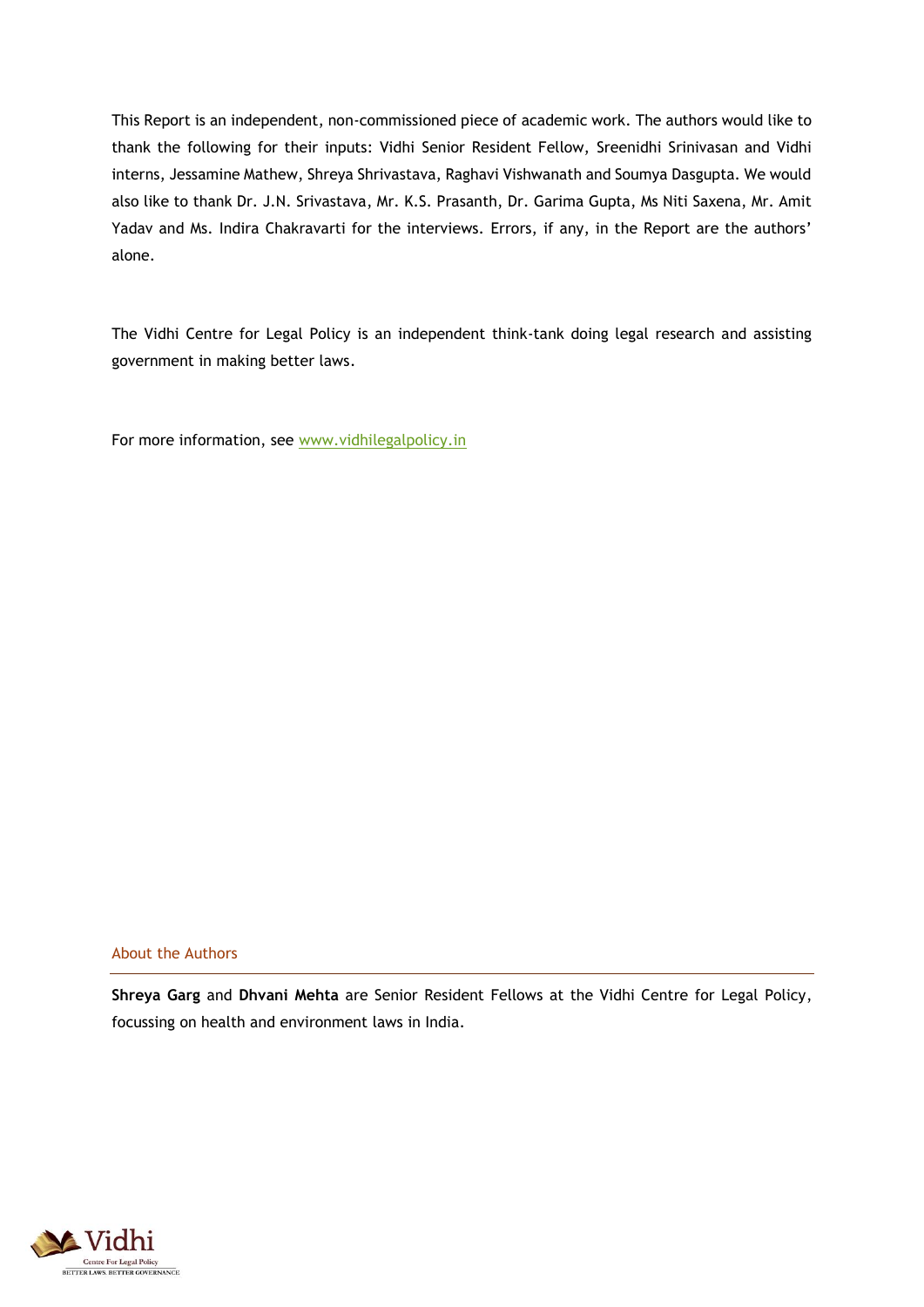This Report is an independent, non-commissioned piece of academic work. The authors would like to thank the following for their inputs: Vidhi Senior Resident Fellow, Sreenidhi Srinivasan and Vidhi interns, Jessamine Mathew, Shreya Shrivastava, Raghavi Vishwanath and Soumya Dasgupta. We would also like to thank Dr. J.N. Srivastava, Mr. K.S. Prasanth, Dr. Garima Gupta, Ms Niti Saxena, Mr. Amit Yadav and Ms. Indira Chakravarti for the interviews. Errors, if any, in the Report are the authors' alone.

The Vidhi Centre for Legal Policy is an independent think-tank doing legal research and assisting government in making better laws.

For more information, see www.vidhilegalpolicy.in

## About the Authors

**Shreya Garg** and **Dhvani Mehta** are Senior Resident Fellows at the Vidhi Centre for Legal Policy, focussing on health and environment laws in India.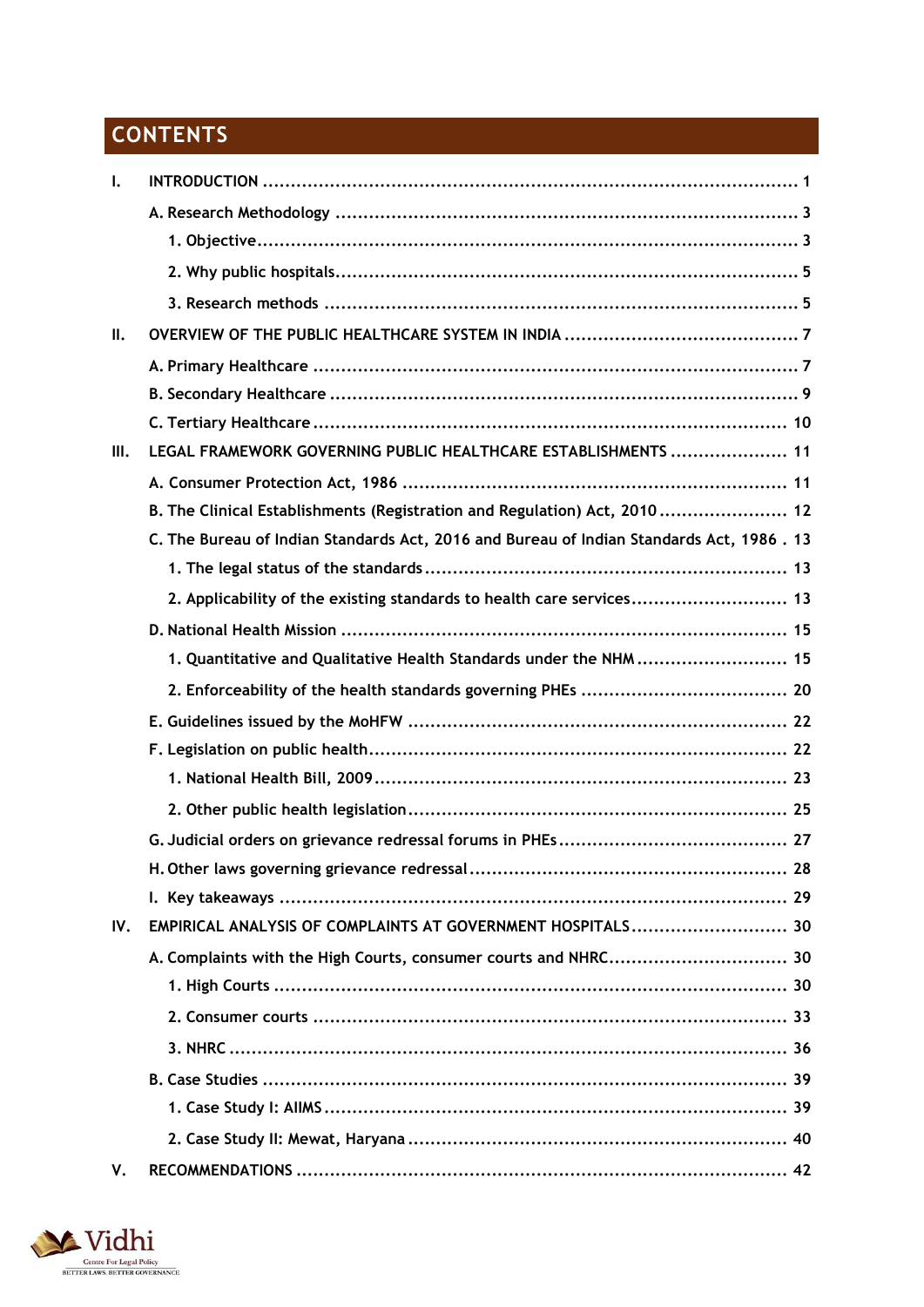## CONTENTS

I. INTRODUCTION ........................................................................................... 1

- A. Research Methodology ................................................................................ 3
  - 1. Objective ................................................................................................ 3
  - 2. Why public hospitals ................................................................................ 5
  - 3. Research methods ................................................................................... 5

II. OVERVIEW OF THE PUBLIC HEALTHCARE SYSTEM IN INDIA .......................................... 7

- A. Primary Healthcare ..................................................................................... 7
- B. Secondary Healthcare .................................................................................. 9
- C. Tertiary Healthcare .................................................................................... 10

III. LEGAL FRAMEWORK GOVERNING PUBLIC HEALTHCARE ESTABLISHMENTS ..................... 11

- A. Consumer Protection Act, 1986 .................................................................... 11
- B. The Clinical Establishments (Registration and Regulation) Act, 2010 ....................... 12
- C. The Bureau of Indian Standards Act, 2016 and Bureau of Indian Standards Act, 1986 . 13
  - 1. The legal status of the standards ................................................................ 13
  - 2. Applicability of the existing standards to health care services ........................... 13
- D. National Health Mission .............................................................................. 15
  - 1. Quantitative and Qualitative Health Standards under the NHM ........................... 15
  - 2. Enforceability of the health standards governing PHEs ..................................... 20
- E. Guidelines issued by the MoHFW ................................................................... 22
- F. Legislation on public health .......................................................................... 22
  - 1. National Health Bill, 2009 ......................................................................... 23
  - 2. Other public health legislation .................................................................... 25
- G. Judicial orders on grievance redressal forums in PHEs ......................................... 27
- H. Other laws governing grievance redressal ........................................................ 28
- I. Key takeaways .......................................................................................... 29

IV. EMPIRICAL ANALYSIS OF COMPLAINTS AT GOVERNMENT HOSPITALS ............................ 30

- A. Complaints with the High Courts, consumer courts and NHRC ................................ 30
  - 1. High Courts ........................................................................................... 30
  - 2. Consumer courts .................................................................................... 33
  - 3. NHRC ................................................................................................... 36
- B. Case Studies ............................................................................................. 39
  - 1. Case Study I: AIIMS .................................................................................. 39
  - 2. Case Study II: Mewat, Haryana ................................................................... 40

V. RECOMMENDATIONS ....................................................................................... 42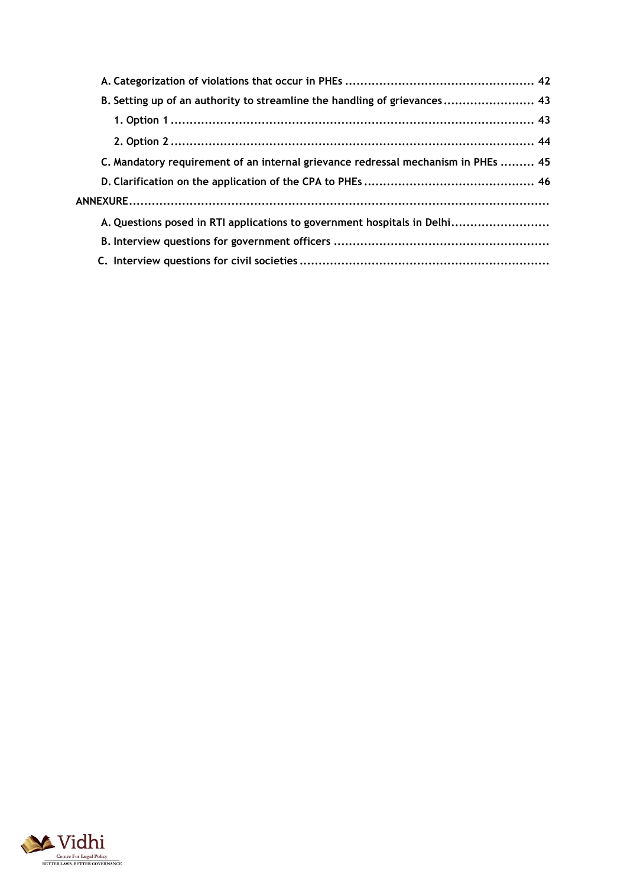- **A. Categorization of violations that occur in PHEs ................................................. 42**
- **B. Setting up of an authority to streamline the handling of grievances ........................ 43**
  - **1. Option 1 .............................................................................................. 43**
  - **2. Option 2 .............................................................................................. 44**
- **C. Mandatory requirement of an internal grievance redressal mechanism in PHEs ......... 45**
- **D. Clarification on the application of the CPA to PHEs ............................................ 46**

**ANNEXURE.............................................................................................................**

- **A. Questions posed in RTI applications to government hospitals in Delhi.........................**
- **B. Interview questions for government officers ........................................................**
- **C. Interview questions for civil societies .................................................................**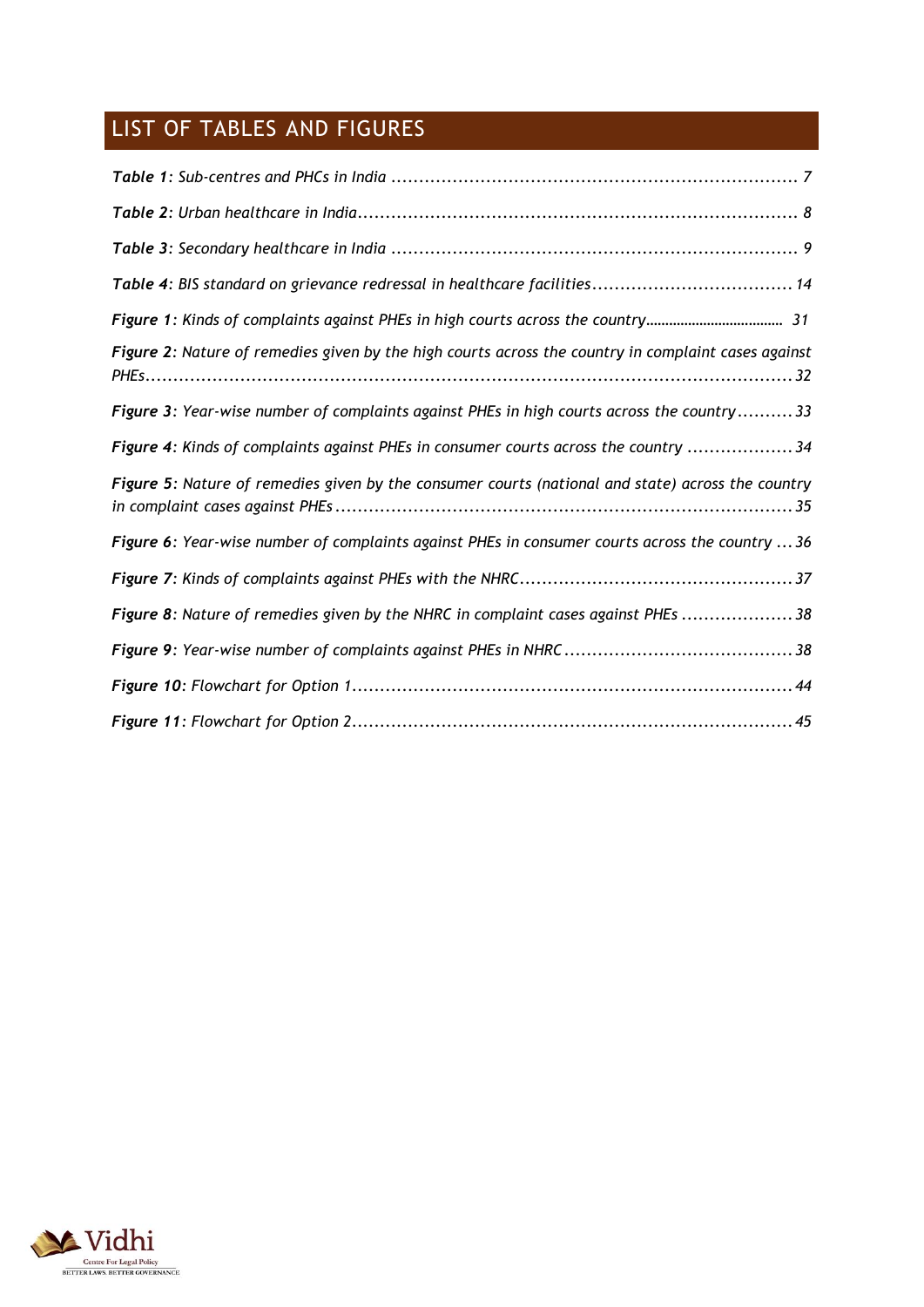## LIST OF TABLES AND FIGURES

***Table 1***: *Sub-centres and PHCs in India* ........................................................................ 7

***Table 2***: *Urban healthcare in India*.............................................................................. 8

***Table 3***: *Secondary healthcare in India* ........................................................................ 9

***Table 4***: *BIS standard on grievance redressal in healthcare facilities*.................................... 14

***Figure 1***: *Kinds of complaints against PHEs in high courts across the country*.................................... 31

***Figure 2***: *Nature of remedies given by the high courts across the country in complaint cases against PHEs*...................................................................................................... 32

***Figure 3***: *Year-wise number of complaints against PHEs in high courts across the country*.......... 33

***Figure 4***: *Kinds of complaints against PHEs in consumer courts across the country* ................... 34

***Figure 5***: *Nature of remedies given by the consumer courts (national and state) across the country in complaint cases against PHEs* .................................................................................. 35

***Figure 6***: *Year-wise number of complaints against PHEs in consumer courts across the country* ... 36

***Figure 7***: *Kinds of complaints against PHEs with the NHRC*................................................. 37

***Figure 8***: *Nature of remedies given by the NHRC in complaint cases against PHEs* .................... 38

***Figure 9***: *Year-wise number of complaints against PHEs in NHRC* ......................................... 38

***Figure 10***: *Flowchart for Option 1*............................................................................... 44

***Figure 11***: *Flowchart for Option 2*............................................................................... 45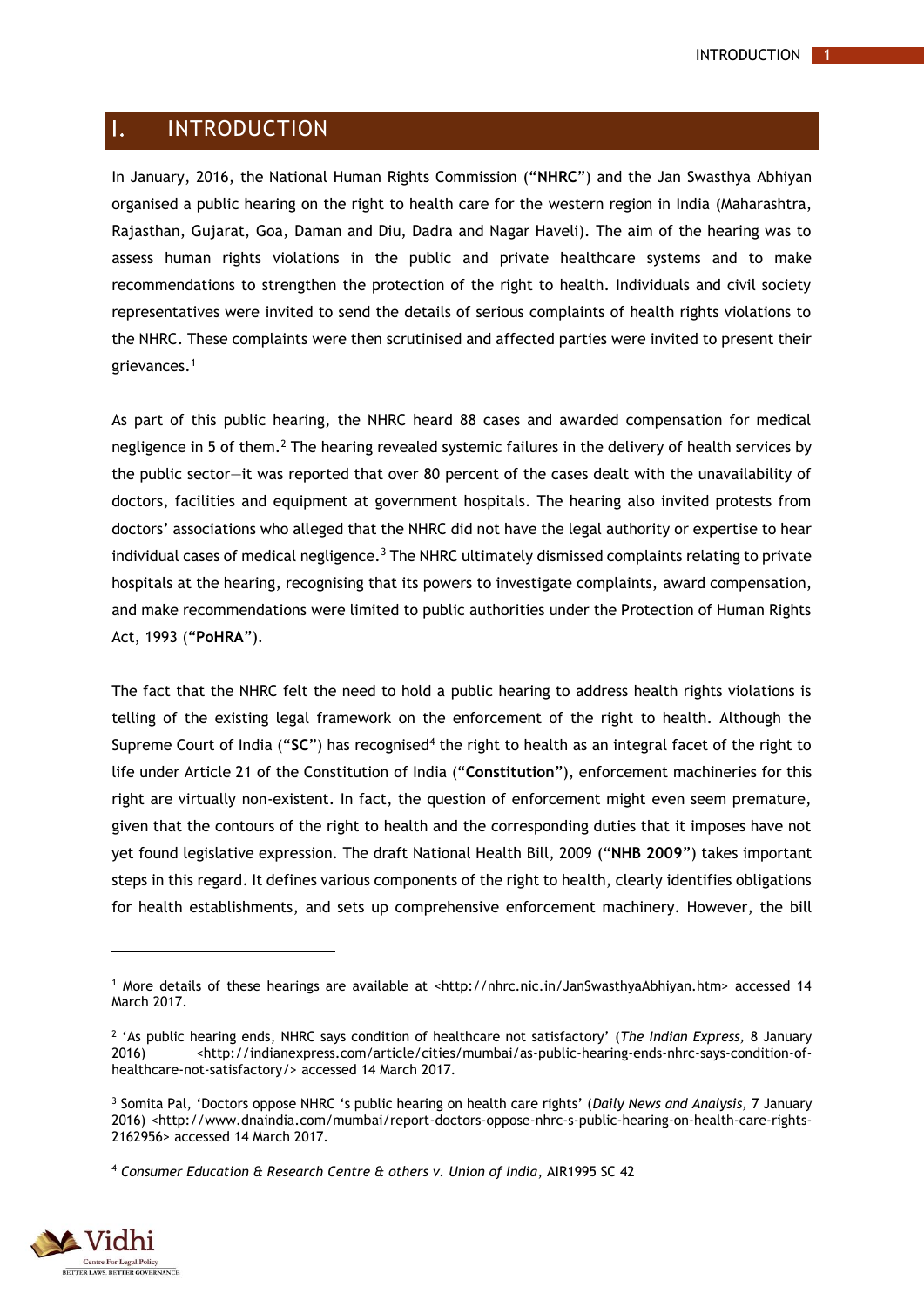# I. INTRODUCTION

In January, 2016, the National Human Rights Commission ("**NHRC**") and the Jan Swasthya Abhiyan organised a public hearing on the right to health care for the western region in India (Maharashtra, Rajasthan, Gujarat, Goa, Daman and Diu, Dadra and Nagar Haveli). The aim of the hearing was to assess human rights violations in the public and private healthcare systems and to make recommendations to strengthen the protection of the right to health. Individuals and civil society representatives were invited to send the details of serious complaints of health rights violations to the NHRC. These complaints were then scrutinised and affected parties were invited to present their grievances.[1]

As part of this public hearing, the NHRC heard 88 cases and awarded compensation for medical negligence in 5 of them.[2] The hearing revealed systemic failures in the delivery of health services by the public sector—it was reported that over 80 percent of the cases dealt with the unavailability of doctors, facilities and equipment at government hospitals. The hearing also invited protests from doctors' associations who alleged that the NHRC did not have the legal authority or expertise to hear individual cases of medical negligence.[3] The NHRC ultimately dismissed complaints relating to private hospitals at the hearing, recognising that its powers to investigate complaints, award compensation, and make recommendations were limited to public authorities under the Protection of Human Rights Act, 1993 ("**PoHRA**").

The fact that the NHRC felt the need to hold a public hearing to address health rights violations is telling of the existing legal framework on the enforcement of the right to health. Although the Supreme Court of India ("**SC**") has recognised[4] the right to health as an integral facet of the right to life under Article 21 of the Constitution of India ("**Constitution**"), enforcement machineries for this right are virtually non-existent. In fact, the question of enforcement might even seem premature, given that the contours of the right to health and the corresponding duties that it imposes have not yet found legislative expression. The draft National Health Bill, 2009 ("**NHB 2009**") takes important steps in this regard. It defines various components of the right to health, clearly identifies obligations for health establishments, and sets up comprehensive enforcement machinery. However, the bill

---

[1] More details of these hearings are available at <http://nhrc.nic.in/JanSwasthyaAbhiyan.htm> accessed 14 March 2017.

[2] 'As public hearing ends, NHRC says condition of healthcare not satisfactory' (*The Indian Express,* 8 January 2016) <http://indianexpress.com/article/cities/mumbai/as-public-hearing-ends-nhrc-says-condition-of-healthcare-not-satisfactory/> accessed 14 March 2017.

[3] Somita Pal, 'Doctors oppose NHRC 's public hearing on health care rights' (*Daily News and Analysis,* 7 January 2016) <http://www.dnaindia.com/mumbai/report-doctors-oppose-nhrc-s-public-hearing-on-health-care-rights-2162956> accessed 14 March 2017.

[4] *Consumer Education & Research Centre & others v. Union of India*, AIR1995 SC 42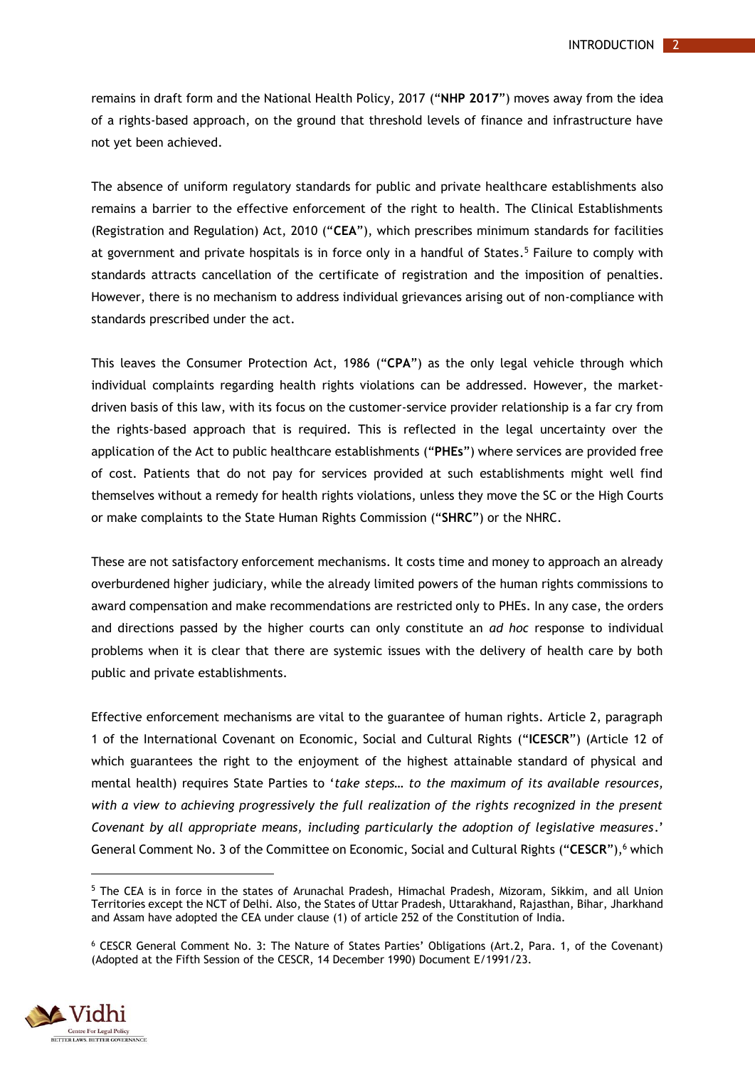remains in draft form and the National Health Policy, 2017 ("**NHP 2017**") moves away from the idea of a rights-based approach, on the ground that threshold levels of finance and infrastructure have not yet been achieved.

The absence of uniform regulatory standards for public and private healthcare establishments also remains a barrier to the effective enforcement of the right to health. The Clinical Establishments (Registration and Regulation) Act, 2010 ("**CEA**"), which prescribes minimum standards for facilities at government and private hospitals is in force only in a handful of States.[5] Failure to comply with standards attracts cancellation of the certificate of registration and the imposition of penalties. However, there is no mechanism to address individual grievances arising out of non-compliance with standards prescribed under the act.

This leaves the Consumer Protection Act, 1986 ("**CPA**") as the only legal vehicle through which individual complaints regarding health rights violations can be addressed. However, the market-driven basis of this law, with its focus on the customer-service provider relationship is a far cry from the rights-based approach that is required. This is reflected in the legal uncertainty over the application of the Act to public healthcare establishments ("**PHEs**") where services are provided free of cost. Patients that do not pay for services provided at such establishments might well find themselves without a remedy for health rights violations, unless they move the SC or the High Courts or make complaints to the State Human Rights Commission ("**SHRC**") or the NHRC.

These are not satisfactory enforcement mechanisms. It costs time and money to approach an already overburdened higher judiciary, while the already limited powers of the human rights commissions to award compensation and make recommendations are restricted only to PHEs. In any case, the orders and directions passed by the higher courts can only constitute an *ad hoc* response to individual problems when it is clear that there are systemic issues with the delivery of health care by both public and private establishments.

Effective enforcement mechanisms are vital to the guarantee of human rights. Article 2, paragraph 1 of the International Covenant on Economic, Social and Cultural Rights ("**ICESCR**") (Article 12 of which guarantees the right to the enjoyment of the highest attainable standard of physical and mental health) requires State Parties to '*take steps… to the maximum of its available resources, with a view to achieving progressively the full realization of the rights recognized in the present Covenant by all appropriate means, including particularly the adoption of legislative measures*.' General Comment No. 3 of the Committee on Economic, Social and Cultural Rights ("**CESCR**"),[6] which

---

[5] The CEA is in force in the states of Arunachal Pradesh, Himachal Pradesh, Mizoram, Sikkim, and all Union Territories except the NCT of Delhi. Also, the States of Uttar Pradesh, Uttarakhand, Rajasthan, Bihar, Jharkhand and Assam have adopted the CEA under clause (1) of article 252 of the Constitution of India.

[6] CESCR General Comment No. 3: The Nature of States Parties' Obligations (Art.2, Para. 1, of the Covenant) (Adopted at the Fifth Session of the CESCR, 14 December 1990) Document E/1991/23.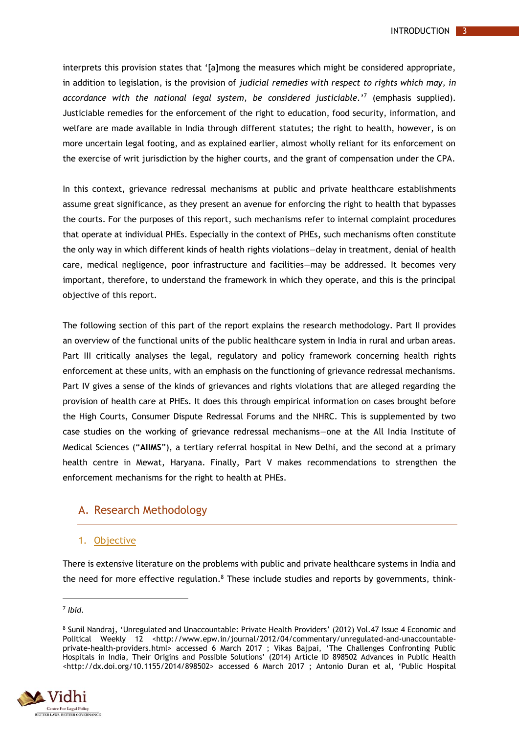interprets this provision states that '[a]mong the measures which might be considered appropriate, in addition to legislation, is the provision of *judicial remedies with respect to rights which may, in accordance with the national legal system, be considered justiciable*.'[7] (emphasis supplied). Justiciable remedies for the enforcement of the right to education, food security, information, and welfare are made available in India through different statutes; the right to health, however, is on more uncertain legal footing, and as explained earlier, almost wholly reliant for its enforcement on the exercise of writ jurisdiction by the higher courts, and the grant of compensation under the CPA.

In this context, grievance redressal mechanisms at public and private healthcare establishments assume great significance, as they present an avenue for enforcing the right to health that bypasses the courts. For the purposes of this report, such mechanisms refer to internal complaint procedures that operate at individual PHEs. Especially in the context of PHEs, such mechanisms often constitute the only way in which different kinds of health rights violations—delay in treatment, denial of health care, medical negligence, poor infrastructure and facilities—may be addressed. It becomes very important, therefore, to understand the framework in which they operate, and this is the principal objective of this report.

The following section of this part of the report explains the research methodology. Part II provides an overview of the functional units of the public healthcare system in India in rural and urban areas. Part III critically analyses the legal, regulatory and policy framework concerning health rights enforcement at these units, with an emphasis on the functioning of grievance redressal mechanisms. Part IV gives a sense of the kinds of grievances and rights violations that are alleged regarding the provision of health care at PHEs. It does this through empirical information on cases brought before the High Courts, Consumer Dispute Redressal Forums and the NHRC. This is supplemented by two case studies on the working of grievance redressal mechanisms—one at the All India Institute of Medical Sciences ("**AIIMS**"), a tertiary referral hospital in New Delhi, and the second at a primary health centre in Mewat, Haryana. Finally, Part V makes recommendations to strengthen the enforcement mechanisms for the right to health at PHEs.

## A. Research Methodology

### 1. Objective

There is extensive literature on the problems with public and private healthcare systems in India and the need for more effective regulation.[8] These include studies and reports by governments, think-

---

[7] *Ibid*.

[8] Sunil Nandraj, 'Unregulated and Unaccountable: Private Health Providers' (2012) Vol.47 Issue 4 Economic and Political Weekly 12 <http://www.epw.in/journal/2012/04/commentary/unregulated-and-unaccountable-private-health-providers.html> accessed 6 March 2017 ; Vikas Bajpai, 'The Challenges Confronting Public Hospitals in India, Their Origins and Possible Solutions' (2014) Article ID 898502 Advances in Public Health <http://dx.doi.org/10.1155/2014/898502> accessed 6 March 2017 ; Antonio Duran et al, 'Public Hospital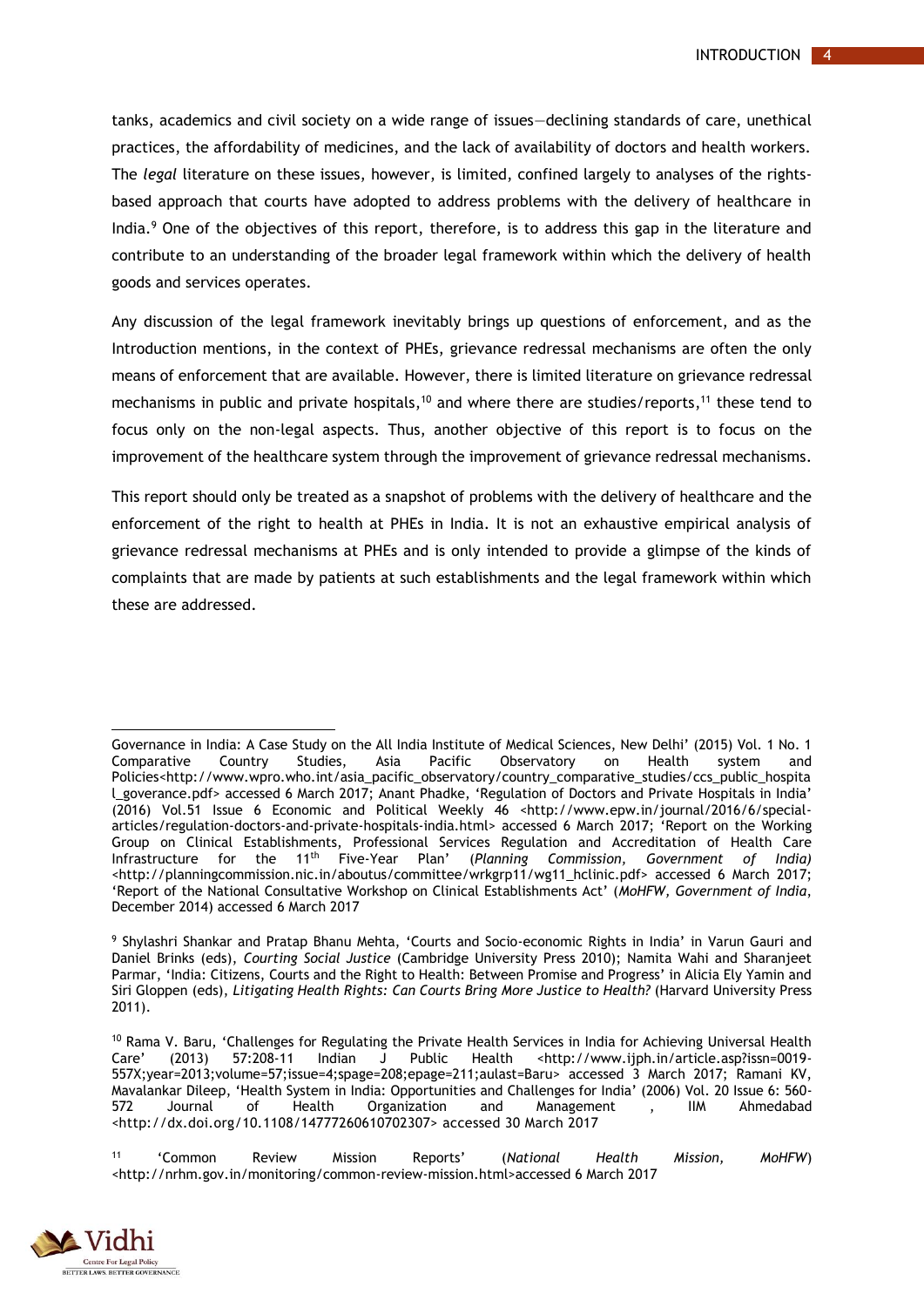tanks, academics and civil society on a wide range of issues—declining standards of care, unethical practices, the affordability of medicines, and the lack of availability of doctors and health workers. The *legal* literature on these issues, however, is limited, confined largely to analyses of the rights-based approach that courts have adopted to address problems with the delivery of healthcare in India.[9] One of the objectives of this report, therefore, is to address this gap in the literature and contribute to an understanding of the broader legal framework within which the delivery of health goods and services operates.

Any discussion of the legal framework inevitably brings up questions of enforcement, and as the Introduction mentions, in the context of PHEs, grievance redressal mechanisms are often the only means of enforcement that are available. However, there is limited literature on grievance redressal mechanisms in public and private hospitals,[10] and where there are studies/reports,[11] these tend to focus only on the non-legal aspects. Thus, another objective of this report is to focus on the improvement of the healthcare system through the improvement of grievance redressal mechanisms.

This report should only be treated as a snapshot of problems with the delivery of healthcare and the enforcement of the right to health at PHEs in India. It is not an exhaustive empirical analysis of grievance redressal mechanisms at PHEs and is only intended to provide a glimpse of the kinds of complaints that are made by patients at such establishments and the legal framework within which these are addressed.

---

Governance in India: A Case Study on the All India Institute of Medical Sciences, New Delhi' (2015) Vol. 1 No. 1 Comparative Country Studies, Asia Pacific Observatory on Health system and Policies<http://www.wpro.who.int/asia_pacific_observatory/country_comparative_studies/ccs_public_hospital_goverance.pdf> accessed 6 March 2017; Anant Phadke, 'Regulation of Doctors and Private Hospitals in India' (2016) Vol.51 Issue 6 Economic and Political Weekly 46 <http://www.epw.in/journal/2016/6/special-articles/regulation-doctors-and-private-hospitals-india.html> accessed 6 March 2017; 'Report on the Working Group on Clinical Establishments, Professional Services Regulation and Accreditation of Health Care Infrastructure for the 11th Five-Year Plan' (*Planning Commission, Government of India)* <http://planningcommission.nic.in/aboutus/committee/wrkgrp11/wg11_hclinic.pdf> accessed 6 March 2017; 'Report of the National Consultative Workshop on Clinical Establishments Act' (*MoHFW, Government of India*, December 2014) accessed 6 March 2017

[9] Shylashri Shankar and Pratap Bhanu Mehta, 'Courts and Socio-economic Rights in India' in Varun Gauri and Daniel Brinks (eds), *Courting Social Justice* (Cambridge University Press 2010); Namita Wahi and Sharanjeet Parmar, 'India: Citizens, Courts and the Right to Health: Between Promise and Progress' in Alicia Ely Yamin and Siri Gloppen (eds), *Litigating Health Rights: Can Courts Bring More Justice to Health?* (Harvard University Press 2011).

[10] Rama V. Baru, 'Challenges for Regulating the Private Health Services in India for Achieving Universal Health Care' (2013) 57:208-11 Indian J Public Health <http://www.ijph.in/article.asp?issn=0019-557X;year=2013;volume=57;issue=4;spage=208;epage=211;aulast=Baru> accessed 3 March 2017; Ramani KV, Mavalankar Dileep, 'Health System in India: Opportunities and Challenges for India' (2006) Vol. 20 Issue 6: 560-572 Journal of Health Organization and Management , IIM Ahmedabad <http://dx.doi.org/10.1108/14777260610702307> accessed 30 March 2017

[11] 'Common Review Mission Reports' (*National Health Mission, MoHFW*) <http://nrhm.gov.in/monitoring/common-review-mission.html>accessed 6 March 2017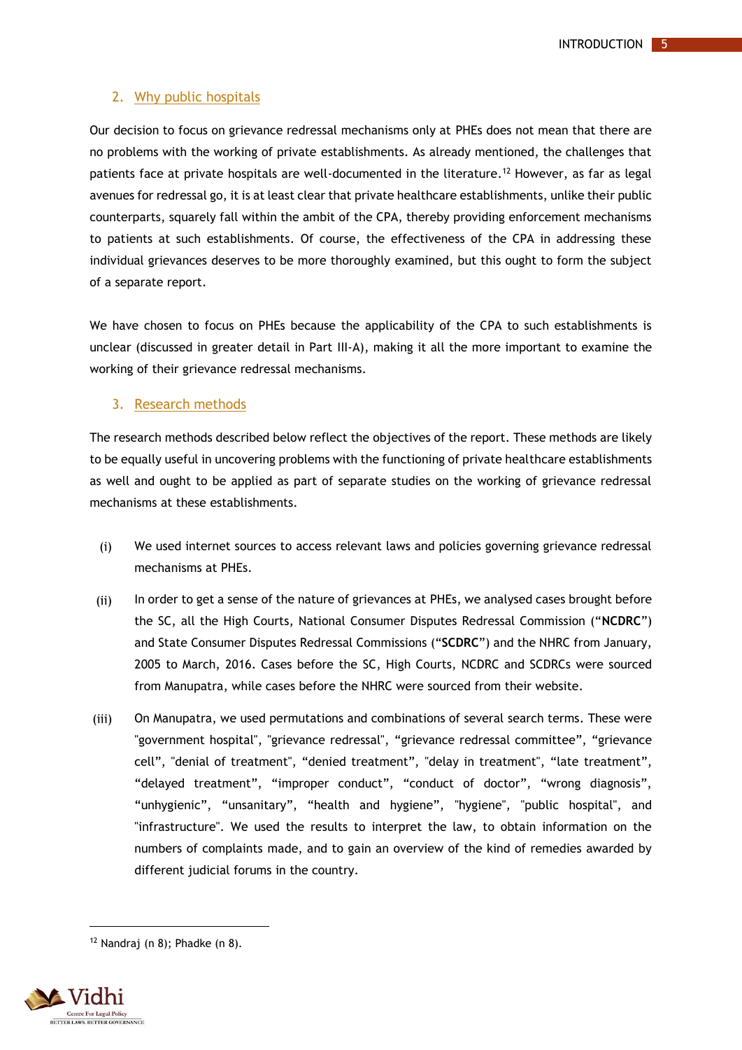## 2. Why public hospitals

Our decision to focus on grievance redressal mechanisms only at PHEs does not mean that there are no problems with the working of private establishments. As already mentioned, the challenges that patients face at private hospitals are well-documented in the literature.[12] However, as far as legal avenues for redressal go, it is at least clear that private healthcare establishments, unlike their public counterparts, squarely fall within the ambit of the CPA, thereby providing enforcement mechanisms to patients at such establishments. Of course, the effectiveness of the CPA in addressing these individual grievances deserves to be more thoroughly examined, but this ought to form the subject of a separate report.

We have chosen to focus on PHEs because the applicability of the CPA to such establishments is unclear (discussed in greater detail in Part III-A), making it all the more important to examine the working of their grievance redressal mechanisms.

## 3. Research methods

The research methods described below reflect the objectives of the report. These methods are likely to be equally useful in uncovering problems with the functioning of private healthcare establishments as well and ought to be applied as part of separate studies on the working of grievance redressal mechanisms at these establishments.

(i) We used internet sources to access relevant laws and policies governing grievance redressal mechanisms at PHEs.

(ii) In order to get a sense of the nature of grievances at PHEs, we analysed cases brought before the SC, all the High Courts, National Consumer Disputes Redressal Commission ("**NCDRC**") and State Consumer Disputes Redressal Commissions ("**SCDRC**") and the NHRC from January, 2005 to March, 2016. Cases before the SC, High Courts, NCDRC and SCDRCs were sourced from Manupatra, while cases before the NHRC were sourced from their website.

(iii) On Manupatra, we used permutations and combinations of several search terms. These were "government hospital", "grievance redressal", "grievance redressal committee", "grievance cell", "denial of treatment", "denied treatment", "delay in treatment", "late treatment", "delayed treatment", "improper conduct", "conduct of doctor", "wrong diagnosis", "unhygienic", "unsanitary", "health and hygiene", "hygiene", "public hospital", and "infrastructure". We used the results to interpret the law, to obtain information on the numbers of complaints made, and to gain an overview of the kind of remedies awarded by different judicial forums in the country.

---

[12] Nandraj (n 8); Phadke (n 8).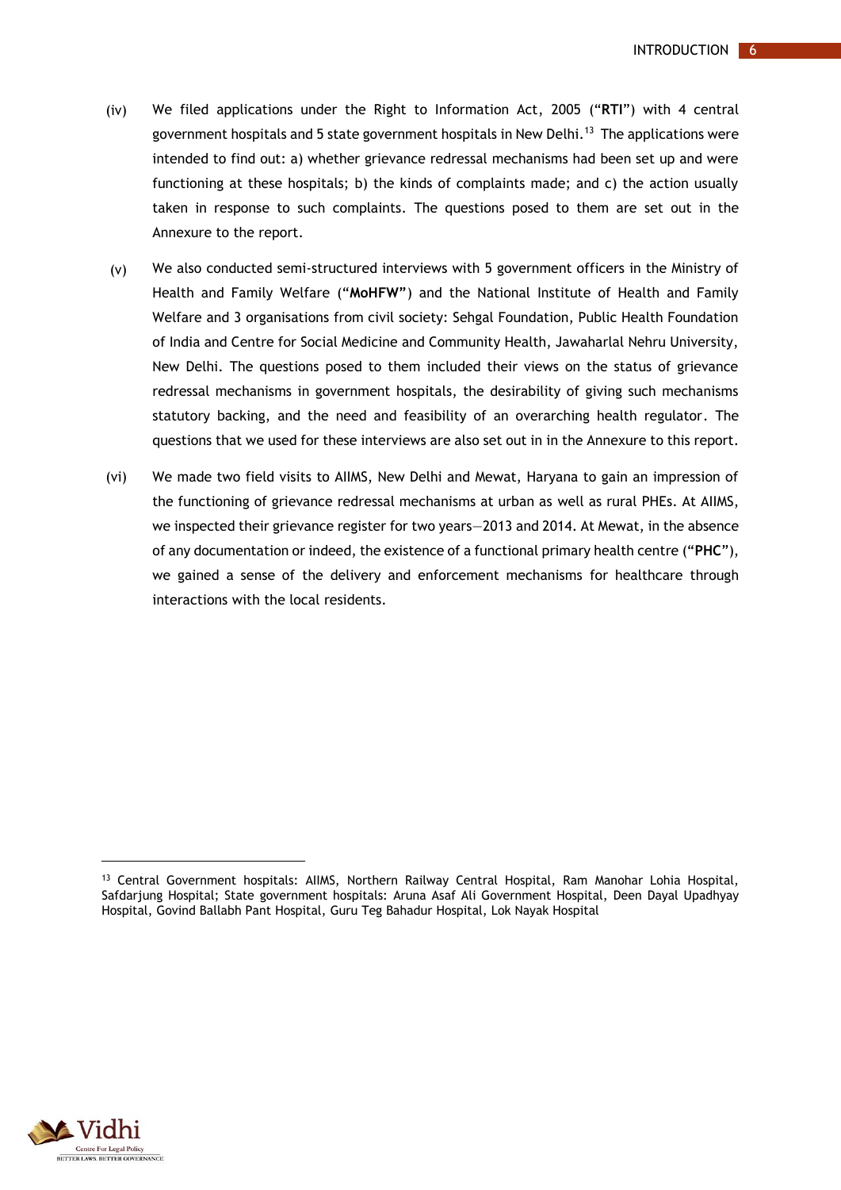(iv) We filed applications under the Right to Information Act, 2005 ("**RTI**") with 4 central government hospitals and 5 state government hospitals in New Delhi.[13] The applications were intended to find out: a) whether grievance redressal mechanisms had been set up and were functioning at these hospitals; b) the kinds of complaints made; and c) the action usually taken in response to such complaints. The questions posed to them are set out in the Annexure to the report.

(v) We also conducted semi-structured interviews with 5 government officers in the Ministry of Health and Family Welfare ("**MoHFW**") and the National Institute of Health and Family Welfare and 3 organisations from civil society: Sehgal Foundation, Public Health Foundation of India and Centre for Social Medicine and Community Health, Jawaharlal Nehru University, New Delhi. The questions posed to them included their views on the status of grievance redressal mechanisms in government hospitals, the desirability of giving such mechanisms statutory backing, and the need and feasibility of an overarching health regulator. The questions that we used for these interviews are also set out in in the Annexure to this report.

(vi) We made two field visits to AIIMS, New Delhi and Mewat, Haryana to gain an impression of the functioning of grievance redressal mechanisms at urban as well as rural PHEs. At AIIMS, we inspected their grievance register for two years—2013 and 2014. At Mewat, in the absence of any documentation or indeed, the existence of a functional primary health centre ("**PHC**"), we gained a sense of the delivery and enforcement mechanisms for healthcare through interactions with the local residents.

---

[13] Central Government hospitals: AIIMS, Northern Railway Central Hospital, Ram Manohar Lohia Hospital, Safdarjung Hospital; State government hospitals: Aruna Asaf Ali Government Hospital, Deen Dayal Upadhyay Hospital, Govind Ballabh Pant Hospital, Guru Teg Bahadur Hospital, Lok Nayak Hospital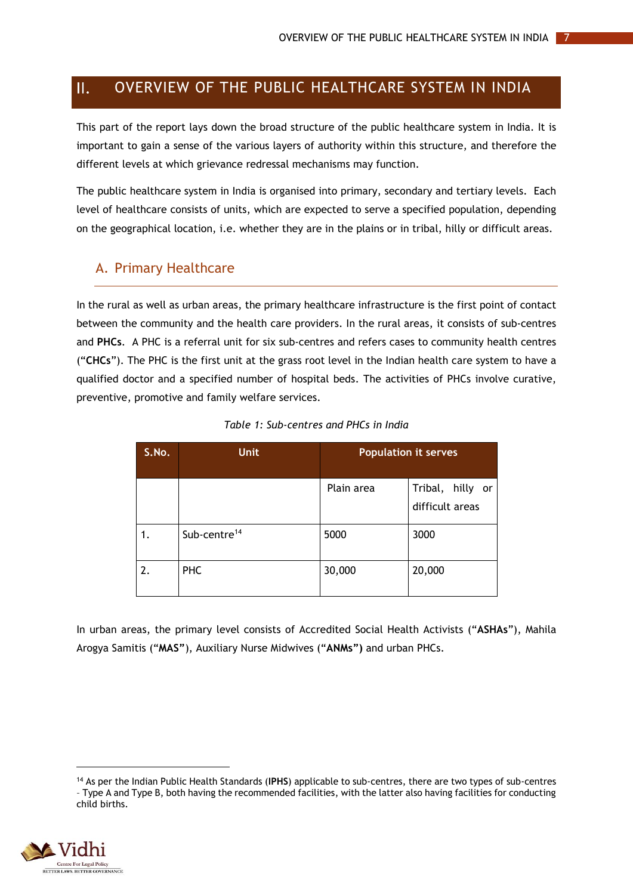# II. OVERVIEW OF THE PUBLIC HEALTHCARE SYSTEM IN INDIA

This part of the report lays down the broad structure of the public healthcare system in India. It is important to gain a sense of the various layers of authority within this structure, and therefore the different levels at which grievance redressal mechanisms may function.

The public healthcare system in India is organised into primary, secondary and tertiary levels. Each level of healthcare consists of units, which are expected to serve a specified population, depending on the geographical location, i.e. whether they are in the plains or in tribal, hilly or difficult areas.

## A. Primary Healthcare

In the rural as well as urban areas, the primary healthcare infrastructure is the first point of contact between the community and the health care providers. In the rural areas, it consists of sub-centres and **PHCs**. A PHC is a referral unit for six sub-centres and refers cases to community health centres ("**CHCs**"). The PHC is the first unit at the grass root level in the Indian health care system to have a qualified doctor and a specified number of hospital beds. The activities of PHCs involve curative, preventive, promotive and family welfare services.

*Table 1: Sub-centres and PHCs in India*

| S.No. | Unit | Population it serves | |
|---|---|---|---|
| | | Plain area | Tribal, hilly or difficult areas |
| 1. | Sub-centre[14] | 5000 | 3000 |
| 2. | PHC | 30,000 | 20,000 |

In urban areas, the primary level consists of Accredited Social Health Activists ("**ASHAs**"), Mahila Arogya Samitis ("**MAS**"), Auxiliary Nurse Midwives ("**ANMs**") and urban PHCs.

[14] As per the Indian Public Health Standards (**IPHS**) applicable to sub-centres, there are two types of sub-centres – Type A and Type B, both having the recommended facilities, with the latter also having facilities for conducting child births.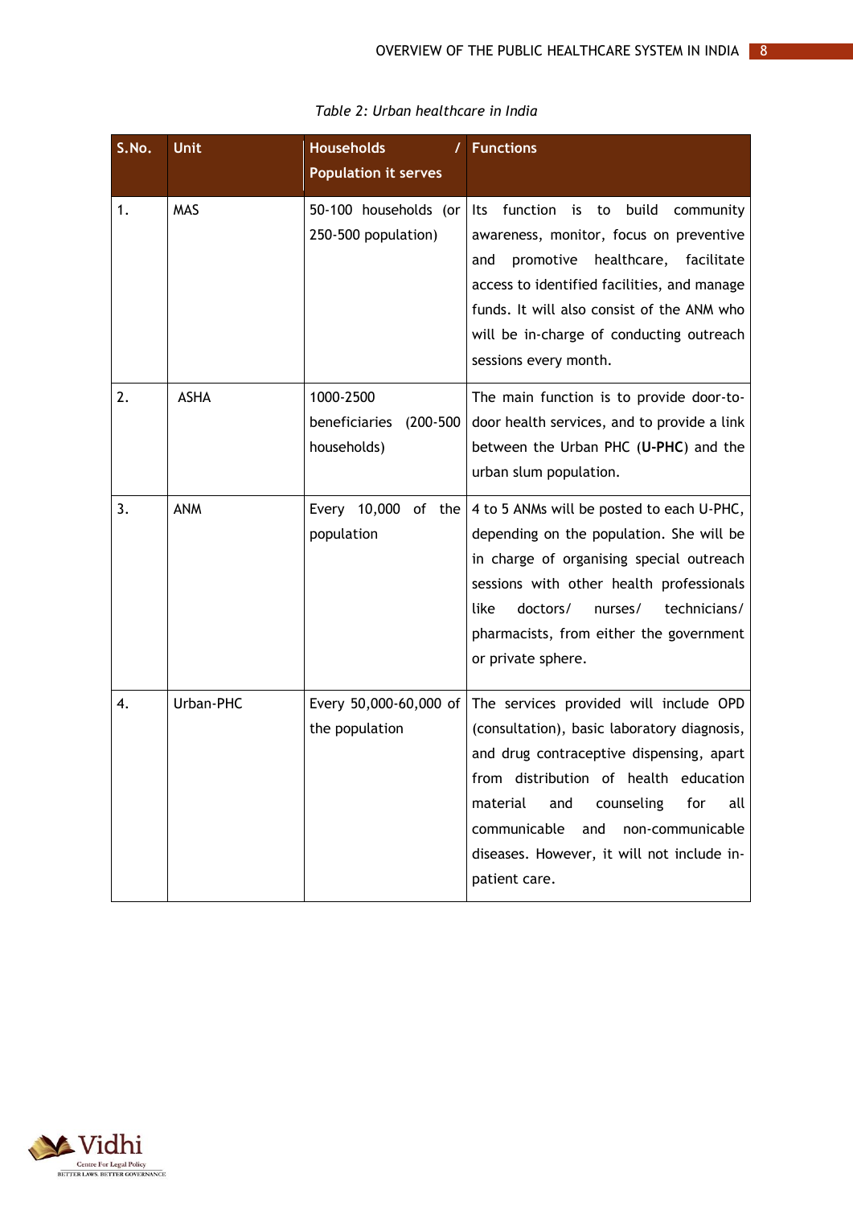*Table 2: Urban healthcare in India*

| S.No. | Unit | Households / Population it serves | Functions |
|---|---|---|---|
| 1. | MAS | 50-100 households (or 250-500 population) | Its function is to build community awareness, monitor, focus on preventive and promotive healthcare, facilitate access to identified facilities, and manage funds. It will also consist of the ANM who will be in-charge of conducting outreach sessions every month. |
| 2. | ASHA | 1000-2500 beneficiaries (200-500 households) | The main function is to provide door-to-door health services, and to provide a link between the Urban PHC (**U-PHC**) and the urban slum population. |
| 3. | ANM | Every 10,000 of the population | 4 to 5 ANMs will be posted to each U-PHC, depending on the population. She will be in charge of organising special outreach sessions with other health professionals like doctors/ nurses/ technicians/ pharmacists, from either the government or private sphere. |
| 4. | Urban-PHC | Every 50,000-60,000 of the population | The services provided will include OPD (consultation), basic laboratory diagnosis, and drug contraceptive dispensing, apart from distribution of health education material and counseling for all communicable and non-communicable diseases. However, it will not include in-patient care. |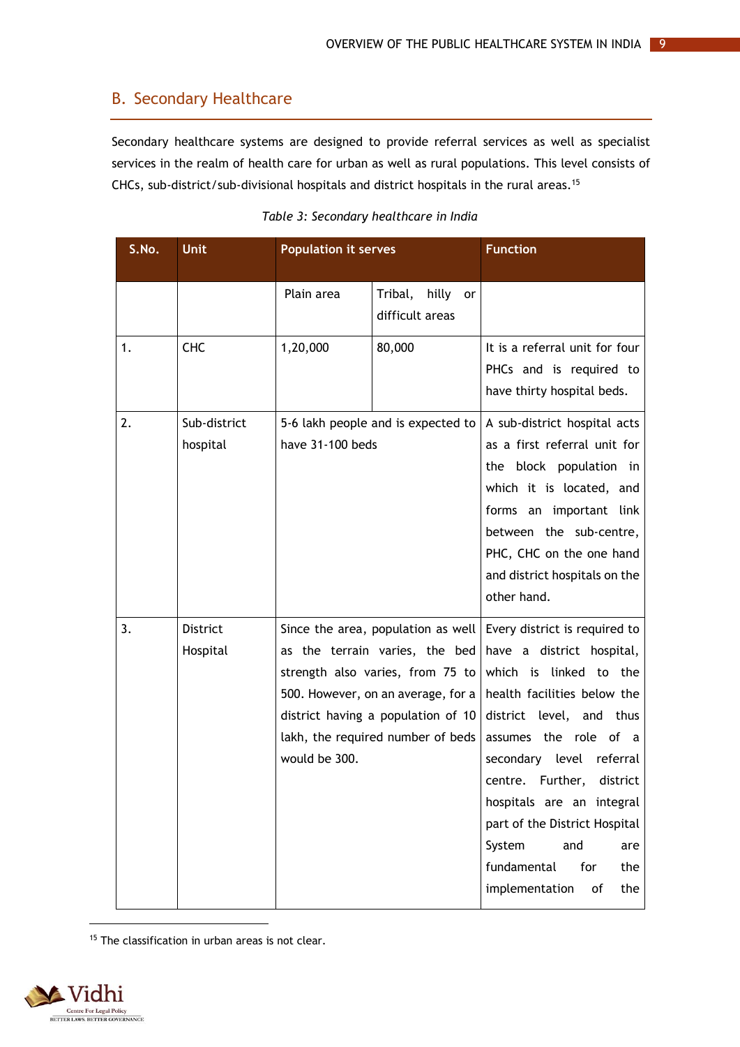## B. Secondary Healthcare

Secondary healthcare systems are designed to provide referral services as well as specialist services in the realm of health care for urban as well as rural populations. This level consists of CHCs, sub-district/sub-divisional hospitals and district hospitals in the rural areas.[15]

*Table 3: Secondary healthcare in India*

| S.No. | Unit | Population it serves | | Function |
|---|---|---|---|---|
| | | Plain area | Tribal, hilly or difficult areas | |
| 1. | CHC | 1,20,000 | 80,000 | It is a referral unit for four PHCs and is required to have thirty hospital beds. |
| 2. | Sub-district hospital | 5-6 lakh people and is expected to have 31-100 beds | | A sub-district hospital acts as a first referral unit for the block population in which it is located, and forms an important link between the sub-centre, PHC, CHC on the one hand and district hospitals on the other hand. |
| 3. | District Hospital | Since the area, population as well as the terrain varies, the bed strength also varies, from 75 to 500. However, on an average, for a district having a population of 10 lakh, the required number of beds would be 300. | | Every district is required to have a district hospital, which is linked to the health facilities below the district level, and thus assumes the role of a secondary level referral centre. Further, district hospitals are an integral part of the District Hospital System and are fundamental for the implementation of the |

[15] The classification in urban areas is not clear.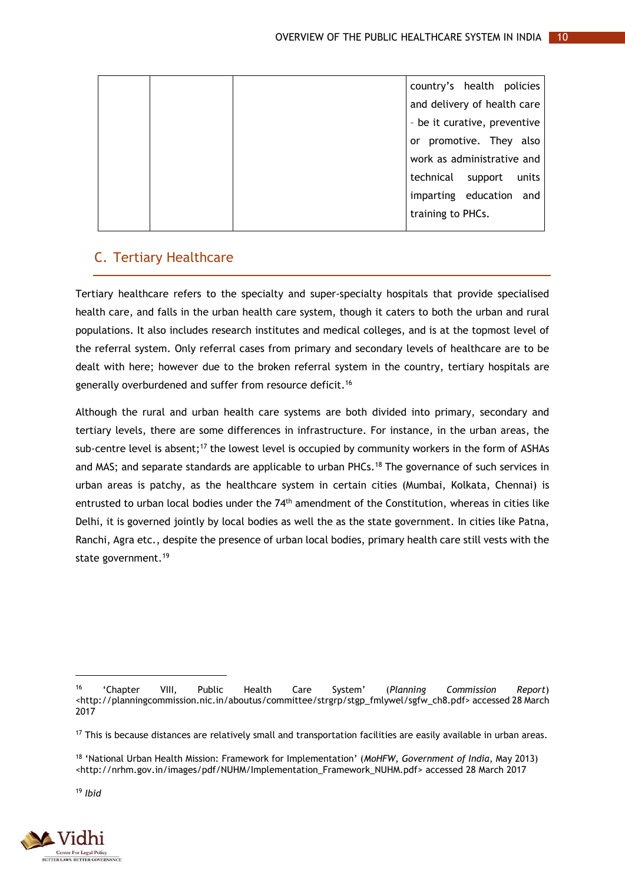|  |  |  | country's health policies and delivery of health care - be it curative, preventive or promotive. They also work as administrative and technical support units imparting education and training to PHCs. |
|---|---|---|---|

## C. Tertiary Healthcare

Tertiary healthcare refers to the specialty and super-specialty hospitals that provide specialised health care, and falls in the urban health care system, though it caters to both the urban and rural populations. It also includes research institutes and medical colleges, and is at the topmost level of the referral system. Only referral cases from primary and secondary levels of healthcare are to be dealt with here; however due to the broken referral system in the country, tertiary hospitals are generally overburdened and suffer from resource deficit.[16]

Although the rural and urban health care systems are both divided into primary, secondary and tertiary levels, there are some differences in infrastructure. For instance, in the urban areas, the sub-centre level is absent;[17] the lowest level is occupied by community workers in the form of ASHAs and MAS; and separate standards are applicable to urban PHCs.[18] The governance of such services in urban areas is patchy, as the healthcare system in certain cities (Mumbai, Kolkata, Chennai) is entrusted to urban local bodies under the 74th amendment of the Constitution, whereas in cities like Delhi, it is governed jointly by local bodies as well the as the state government. In cities like Patna, Ranchi, Agra etc., despite the presence of urban local bodies, primary health care still vests with the state government.[19]

---

[16] 'Chapter VIII, Public Health Care System' (*Planning Commission Report*) <http://planningcommission.nic.in/aboutus/committee/strgrp/stgp_fmlywel/sgfw_ch8.pdf> accessed 28 March 2017

[17] This is because distances are relatively small and transportation facilities are easily available in urban areas.

[18] 'National Urban Health Mission: Framework for Implementation' (*MoHFW, Government of India*, May 2013) <http://nrhm.gov.in/images/pdf/NUHM/Implementation_Framework_NUHM.pdf> accessed 28 March 2017

[19] *Ibid*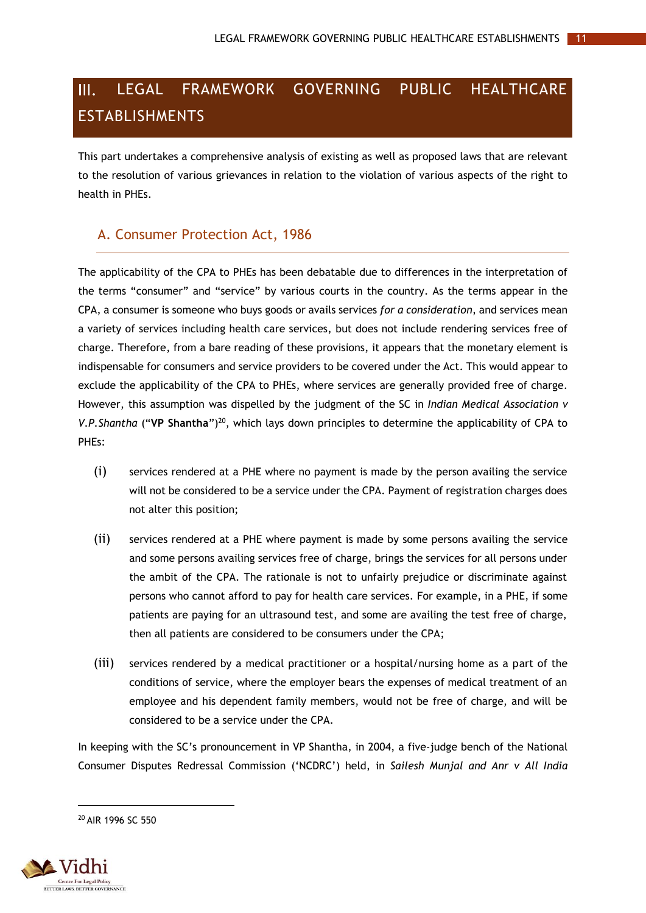# III. LEGAL FRAMEWORK GOVERNING PUBLIC HEALTHCARE ESTABLISHMENTS

This part undertakes a comprehensive analysis of existing as well as proposed laws that are relevant to the resolution of various grievances in relation to the violation of various aspects of the right to health in PHEs.

## A. Consumer Protection Act, 1986

The applicability of the CPA to PHEs has been debatable due to differences in the interpretation of the terms "consumer" and "service" by various courts in the country. As the terms appear in the CPA, a consumer is someone who buys goods or avails services *for a consideration*, and services mean a variety of services including health care services, but does not include rendering services free of charge. Therefore, from a bare reading of these provisions, it appears that the monetary element is indispensable for consumers and service providers to be covered under the Act. This would appear to exclude the applicability of the CPA to PHEs, where services are generally provided free of charge. However, this assumption was dispelled by the judgment of the SC in *Indian Medical Association v V.P.Shantha* ("**VP Shantha**")[20], which lays down principles to determine the applicability of CPA to PHEs:

(i) services rendered at a PHE where no payment is made by the person availing the service will not be considered to be a service under the CPA. Payment of registration charges does not alter this position;

(ii) services rendered at a PHE where payment is made by some persons availing the service and some persons availing services free of charge, brings the services for all persons under the ambit of the CPA. The rationale is not to unfairly prejudice or discriminate against persons who cannot afford to pay for health care services. For example, in a PHE, if some patients are paying for an ultrasound test, and some are availing the test free of charge, then all patients are considered to be consumers under the CPA;

(iii) services rendered by a medical practitioner or a hospital/nursing home as a part of the conditions of service, where the employer bears the expenses of medical treatment of an employee and his dependent family members, would not be free of charge, and will be considered to be a service under the CPA.

In keeping with the SC's pronouncement in VP Shantha, in 2004, a five-judge bench of the National Consumer Disputes Redressal Commission ('NCDRC') held, in *Sailesh Munjal and Anr v All India*

[20] AIR 1996 SC 550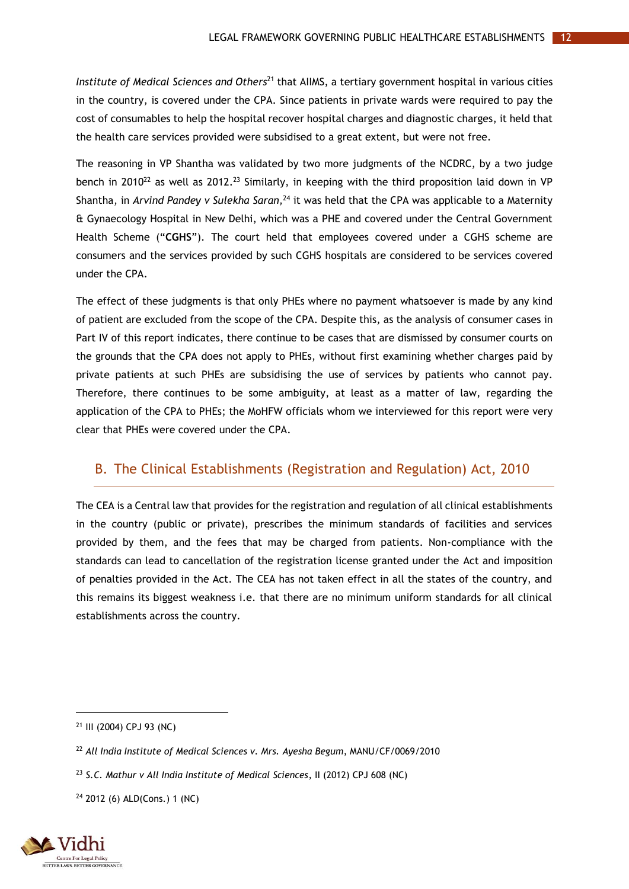*Institute of Medical Sciences and Others*[21] that AIIMS, a tertiary government hospital in various cities in the country, is covered under the CPA. Since patients in private wards were required to pay the cost of consumables to help the hospital recover hospital charges and diagnostic charges, it held that the health care services provided were subsidised to a great extent, but were not free.

The reasoning in VP Shantha was validated by two more judgments of the NCDRC, by a two judge bench in 2010[22] as well as 2012.[23] Similarly, in keeping with the third proposition laid down in VP Shantha, in *Arvind Pandey v Sulekha Saran,*[24] it was held that the CPA was applicable to a Maternity & Gynaecology Hospital in New Delhi, which was a PHE and covered under the Central Government Health Scheme ("**CGHS**"). The court held that employees covered under a CGHS scheme are consumers and the services provided by such CGHS hospitals are considered to be services covered under the CPA.

The effect of these judgments is that only PHEs where no payment whatsoever is made by any kind of patient are excluded from the scope of the CPA. Despite this, as the analysis of consumer cases in Part IV of this report indicates, there continue to be cases that are dismissed by consumer courts on the grounds that the CPA does not apply to PHEs, without first examining whether charges paid by private patients at such PHEs are subsidising the use of services by patients who cannot pay. Therefore, there continues to be some ambiguity, at least as a matter of law, regarding the application of the CPA to PHEs; the MoHFW officials whom we interviewed for this report were very clear that PHEs were covered under the CPA.

## B. The Clinical Establishments (Registration and Regulation) Act, 2010

The CEA is a Central law that provides for the registration and regulation of all clinical establishments in the country (public or private), prescribes the minimum standards of facilities and services provided by them, and the fees that may be charged from patients. Non-compliance with the standards can lead to cancellation of the registration license granted under the Act and imposition of penalties provided in the Act. The CEA has not taken effect in all the states of the country, and this remains its biggest weakness i.e. that there are no minimum uniform standards for all clinical establishments across the country.

---

[21] III (2004) CPJ 93 (NC)

[22] *All India Institute of Medical Sciences v. Mrs. Ayesha Begum*, MANU/CF/0069/2010

[23] *S.C. Mathur v All India Institute of Medical Sciences*, II (2012) CPJ 608 (NC)

[24] 2012 (6) ALD(Cons.) 1 (NC)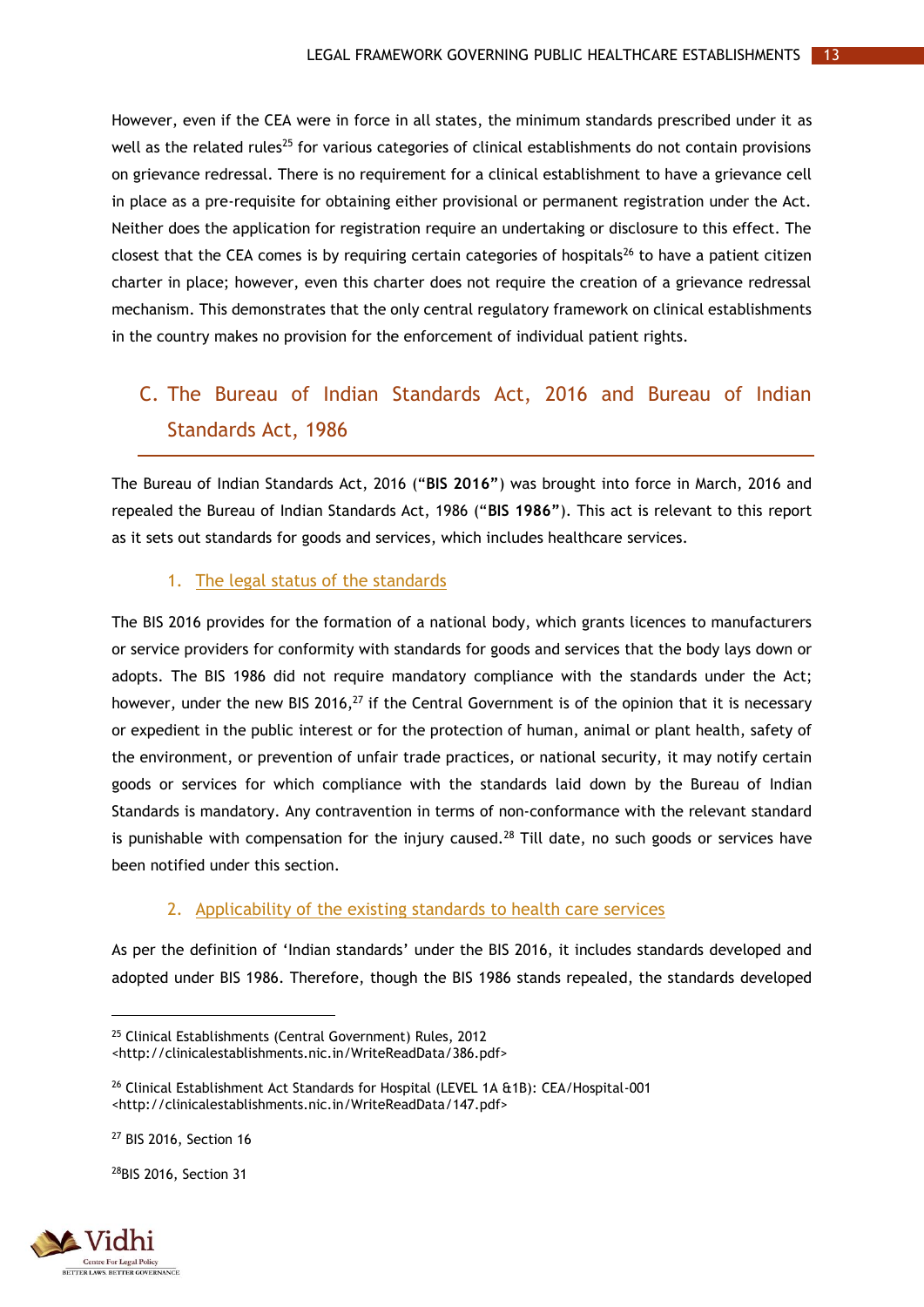However, even if the CEA were in force in all states, the minimum standards prescribed under it as well as the related rules[25] for various categories of clinical establishments do not contain provisions on grievance redressal. There is no requirement for a clinical establishment to have a grievance cell in place as a pre-requisite for obtaining either provisional or permanent registration under the Act. Neither does the application for registration require an undertaking or disclosure to this effect. The closest that the CEA comes is by requiring certain categories of hospitals[26] to have a patient citizen charter in place; however, even this charter does not require the creation of a grievance redressal mechanism. This demonstrates that the only central regulatory framework on clinical establishments in the country makes no provision for the enforcement of individual patient rights.

## C. The Bureau of Indian Standards Act, 2016 and Bureau of Indian Standards Act, 1986

The Bureau of Indian Standards Act, 2016 ("**BIS 2016**") was brought into force in March, 2016 and repealed the Bureau of Indian Standards Act, 1986 ("**BIS 1986**"). This act is relevant to this report as it sets out standards for goods and services, which includes healthcare services.

### 1. The legal status of the standards

The BIS 2016 provides for the formation of a national body, which grants licences to manufacturers or service providers for conformity with standards for goods and services that the body lays down or adopts. The BIS 1986 did not require mandatory compliance with the standards under the Act; however, under the new BIS 2016,[27] if the Central Government is of the opinion that it is necessary or expedient in the public interest or for the protection of human, animal or plant health, safety of the environment, or prevention of unfair trade practices, or national security, it may notify certain goods or services for which compliance with the standards laid down by the Bureau of Indian Standards is mandatory. Any contravention in terms of non-conformance with the relevant standard is punishable with compensation for the injury caused.[28] Till date, no such goods or services have been notified under this section.

### 2. Applicability of the existing standards to health care services

As per the definition of 'Indian standards' under the BIS 2016, it includes standards developed and adopted under BIS 1986. Therefore, though the BIS 1986 stands repealed, the standards developed

---

[25] Clinical Establishments (Central Government) Rules, 2012 <http://clinicalestablishments.nic.in/WriteReadData/386.pdf>

[26] Clinical Establishment Act Standards for Hospital (LEVEL 1A &1B): CEA/Hospital-001 <http://clinicalestablishments.nic.in/WriteReadData/147.pdf>

[27] BIS 2016, Section 16

[28] BIS 2016, Section 31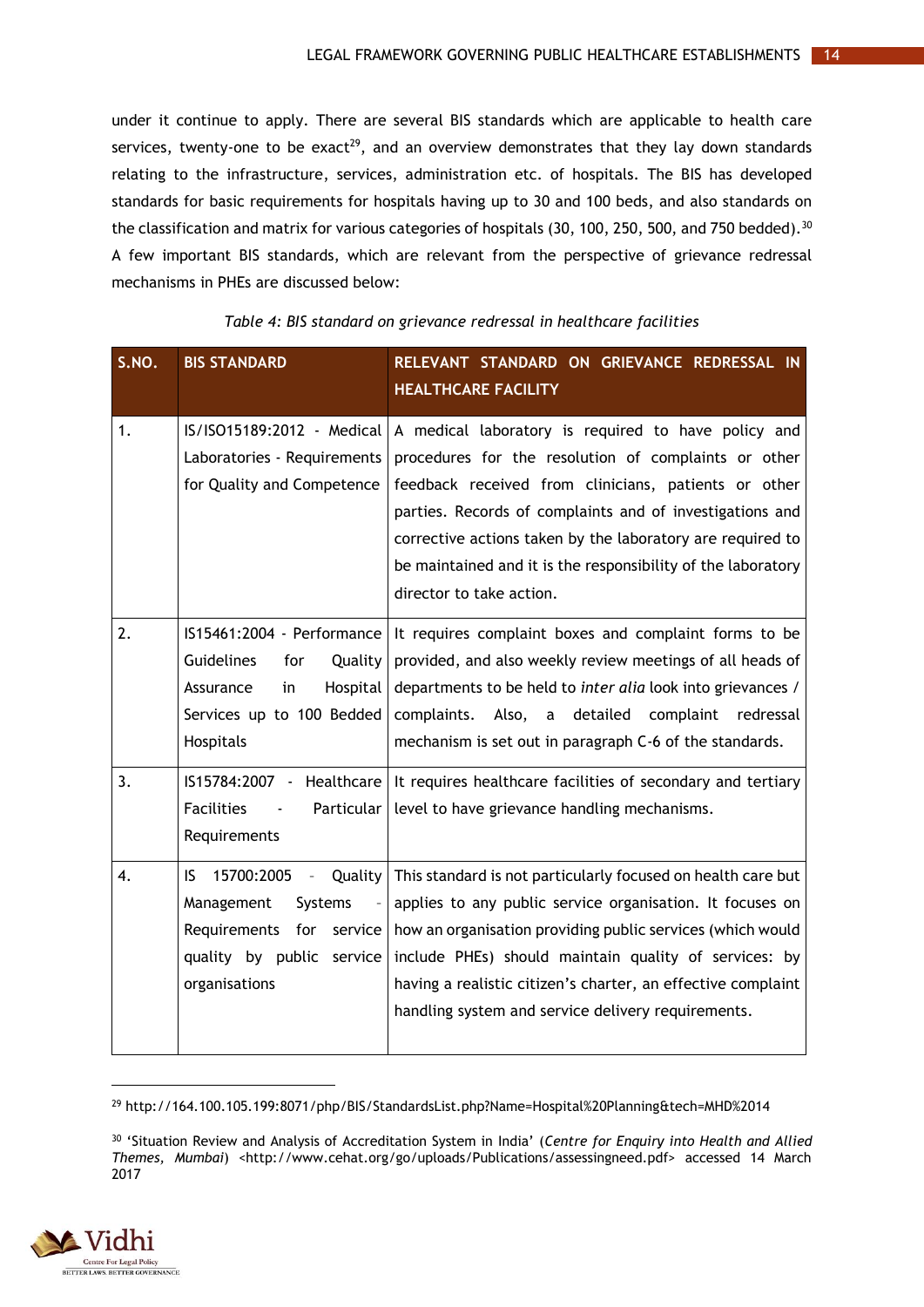under it continue to apply. There are several BIS standards which are applicable to health care services, twenty-one to be exact[29], and an overview demonstrates that they lay down standards relating to the infrastructure, services, administration etc. of hospitals. The BIS has developed standards for basic requirements for hospitals having up to 30 and 100 beds, and also standards on the classification and matrix for various categories of hospitals (30, 100, 250, 500, and 750 bedded).[30] A few important BIS standards, which are relevant from the perspective of grievance redressal mechanisms in PHEs are discussed below:

*Table 4: BIS standard on grievance redressal in healthcare facilities*

| S.NO. | BIS STANDARD | RELEVANT STANDARD ON GRIEVANCE REDRESSAL IN HEALTHCARE FACILITY |
|---|---|---|
| 1. | IS/ISO15189:2012 - Medical Laboratories - Requirements for Quality and Competence | A medical laboratory is required to have policy and procedures for the resolution of complaints or other feedback received from clinicians, patients or other parties. Records of complaints and of investigations and corrective actions taken by the laboratory are required to be maintained and it is the responsibility of the laboratory director to take action. |
| 2. | IS15461:2004 - Performance Guidelines for Quality Assurance in Hospital Services up to 100 Bedded Hospitals | It requires complaint boxes and complaint forms to be provided, and also weekly review meetings of all heads of departments to be held to *inter alia* look into grievances / complaints. Also, a detailed complaint redressal mechanism is set out in paragraph C-6 of the standards. |
| 3. | IS15784:2007 - Healthcare Facilities - Particular Requirements | It requires healthcare facilities of secondary and tertiary level to have grievance handling mechanisms. |
| 4. | IS 15700:2005 - Quality Management Systems - Requirements for service quality by public service organisations | This standard is not particularly focused on health care but applies to any public service organisation. It focuses on how an organisation providing public services (which would include PHEs) should maintain quality of services: by having a realistic citizen's charter, an effective complaint handling system and service delivery requirements. |

[29] http://164.100.105.199:8071/php/BIS/StandardsList.php?Name=Hospital%20Planning&tech=MHD%2014

[30] 'Situation Review and Analysis of Accreditation System in India' (*Centre for Enquiry into Health and Allied Themes, Mumbai*) <http://www.cehat.org/go/uploads/Publications/assessingneed.pdf> accessed 14 March 2017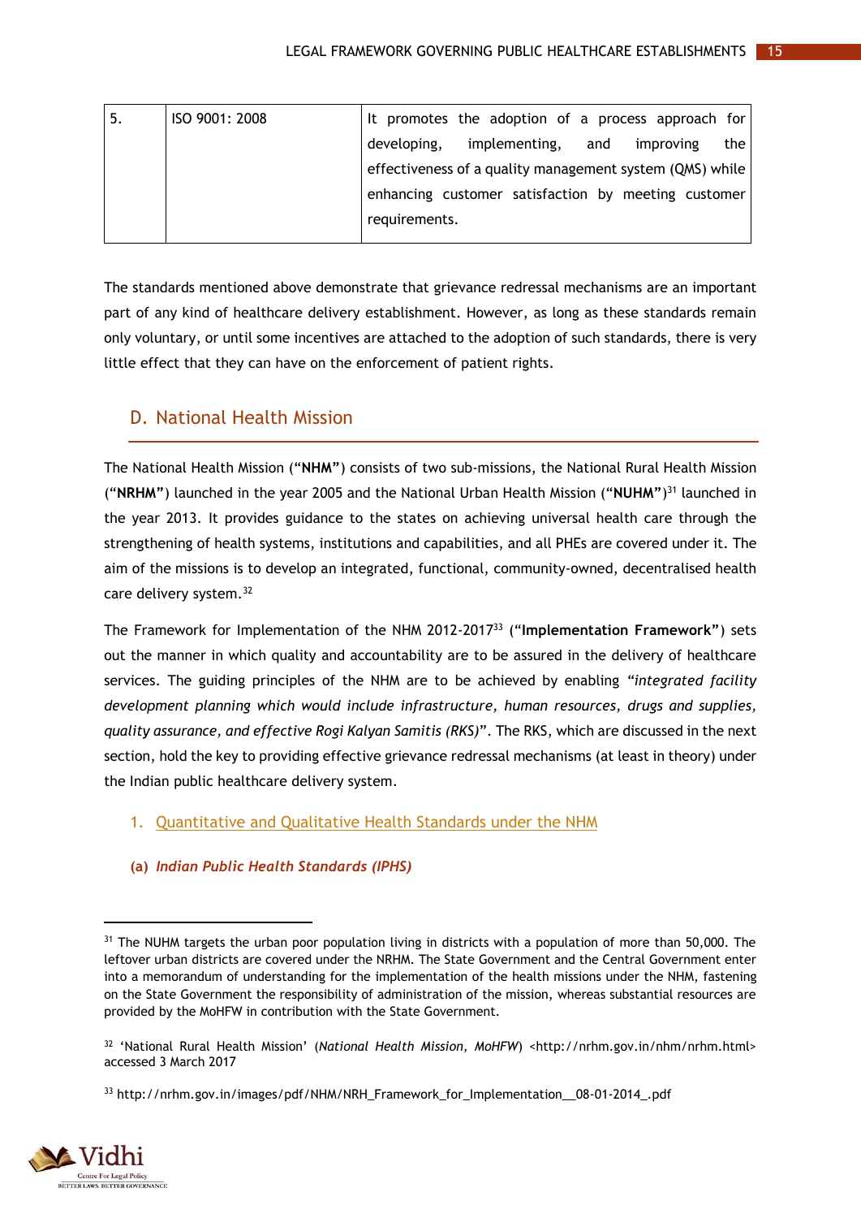| 5. | ISO 9001: 2008 | It promotes the adoption of a process approach for developing, implementing, and improving the effectiveness of a quality management system (QMS) while enhancing customer satisfaction by meeting customer requirements. |
|---|---|---|

The standards mentioned above demonstrate that grievance redressal mechanisms are an important part of any kind of healthcare delivery establishment. However, as long as these standards remain only voluntary, or until some incentives are attached to the adoption of such standards, there is very little effect that they can have on the enforcement of patient rights.

## D. National Health Mission

The National Health Mission ("**NHM**") consists of two sub-missions, the National Rural Health Mission ("**NRHM**") launched in the year 2005 and the National Urban Health Mission ("**NUHM**")[31] launched in the year 2013. It provides guidance to the states on achieving universal health care through the strengthening of health systems, institutions and capabilities, and all PHEs are covered under it. The aim of the missions is to develop an integrated, functional, community-owned, decentralised health care delivery system.[32]

The Framework for Implementation of the NHM 2012-2017[33] ("**Implementation Framework**") sets out the manner in which quality and accountability are to be assured in the delivery of healthcare services. The guiding principles of the NHM are to be achieved by enabling "*integrated facility development planning which would include infrastructure, human resources, drugs and supplies, quality assurance, and effective Rogi Kalyan Samitis (RKS)*". The RKS, which are discussed in the next section, hold the key to providing effective grievance redressal mechanisms (at least in theory) under the Indian public healthcare delivery system.

### 1. Quantitative and Qualitative Health Standards under the NHM

#### (a) *Indian Public Health Standards (IPHS)*

---

[31] The NUHM targets the urban poor population living in districts with a population of more than 50,000. The leftover urban districts are covered under the NRHM. The State Government and the Central Government enter into a memorandum of understanding for the implementation of the health missions under the NHM, fastening on the State Government the responsibility of administration of the mission, whereas substantial resources are provided by the MoHFW in contribution with the State Government.

[32] 'National Rural Health Mission' (*National Health Mission, MoHFW*) <http://nrhm.gov.in/nhm/nrhm.html> accessed 3 March 2017

[33] http://nrhm.gov.in/images/pdf/NHM/NRH_Framework_for_Implementation__08-01-2014_.pdf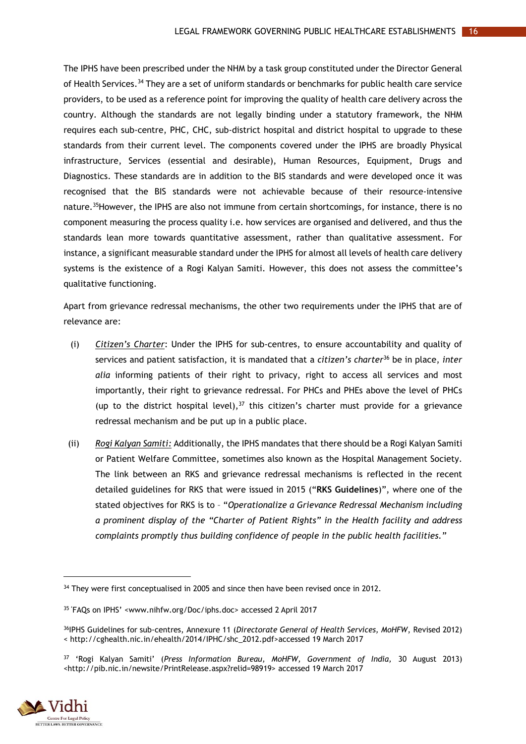The IPHS have been prescribed under the NHM by a task group constituted under the Director General of Health Services.[34] They are a set of uniform standards or benchmarks for public health care service providers, to be used as a reference point for improving the quality of health care delivery across the country. Although the standards are not legally binding under a statutory framework, the NHM requires each sub-centre, PHC, CHC, sub-district hospital and district hospital to upgrade to these standards from their current level. The components covered under the IPHS are broadly Physical infrastructure, Services (essential and desirable), Human Resources, Equipment, Drugs and Diagnostics. These standards are in addition to the BIS standards and were developed once it was recognised that the BIS standards were not achievable because of their resource-intensive nature.[35]However, the IPHS are also not immune from certain shortcomings, for instance, there is no component measuring the process quality i.e. how services are organised and delivered, and thus the standards lean more towards quantitative assessment, rather than qualitative assessment. For instance, a significant measurable standard under the IPHS for almost all levels of health care delivery systems is the existence of a Rogi Kalyan Samiti. However, this does not assess the committee's qualitative functioning.

Apart from grievance redressal mechanisms, the other two requirements under the IPHS that are of relevance are:

(i) *Citizen's Charter*: Under the IPHS for sub-centres, to ensure accountability and quality of services and patient satisfaction, it is mandated that a *citizen's charter*[36] be in place, *inter alia* informing patients of their right to privacy, right to access all services and most importantly, their right to grievance redressal. For PHCs and PHEs above the level of PHCs (up to the district hospital level),[37] this citizen's charter must provide for a grievance redressal mechanism and be put up in a public place.

(ii) *Rogi Kalyan Samiti:* Additionally, the IPHS mandates that there should be a Rogi Kalyan Samiti or Patient Welfare Committee, sometimes also known as the Hospital Management Society. The link between an RKS and grievance redressal mechanisms is reflected in the recent detailed guidelines for RKS that were issued in 2015 ("**RKS Guidelines**)", where one of the stated objectives for RKS is to – "*Operationalize a Grievance Redressal Mechanism including a prominent display of the "Charter of Patient Rights" in the Health facility and address complaints promptly thus building confidence of people in the public health facilities.*"

---

[34] They were first conceptualised in 2005 and since then have been revised once in 2012.

[35] 'FAQs on IPHS' <www.nihfw.org/Doc/iphs.doc> accessed 2 April 2017

[36] IPHS Guidelines for sub-centres, Annexure 11 (*Directorate General of Health Services, MoHFW*, Revised 2012) < http://cghealth.nic.in/ehealth/2014/IPHC/shc_2012.pdf>accessed 19 March 2017

[37] 'Rogi Kalyan Samiti' (*Press Information Bureau, MoHFW, Government of India,* 30 August 2013) <http://pib.nic.in/newsite/PrintRelease.aspx?relid=98919> accessed 19 March 2017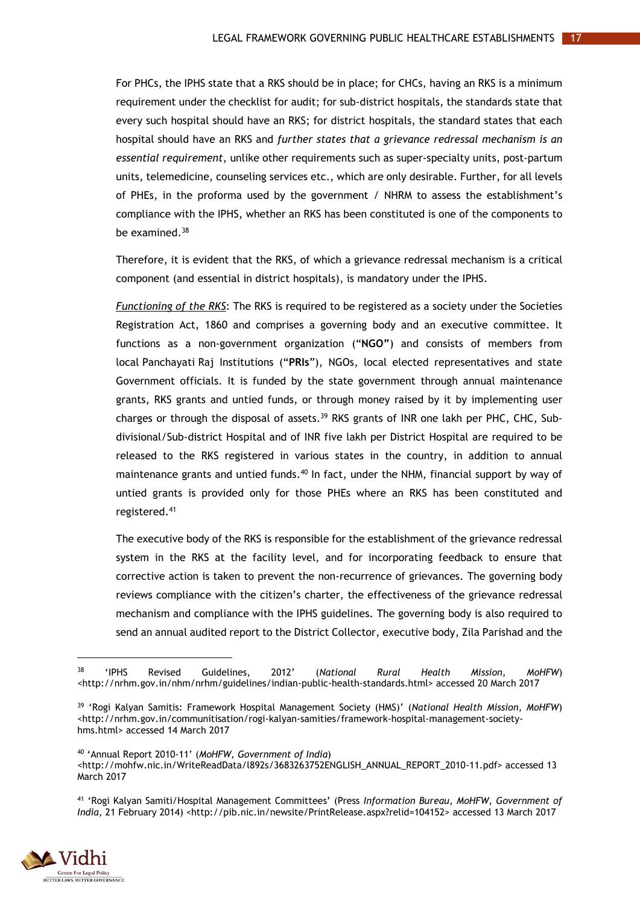For PHCs, the IPHS state that a RKS should be in place; for CHCs, having an RKS is a minimum requirement under the checklist for audit; for sub-district hospitals, the standards state that every such hospital should have an RKS; for district hospitals, the standard states that each hospital should have an RKS and *further states that a grievance redressal mechanism is an essential requirement*, unlike other requirements such as super-specialty units, post-partum units, telemedicine, counseling services etc., which are only desirable. Further, for all levels of PHEs, in the proforma used by the government / NHRM to assess the establishment's compliance with the IPHS, whether an RKS has been constituted is one of the components to be examined.[38]

Therefore, it is evident that the RKS, of which a grievance redressal mechanism is a critical component (and essential in district hospitals), is mandatory under the IPHS.

*Functioning of the RKS*: The RKS is required to be registered as a society under the Societies Registration Act, 1860 and comprises a governing body and an executive committee. It functions as a non-government organization ("**NGO**") and consists of members from local Panchayati Raj Institutions ("**PRIs**"), NGOs, local elected representatives and state Government officials. It is funded by the state government through annual maintenance grants, RKS grants and untied funds, or through money raised by it by implementing user charges or through the disposal of assets.[39] RKS grants of INR one lakh per PHC, CHC, Sub-divisional/Sub-district Hospital and of INR five lakh per District Hospital are required to be released to the RKS registered in various states in the country, in addition to annual maintenance grants and untied funds.[40] In fact, under the NHM, financial support by way of untied grants is provided only for those PHEs where an RKS has been constituted and registered.[41]

The executive body of the RKS is responsible for the establishment of the grievance redressal system in the RKS at the facility level, and for incorporating feedback to ensure that corrective action is taken to prevent the non-recurrence of grievances. The governing body reviews compliance with the citizen's charter, the effectiveness of the grievance redressal mechanism and compliance with the IPHS guidelines. The governing body is also required to send an annual audited report to the District Collector, executive body, Zila Parishad and the

---

[38] 'IPHS Revised Guidelines, 2012' (*National Rural Health Mission, MoHFW*) <http://nrhm.gov.in/nhm/nrhm/guidelines/indian-public-health-standards.html> accessed 20 March 2017

[39] 'Rogi Kalyan Samitis: Framework Hospital Management Society (HMS)' (*National Health Mission, MoHFW*) <http://nrhm.gov.in/communitisation/rogi-kalyan-samities/framework-hospital-management-society-hms.html> accessed 14 March 2017

[40] 'Annual Report 2010-11' (*MoHFW, Government of India*) <http://mohfw.nic.in/WriteReadData/l892s/3683263752ENGLISH_ANNUAL_REPORT_2010-11.pdf> accessed 13 March 2017

[41] 'Rogi Kalyan Samiti/Hospital Management Committees' (Press *Information Bureau, MoHFW, Government of India*, 21 February 2014) <http://pib.nic.in/newsite/PrintRelease.aspx?relid=104152> accessed 13 March 2017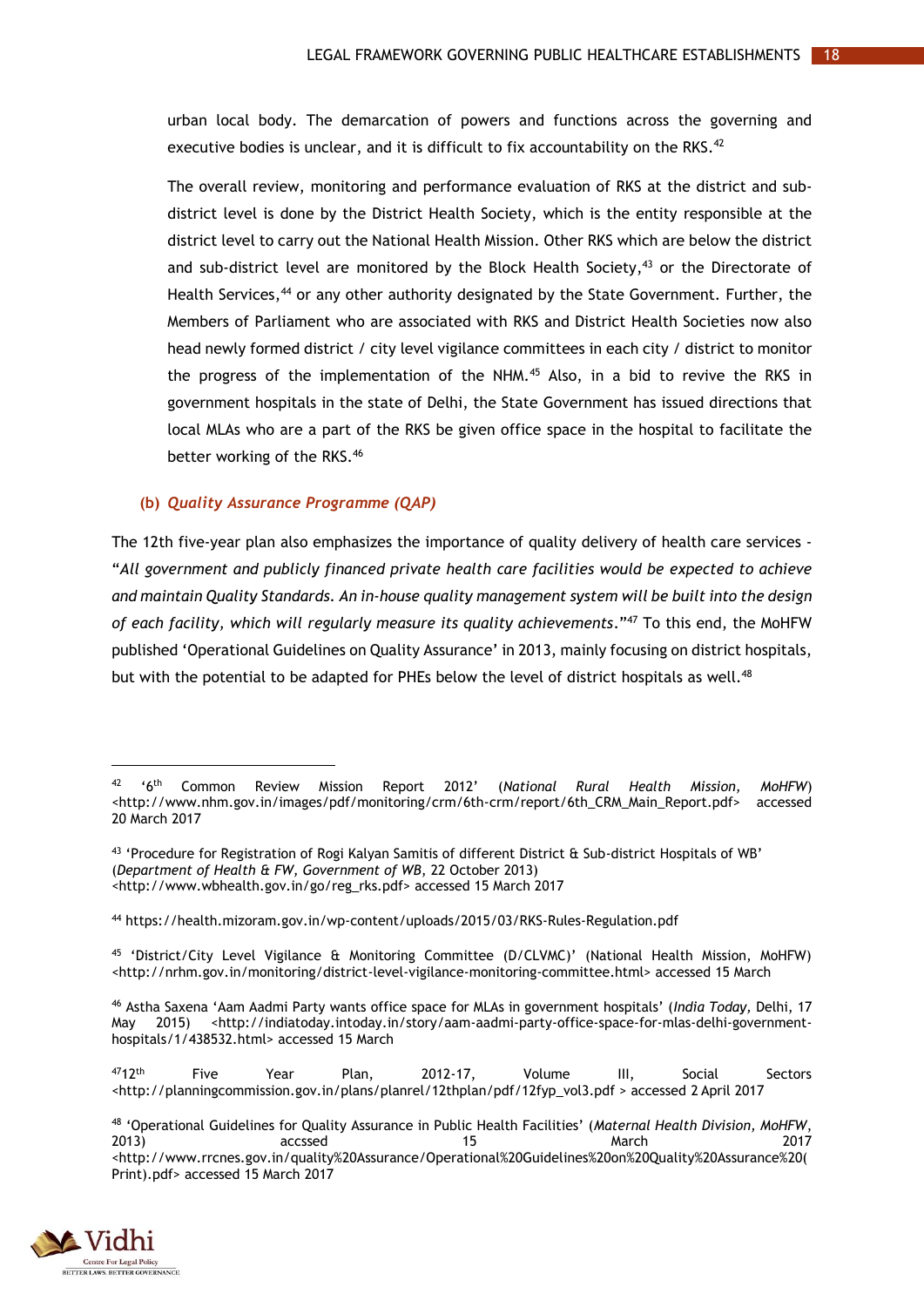urban local body. The demarcation of powers and functions across the governing and executive bodies is unclear, and it is difficult to fix accountability on the RKS.[42]

The overall review, monitoring and performance evaluation of RKS at the district and sub-district level is done by the District Health Society, which is the entity responsible at the district level to carry out the National Health Mission. Other RKS which are below the district and sub-district level are monitored by the Block Health Society,[43] or the Directorate of Health Services,[44] or any other authority designated by the State Government. Further, the Members of Parliament who are associated with RKS and District Health Societies now also head newly formed district / city level vigilance committees in each city / district to monitor the progress of the implementation of the NHM.[45] Also, in a bid to revive the RKS in government hospitals in the state of Delhi, the State Government has issued directions that local MLAs who are a part of the RKS be given office space in the hospital to facilitate the better working of the RKS.[46]

#### (b) *Quality Assurance Programme (QAP)*

The 12th five-year plan also emphasizes the importance of quality delivery of health care services - "*All government and publicly financed private health care facilities would be expected to achieve and maintain Quality Standards. An in-house quality management system will be built into the design of each facility, which will regularly measure its quality achievements.*"[47] To this end, the MoHFW published 'Operational Guidelines on Quality Assurance' in 2013, mainly focusing on district hospitals, but with the potential to be adapted for PHEs below the level of district hospitals as well.[48]

---

[42] '6th Common Review Mission Report 2012' (*National Rural Health Mission, MoHFW*) <http://www.nhm.gov.in/images/pdf/monitoring/crm/6th-crm/report/6th_CRM_Main_Report.pdf> accessed 20 March 2017

[43] 'Procedure for Registration of Rogi Kalyan Samitis of different District & Sub-district Hospitals of WB' (*Department of Health & FW, Government of WB*, 22 October 2013) <http://www.wbhealth.gov.in/go/reg_rks.pdf> accessed 15 March 2017

[44] https://health.mizoram.gov.in/wp-content/uploads/2015/03/RKS-Rules-Regulation.pdf

[45] 'District/City Level Vigilance & Monitoring Committee (D/CLVMC)' (National Health Mission, MoHFW) <http://nrhm.gov.in/monitoring/district-level-vigilance-monitoring-committee.html> accessed 15 March

[46] Astha Saxena 'Aam Aadmi Party wants office space for MLAs in government hospitals' (*India Today*, Delhi, 17 May 2015) <http://indiatoday.intoday.in/story/aam-aadmi-party-office-space-for-mlas-delhi-government-hospitals/1/438532.html> accessed 15 March

[47] 12th Five Year Plan, 2012-17, Volume III, Social Sectors <http://planningcommission.gov.in/plans/planrel/12thplan/pdf/12fyp_vol3.pdf > accessed 2 April 2017

[48] 'Operational Guidelines for Quality Assurance in Public Health Facilities' (*Maternal Health Division, MoHFW*, 2013) accssed 15 March 2017 <http://www.rrcnes.gov.in/quality%20Assurance/Operational%20Guidelines%20on%20Quality%20Assurance%20(Print).pdf> accessed 15 March 2017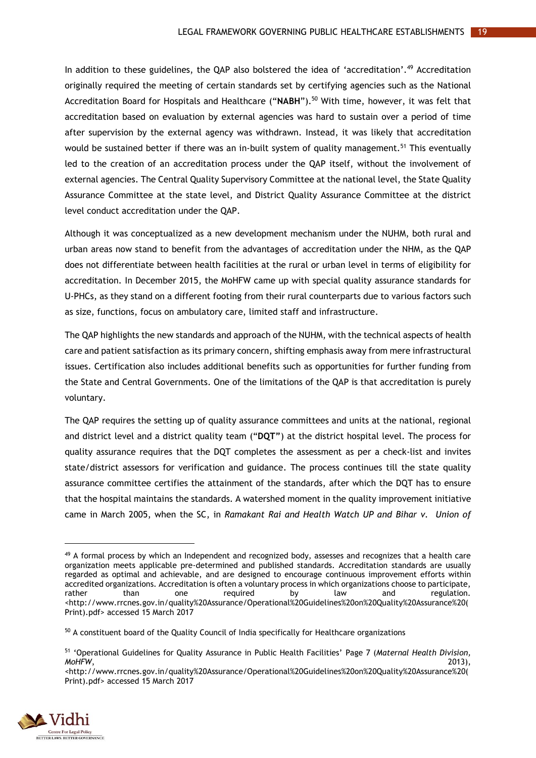In addition to these guidelines, the QAP also bolstered the idea of 'accreditation'.[49] Accreditation originally required the meeting of certain standards set by certifying agencies such as the National Accreditation Board for Hospitals and Healthcare ("**NABH**").[50] With time, however, it was felt that accreditation based on evaluation by external agencies was hard to sustain over a period of time after supervision by the external agency was withdrawn. Instead, it was likely that accreditation would be sustained better if there was an in-built system of quality management.[51] This eventually led to the creation of an accreditation process under the QAP itself, without the involvement of external agencies. The Central Quality Supervisory Committee at the national level, the State Quality Assurance Committee at the state level, and District Quality Assurance Committee at the district level conduct accreditation under the QAP.

Although it was conceptualized as a new development mechanism under the NUHM, both rural and urban areas now stand to benefit from the advantages of accreditation under the NHM, as the QAP does not differentiate between health facilities at the rural or urban level in terms of eligibility for accreditation. In December 2015, the MoHFW came up with special quality assurance standards for U-PHCs, as they stand on a different footing from their rural counterparts due to various factors such as size, functions, focus on ambulatory care, limited staff and infrastructure.

The QAP highlights the new standards and approach of the NUHM, with the technical aspects of health care and patient satisfaction as its primary concern, shifting emphasis away from mere infrastructural issues. Certification also includes additional benefits such as opportunities for further funding from the State and Central Governments. One of the limitations of the QAP is that accreditation is purely voluntary.

The QAP requires the setting up of quality assurance committees and units at the national, regional and district level and a district quality team ("**DQT**") at the district hospital level. The process for quality assurance requires that the DQT completes the assessment as per a check-list and invites state/district assessors for verification and guidance. The process continues till the state quality assurance committee certifies the attainment of the standards, after which the DQT has to ensure that the hospital maintains the standards. A watershed moment in the quality improvement initiative came in March 2005, when the SC, in *Ramakant Rai and Health Watch UP and Bihar v. Union of*

---

[49] A formal process by which an Independent and recognized body, assesses and recognizes that a health care organization meets applicable pre-determined and published standards. Accreditation standards are usually regarded as optimal and achievable, and are designed to encourage continuous improvement efforts within accredited organizations. Accreditation is often a voluntary process in which organizations choose to participate, rather than one required by law and regulation. <http://www.rrcnes.gov.in/quality%20Assurance/Operational%20Guidelines%20on%20Quality%20Assurance%20(Print).pdf> accessed 15 March 2017

[50] A constituent board of the Quality Council of India specifically for Healthcare organizations

[51] 'Operational Guidelines for Quality Assurance in Public Health Facilities' Page 7 (*Maternal Health Division, MoHFW*, 2013), <http://www.rrcnes.gov.in/quality%20Assurance/Operational%20Guidelines%20on%20Quality%20Assurance%20(Print).pdf> accessed 15 March 2017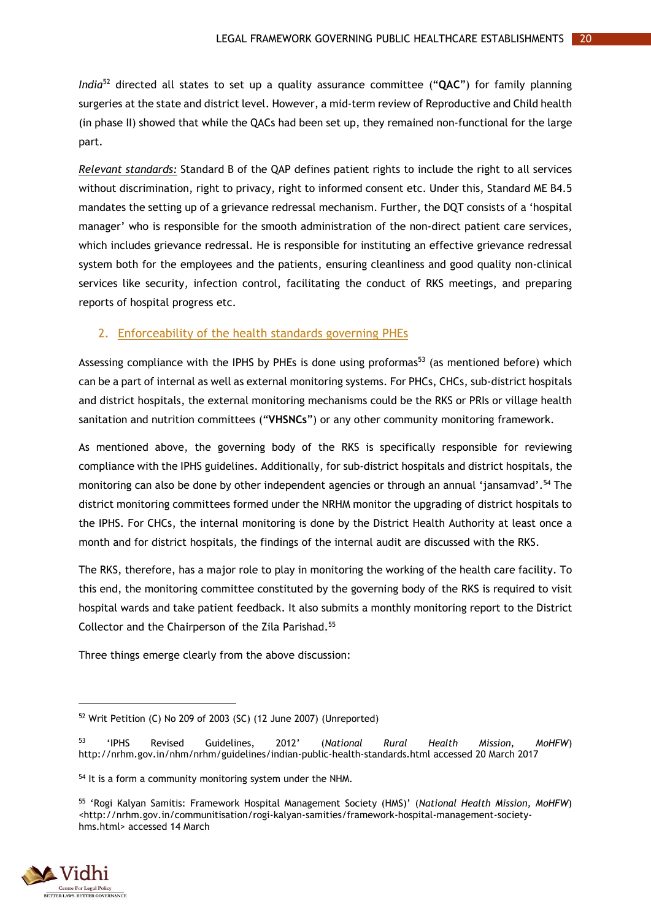*India*[52] directed all states to set up a quality assurance committee ("**QAC**") for family planning surgeries at the state and district level. However, a mid-term review of Reproductive and Child health (in phase II) showed that while the QACs had been set up, they remained non-functional for the large part.

*Relevant standards:* Standard B of the QAP defines patient rights to include the right to all services without discrimination, right to privacy, right to informed consent etc. Under this, Standard ME B4.5 mandates the setting up of a grievance redressal mechanism. Further, the DQT consists of a 'hospital manager' who is responsible for the smooth administration of the non-direct patient care services, which includes grievance redressal. He is responsible for instituting an effective grievance redressal system both for the employees and the patients, ensuring cleanliness and good quality non-clinical services like security, infection control, facilitating the conduct of RKS meetings, and preparing reports of hospital progress etc.

## 2. Enforceability of the health standards governing PHEs

Assessing compliance with the IPHS by PHEs is done using proformas[53] (as mentioned before) which can be a part of internal as well as external monitoring systems. For PHCs, CHCs, sub-district hospitals and district hospitals, the external monitoring mechanisms could be the RKS or PRIs or village health sanitation and nutrition committees ("**VHSNCs**") or any other community monitoring framework.

As mentioned above, the governing body of the RKS is specifically responsible for reviewing compliance with the IPHS guidelines. Additionally, for sub-district hospitals and district hospitals, the monitoring can also be done by other independent agencies or through an annual 'jansamvad'.[54] The district monitoring committees formed under the NRHM monitor the upgrading of district hospitals to the IPHS. For CHCs, the internal monitoring is done by the District Health Authority at least once a month and for district hospitals, the findings of the internal audit are discussed with the RKS.

The RKS, therefore, has a major role to play in monitoring the working of the health care facility. To this end, the monitoring committee constituted by the governing body of the RKS is required to visit hospital wards and take patient feedback. It also submits a monthly monitoring report to the District Collector and the Chairperson of the Zila Parishad.[55]

Three things emerge clearly from the above discussion:

---

[52] Writ Petition (C) No 209 of 2003 (SC) (12 June 2007) (Unreported)

[53] 'IPHS Revised Guidelines, 2012' (*National Rural Health Mission, MoHFW*) http://nrhm.gov.in/nhm/nrhm/guidelines/indian-public-health-standards.html accessed 20 March 2017

[54] It is a form a community monitoring system under the NHM.

[55] 'Rogi Kalyan Samitis: Framework Hospital Management Society (HMS)' (*National Health Mission, MoHFW*) <http://nrhm.gov.in/communitisation/rogi-kalyan-samities/framework-hospital-management-society-hms.html> accessed 14 March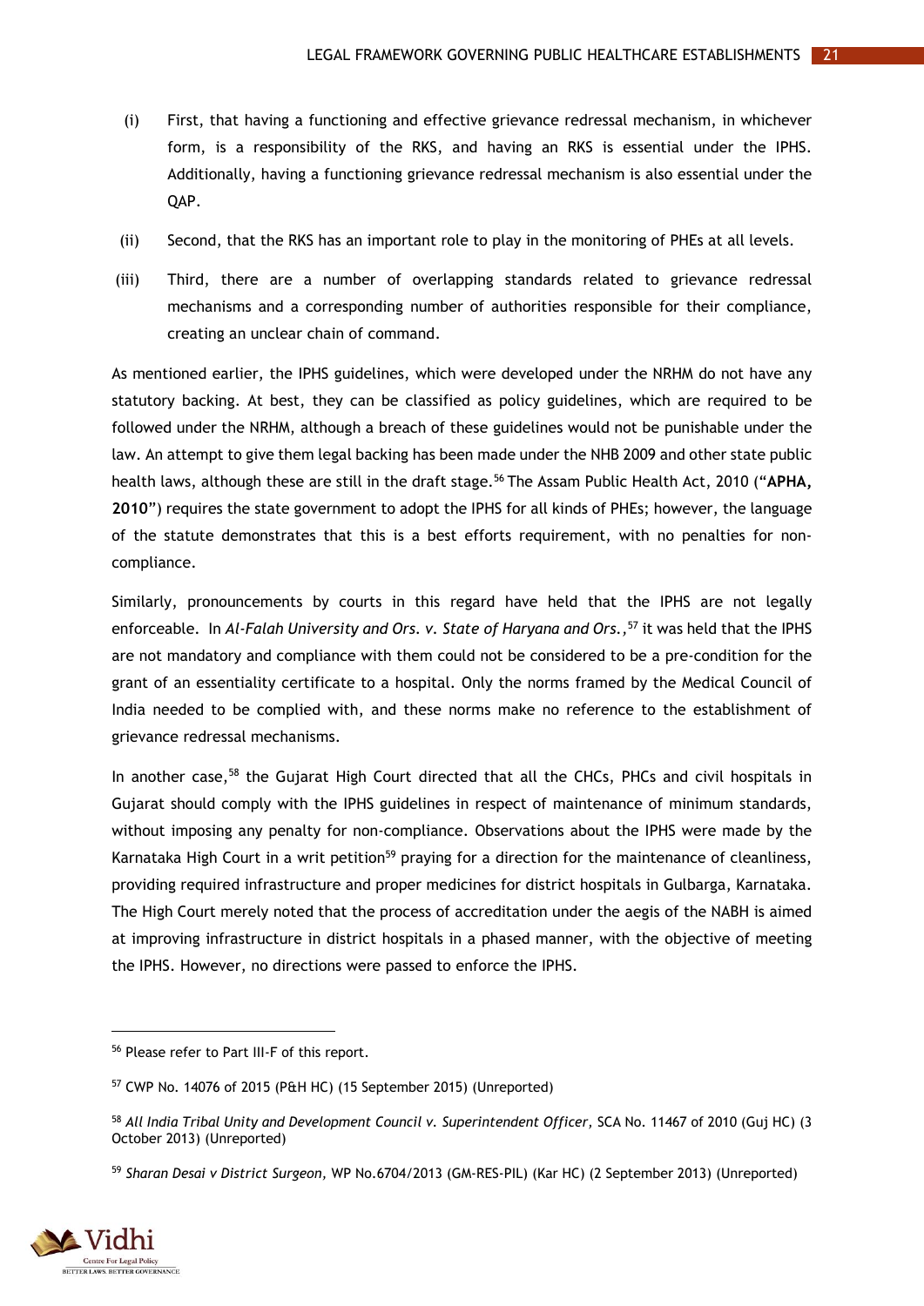(i) First, that having a functioning and effective grievance redressal mechanism, in whichever form, is a responsibility of the RKS, and having an RKS is essential under the IPHS. Additionally, having a functioning grievance redressal mechanism is also essential under the QAP.

(ii) Second, that the RKS has an important role to play in the monitoring of PHEs at all levels.

(iii) Third, there are a number of overlapping standards related to grievance redressal mechanisms and a corresponding number of authorities responsible for their compliance, creating an unclear chain of command.

As mentioned earlier, the IPHS guidelines, which were developed under the NRHM do not have any statutory backing. At best, they can be classified as policy guidelines, which are required to be followed under the NRHM, although a breach of these guidelines would not be punishable under the law. An attempt to give them legal backing has been made under the NHB 2009 and other state public health laws, although these are still in the draft stage.[56] The Assam Public Health Act, 2010 ("**APHA, 2010**") requires the state government to adopt the IPHS for all kinds of PHEs; however, the language of the statute demonstrates that this is a best efforts requirement, with no penalties for non-compliance.

Similarly, pronouncements by courts in this regard have held that the IPHS are not legally enforceable. In *Al-Falah University and Ors. v. State of Haryana and Ors.,*[57] it was held that the IPHS are not mandatory and compliance with them could not be considered to be a pre-condition for the grant of an essentiality certificate to a hospital. Only the norms framed by the Medical Council of India needed to be complied with, and these norms make no reference to the establishment of grievance redressal mechanisms.

In another case,[58] the Gujarat High Court directed that all the CHCs, PHCs and civil hospitals in Gujarat should comply with the IPHS guidelines in respect of maintenance of minimum standards, without imposing any penalty for non-compliance. Observations about the IPHS were made by the Karnataka High Court in a writ petition[59] praying for a direction for the maintenance of cleanliness, providing required infrastructure and proper medicines for district hospitals in Gulbarga, Karnataka. The High Court merely noted that the process of accreditation under the aegis of the NABH is aimed at improving infrastructure in district hospitals in a phased manner, with the objective of meeting the IPHS. However, no directions were passed to enforce the IPHS.

---

[56] Please refer to Part III-F of this report.

[57] CWP No. 14076 of 2015 (P&H HC) (15 September 2015) (Unreported)

[58] *All India Tribal Unity and Development Council v. Superintendent Officer,* SCA No. 11467 of 2010 (Guj HC) (3 October 2013) (Unreported)

[59] *Sharan Desai v District Surgeon,* WP No.6704/2013 (GM-RES-PIL) (Kar HC) (2 September 2013) (Unreported)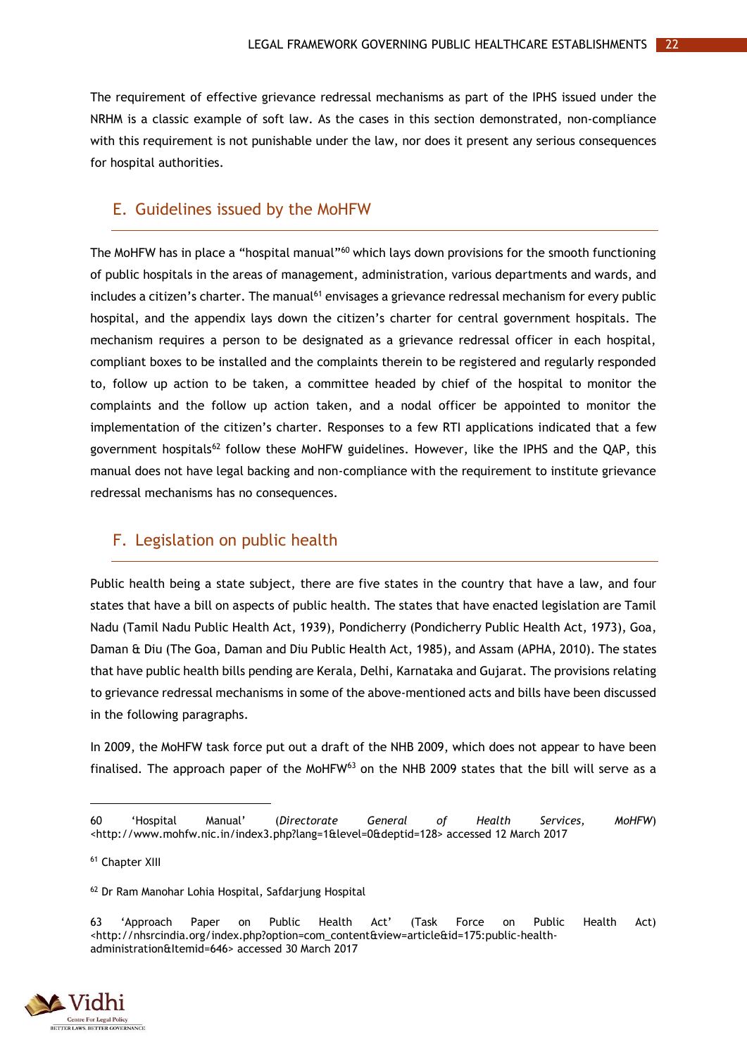The requirement of effective grievance redressal mechanisms as part of the IPHS issued under the NRHM is a classic example of soft law. As the cases in this section demonstrated, non-compliance with this requirement is not punishable under the law, nor does it present any serious consequences for hospital authorities.

## E. Guidelines issued by the MoHFW

The MoHFW has in place a "hospital manual"[60] which lays down provisions for the smooth functioning of public hospitals in the areas of management, administration, various departments and wards, and includes a citizen's charter. The manual[61] envisages a grievance redressal mechanism for every public hospital, and the appendix lays down the citizen's charter for central government hospitals. The mechanism requires a person to be designated as a grievance redressal officer in each hospital, compliant boxes to be installed and the complaints therein to be registered and regularly responded to, follow up action to be taken, a committee headed by chief of the hospital to monitor the complaints and the follow up action taken, and a nodal officer be appointed to monitor the implementation of the citizen's charter. Responses to a few RTI applications indicated that a few government hospitals[62] follow these MoHFW guidelines. However, like the IPHS and the QAP, this manual does not have legal backing and non-compliance with the requirement to institute grievance redressal mechanisms has no consequences.

## F. Legislation on public health

Public health being a state subject, there are five states in the country that have a law, and four states that have a bill on aspects of public health. The states that have enacted legislation are Tamil Nadu (Tamil Nadu Public Health Act, 1939), Pondicherry (Pondicherry Public Health Act, 1973), Goa, Daman & Diu (The Goa, Daman and Diu Public Health Act, 1985), and Assam (APHA, 2010). The states that have public health bills pending are Kerala, Delhi, Karnataka and Gujarat. The provisions relating to grievance redressal mechanisms in some of the above-mentioned acts and bills have been discussed in the following paragraphs.

In 2009, the MoHFW task force put out a draft of the NHB 2009, which does not appear to have been finalised. The approach paper of the MoHFW[63] on the NHB 2009 states that the bill will serve as a

---

60 'Hospital Manual' (*Directorate General of Health Services, MoHFW*) <http://www.mohfw.nic.in/index3.php?lang=1&level=0&deptid=128> accessed 12 March 2017

61 Chapter XIII

62 Dr Ram Manohar Lohia Hospital, Safdarjung Hospital

63 'Approach Paper on Public Health Act' (Task Force on Public Health Act) <http://nhsrcindia.org/index.php?option=com_content&view=article&id=175:public-health-administration&Itemid=646> accessed 30 March 2017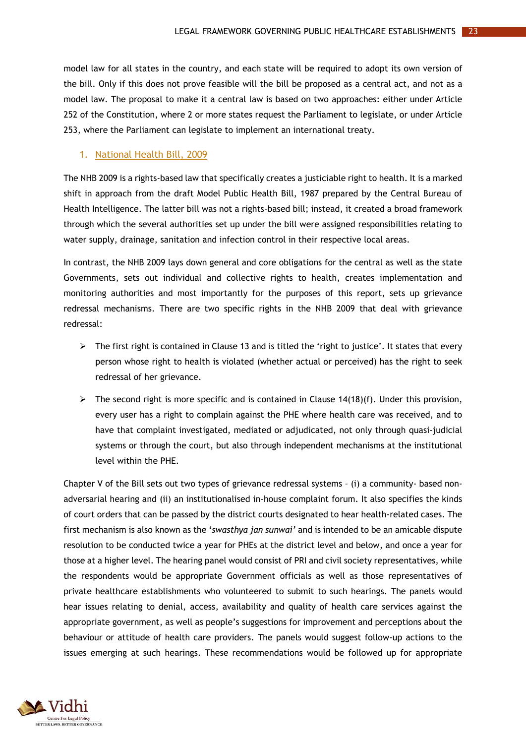model law for all states in the country, and each state will be required to adopt its own version of the bill. Only if this does not prove feasible will the bill be proposed as a central act, and not as a model law. The proposal to make it a central law is based on two approaches: either under Article 252 of the Constitution, where 2 or more states request the Parliament to legislate, or under Article 253, where the Parliament can legislate to implement an international treaty.

### 1. National Health Bill, 2009

The NHB 2009 is a rights-based law that specifically creates a justiciable right to health. It is a marked shift in approach from the draft Model Public Health Bill, 1987 prepared by the Central Bureau of Health Intelligence. The latter bill was not a rights-based bill; instead, it created a broad framework through which the several authorities set up under the bill were assigned responsibilities relating to water supply, drainage, sanitation and infection control in their respective local areas.

In contrast, the NHB 2009 lays down general and core obligations for the central as well as the state Governments, sets out individual and collective rights to health, creates implementation and monitoring authorities and most importantly for the purposes of this report, sets up grievance redressal mechanisms. There are two specific rights in the NHB 2009 that deal with grievance redressal:

- The first right is contained in Clause 13 and is titled the 'right to justice'. It states that every person whose right to health is violated (whether actual or perceived) has the right to seek redressal of her grievance.
- The second right is more specific and is contained in Clause 14(18)(f). Under this provision, every user has a right to complain against the PHE where health care was received, and to have that complaint investigated, mediated or adjudicated, not only through quasi-judicial systems or through the court, but also through independent mechanisms at the institutional level within the PHE.

Chapter V of the Bill sets out two types of grievance redressal systems – (i) a community- based non-adversarial hearing and (ii) an institutionalised in-house complaint forum. It also specifies the kinds of court orders that can be passed by the district courts designated to hear health-related cases. The first mechanism is also known as the '*swasthya jan sunwai*' and is intended to be an amicable dispute resolution to be conducted twice a year for PHEs at the district level and below, and once a year for those at a higher level. The hearing panel would consist of PRI and civil society representatives, while the respondents would be appropriate Government officials as well as those representatives of private healthcare establishments who volunteered to submit to such hearings. The panels would hear issues relating to denial, access, availability and quality of health care services against the appropriate government, as well as people's suggestions for improvement and perceptions about the behaviour or attitude of health care providers. The panels would suggest follow-up actions to the issues emerging at such hearings. These recommendations would be followed up for appropriate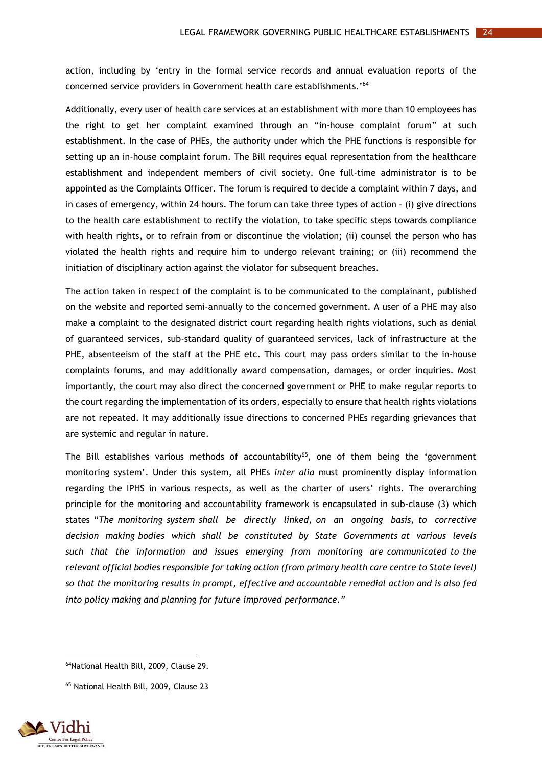action, including by 'entry in the formal service records and annual evaluation reports of the concerned service providers in Government health care establishments.'[64]

Additionally, every user of health care services at an establishment with more than 10 employees has the right to get her complaint examined through an "in-house complaint forum" at such establishment. In the case of PHEs, the authority under which the PHE functions is responsible for setting up an in-house complaint forum. The Bill requires equal representation from the healthcare establishment and independent members of civil society. One full-time administrator is to be appointed as the Complaints Officer. The forum is required to decide a complaint within 7 days, and in cases of emergency, within 24 hours. The forum can take three types of action – (i) give directions to the health care establishment to rectify the violation, to take specific steps towards compliance with health rights, or to refrain from or discontinue the violation; (ii) counsel the person who has violated the health rights and require him to undergo relevant training; or (iii) recommend the initiation of disciplinary action against the violator for subsequent breaches.

The action taken in respect of the complaint is to be communicated to the complainant, published on the website and reported semi-annually to the concerned government. A user of a PHE may also make a complaint to the designated district court regarding health rights violations, such as denial of guaranteed services, sub-standard quality of guaranteed services, lack of infrastructure at the PHE, absenteeism of the staff at the PHE etc. This court may pass orders similar to the in-house complaints forums, and may additionally award compensation, damages, or order inquiries. Most importantly, the court may also direct the concerned government or PHE to make regular reports to the court regarding the implementation of its orders, especially to ensure that health rights violations are not repeated. It may additionally issue directions to concerned PHEs regarding grievances that are systemic and regular in nature.

The Bill establishes various methods of accountability[65], one of them being the 'government monitoring system'. Under this system, all PHEs *inter alia* must prominently display information regarding the IPHS in various respects, as well as the charter of users' rights. The overarching principle for the monitoring and accountability framework is encapsulated in sub-clause (3) which states "*The monitoring system shall be directly linked, on an ongoing basis, to corrective decision making bodies which shall be constituted by State Governments at various levels such that the information and issues emerging from monitoring are communicated to the relevant official bodies responsible for taking action (from primary health care centre to State level) so that the monitoring results in prompt, effective and accountable remedial action and is also fed into policy making and planning for future improved performance.*"

---

[64] National Health Bill, 2009, Clause 29.

[65] National Health Bill, 2009, Clause 23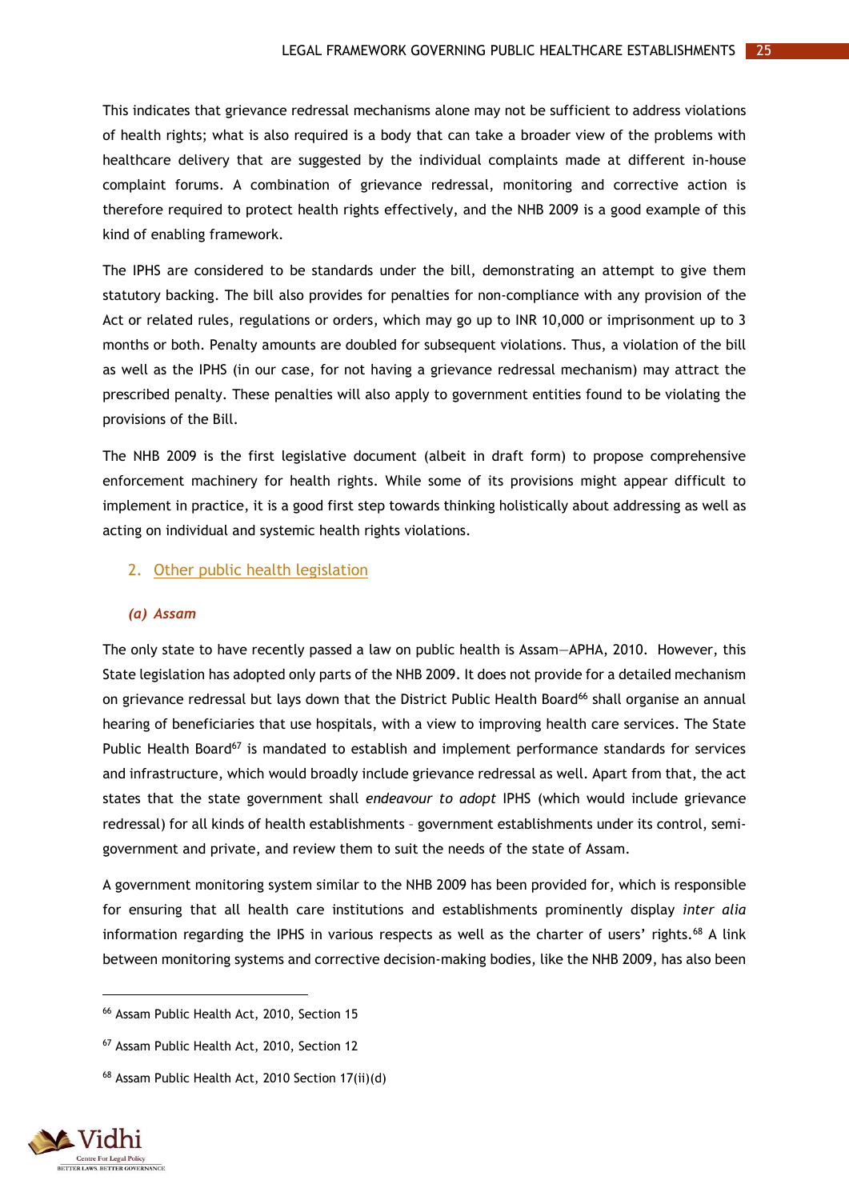This indicates that grievance redressal mechanisms alone may not be sufficient to address violations of health rights; what is also required is a body that can take a broader view of the problems with healthcare delivery that are suggested by the individual complaints made at different in-house complaint forums. A combination of grievance redressal, monitoring and corrective action is therefore required to protect health rights effectively, and the NHB 2009 is a good example of this kind of enabling framework.

The IPHS are considered to be standards under the bill, demonstrating an attempt to give them statutory backing. The bill also provides for penalties for non-compliance with any provision of the Act or related rules, regulations or orders, which may go up to INR 10,000 or imprisonment up to 3 months or both. Penalty amounts are doubled for subsequent violations. Thus, a violation of the bill as well as the IPHS (in our case, for not having a grievance redressal mechanism) may attract the prescribed penalty. These penalties will also apply to government entities found to be violating the provisions of the Bill.

The NHB 2009 is the first legislative document (albeit in draft form) to propose comprehensive enforcement machinery for health rights. While some of its provisions might appear difficult to implement in practice, it is a good first step towards thinking holistically about addressing as well as acting on individual and systemic health rights violations.

## 2. Other public health legislation

### *(a) Assam*

The only state to have recently passed a law on public health is Assam—APHA, 2010. However, this State legislation has adopted only parts of the NHB 2009. It does not provide for a detailed mechanism on grievance redressal but lays down that the District Public Health Board[66] shall organise an annual hearing of beneficiaries that use hospitals, with a view to improving health care services. The State Public Health Board[67] is mandated to establish and implement performance standards for services and infrastructure, which would broadly include grievance redressal as well. Apart from that, the act states that the state government shall *endeavour to adopt* IPHS (which would include grievance redressal) for all kinds of health establishments – government establishments under its control, semi-government and private, and review them to suit the needs of the state of Assam.

A government monitoring system similar to the NHB 2009 has been provided for, which is responsible for ensuring that all health care institutions and establishments prominently display *inter alia* information regarding the IPHS in various respects as well as the charter of users' rights.[68] A link between monitoring systems and corrective decision-making bodies, like the NHB 2009, has also been

---

[66] Assam Public Health Act, 2010, Section 15

[67] Assam Public Health Act, 2010, Section 12

[68] Assam Public Health Act, 2010 Section 17(ii)(d)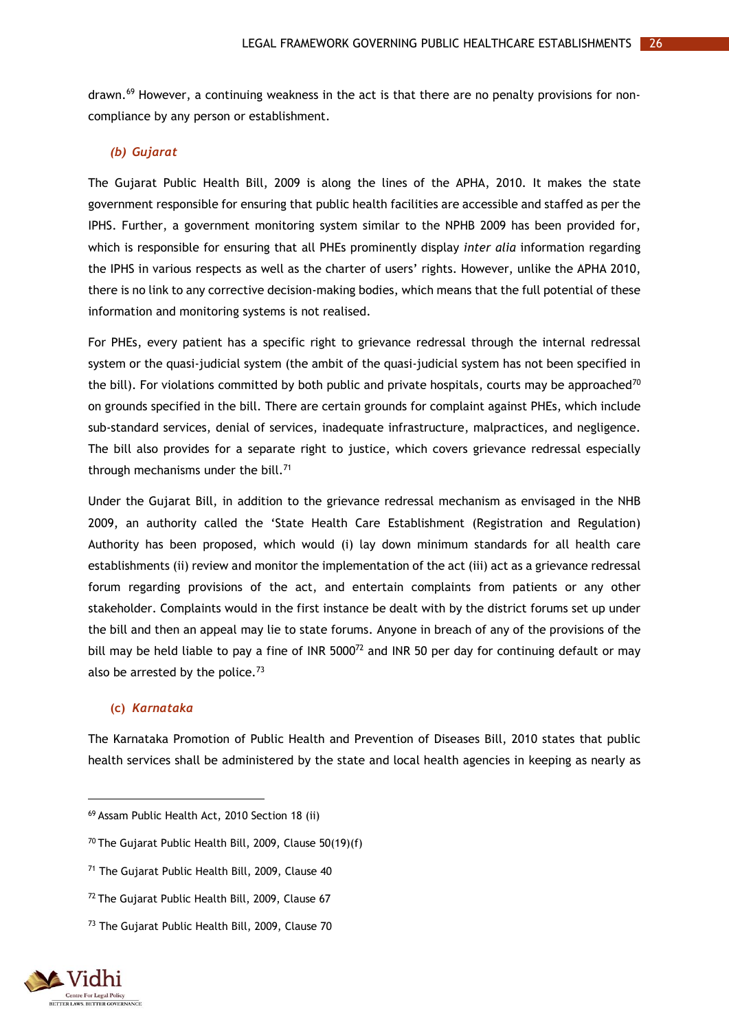drawn.[69] However, a continuing weakness in the act is that there are no penalty provisions for non-compliance by any person or establishment.

### *(b) Gujarat*

The Gujarat Public Health Bill, 2009 is along the lines of the APHA, 2010. It makes the state government responsible for ensuring that public health facilities are accessible and staffed as per the IPHS. Further, a government monitoring system similar to the NPHB 2009 has been provided for, which is responsible for ensuring that all PHEs prominently display *inter alia* information regarding the IPHS in various respects as well as the charter of users' rights. However, unlike the APHA 2010, there is no link to any corrective decision-making bodies, which means that the full potential of these information and monitoring systems is not realised.

For PHEs, every patient has a specific right to grievance redressal through the internal redressal system or the quasi-judicial system (the ambit of the quasi-judicial system has not been specified in the bill). For violations committed by both public and private hospitals, courts may be approached[70] on grounds specified in the bill. There are certain grounds for complaint against PHEs, which include sub-standard services, denial of services, inadequate infrastructure, malpractices, and negligence. The bill also provides for a separate right to justice, which covers grievance redressal especially through mechanisms under the bill.[71]

Under the Gujarat Bill, in addition to the grievance redressal mechanism as envisaged in the NHB 2009, an authority called the 'State Health Care Establishment (Registration and Regulation) Authority has been proposed, which would (i) lay down minimum standards for all health care establishments (ii) review and monitor the implementation of the act (iii) act as a grievance redressal forum regarding provisions of the act, and entertain complaints from patients or any other stakeholder. Complaints would in the first instance be dealt with by the district forums set up under the bill and then an appeal may lie to state forums. Anyone in breach of any of the provisions of the bill may be held liable to pay a fine of INR 5000[72] and INR 50 per day for continuing default or may also be arrested by the police.[73]

### (c) *Karnataka*

The Karnataka Promotion of Public Health and Prevention of Diseases Bill, 2010 states that public health services shall be administered by the state and local health agencies in keeping as nearly as

---

[69] Assam Public Health Act, 2010 Section 18 (ii)

[70] The Gujarat Public Health Bill, 2009, Clause 50(19)(f)

[71] The Gujarat Public Health Bill, 2009, Clause 40

[72] The Gujarat Public Health Bill, 2009, Clause 67

[73] The Gujarat Public Health Bill, 2009, Clause 70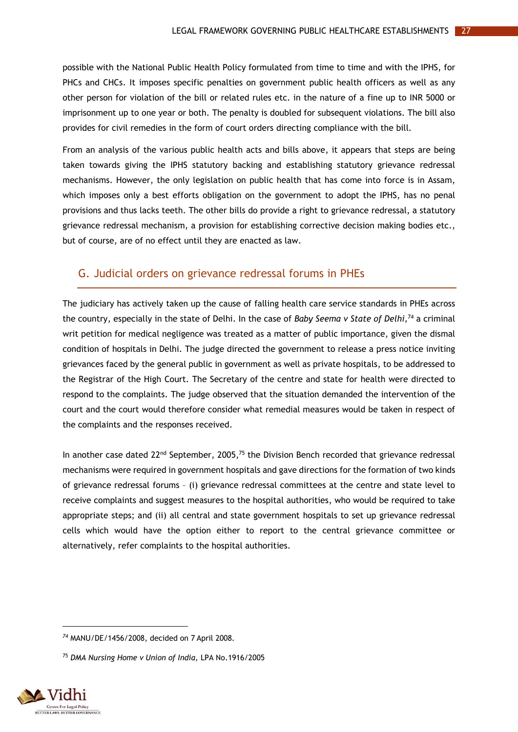possible with the National Public Health Policy formulated from time to time and with the IPHS, for PHCs and CHCs. It imposes specific penalties on government public health officers as well as any other person for violation of the bill or related rules etc. in the nature of a fine up to INR 5000 or imprisonment up to one year or both. The penalty is doubled for subsequent violations. The bill also provides for civil remedies in the form of court orders directing compliance with the bill.

From an analysis of the various public health acts and bills above, it appears that steps are being taken towards giving the IPHS statutory backing and establishing statutory grievance redressal mechanisms. However, the only legislation on public health that has come into force is in Assam, which imposes only a best efforts obligation on the government to adopt the IPHS, has no penal provisions and thus lacks teeth. The other bills do provide a right to grievance redressal, a statutory grievance redressal mechanism, a provision for establishing corrective decision making bodies etc., but of course, are of no effect until they are enacted as law.

## G. Judicial orders on grievance redressal forums in PHEs

The judiciary has actively taken up the cause of falling health care service standards in PHEs across the country, especially in the state of Delhi. In the case of *Baby Seema v State of Delhi,*[74] a criminal writ petition for medical negligence was treated as a matter of public importance, given the dismal condition of hospitals in Delhi. The judge directed the government to release a press notice inviting grievances faced by the general public in government as well as private hospitals, to be addressed to the Registrar of the High Court. The Secretary of the centre and state for health were directed to respond to the complaints. The judge observed that the situation demanded the intervention of the court and the court would therefore consider what remedial measures would be taken in respect of the complaints and the responses received.

In another case dated 22nd September, 2005,[75] the Division Bench recorded that grievance redressal mechanisms were required in government hospitals and gave directions for the formation of two kinds of grievance redressal forums – (i) grievance redressal committees at the centre and state level to receive complaints and suggest measures to the hospital authorities, who would be required to take appropriate steps; and (ii) all central and state government hospitals to set up grievance redressal cells which would have the option either to report to the central grievance committee or alternatively, refer complaints to the hospital authorities.

---

[74] MANU/DE/1456/2008, decided on 7 April 2008.

[75] *DMA Nursing Home v Union of India,* LPA No.1916/2005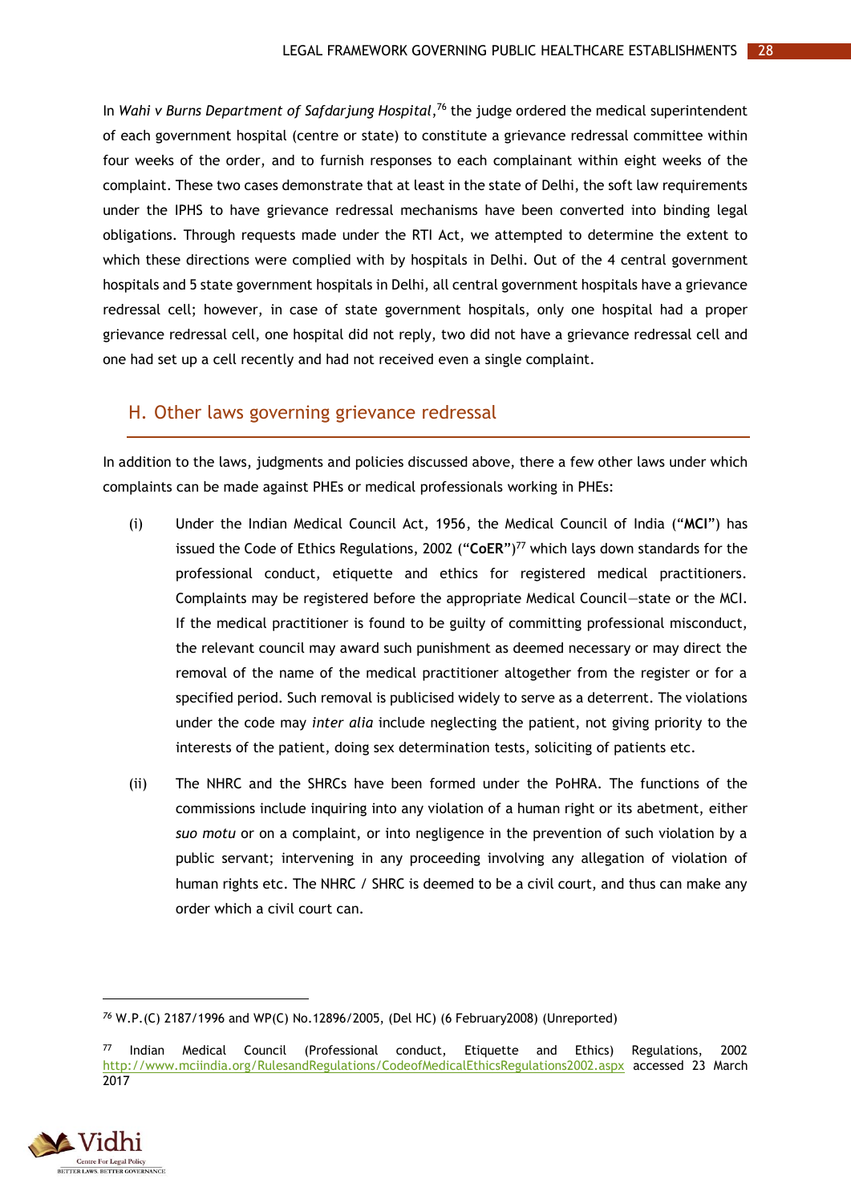In *Wahi v Burns Department of Safdarjung Hospital*,[76] the judge ordered the medical superintendent of each government hospital (centre or state) to constitute a grievance redressal committee within four weeks of the order, and to furnish responses to each complainant within eight weeks of the complaint. These two cases demonstrate that at least in the state of Delhi, the soft law requirements under the IPHS to have grievance redressal mechanisms have been converted into binding legal obligations. Through requests made under the RTI Act, we attempted to determine the extent to which these directions were complied with by hospitals in Delhi. Out of the 4 central government hospitals and 5 state government hospitals in Delhi, all central government hospitals have a grievance redressal cell; however, in case of state government hospitals, only one hospital had a proper grievance redressal cell, one hospital did not reply, two did not have a grievance redressal cell and one had set up a cell recently and had not received even a single complaint.

## H. Other laws governing grievance redressal

In addition to the laws, judgments and policies discussed above, there a few other laws under which complaints can be made against PHEs or medical professionals working in PHEs:

(i) Under the Indian Medical Council Act, 1956, the Medical Council of India ("**MCI**") has issued the Code of Ethics Regulations, 2002 ("**CoER**")[77] which lays down standards for the professional conduct, etiquette and ethics for registered medical practitioners. Complaints may be registered before the appropriate Medical Council—state or the MCI. If the medical practitioner is found to be guilty of committing professional misconduct, the relevant council may award such punishment as deemed necessary or may direct the removal of the name of the medical practitioner altogether from the register or for a specified period. Such removal is publicised widely to serve as a deterrent. The violations under the code may *inter alia* include neglecting the patient, not giving priority to the interests of the patient, doing sex determination tests, soliciting of patients etc.

(ii) The NHRC and the SHRCs have been formed under the PoHRA. The functions of the commissions include inquiring into any violation of a human right or its abetment, either *suo motu* or on a complaint, or into negligence in the prevention of such violation by a public servant; intervening in any proceeding involving any allegation of violation of human rights etc. The NHRC / SHRC is deemed to be a civil court, and thus can make any order which a civil court can.

---

[76] W.P.(C) 2187/1996 and WP(C) No.12896/2005, (Del HC) (6 February2008) (Unreported)

[77] Indian Medical Council (Professional conduct, Etiquette and Ethics) Regulations, 2002 http://www.mciindia.org/RulesandRegulations/CodeofMedicalEthicsRegulations2002.aspx accessed 23 March 2017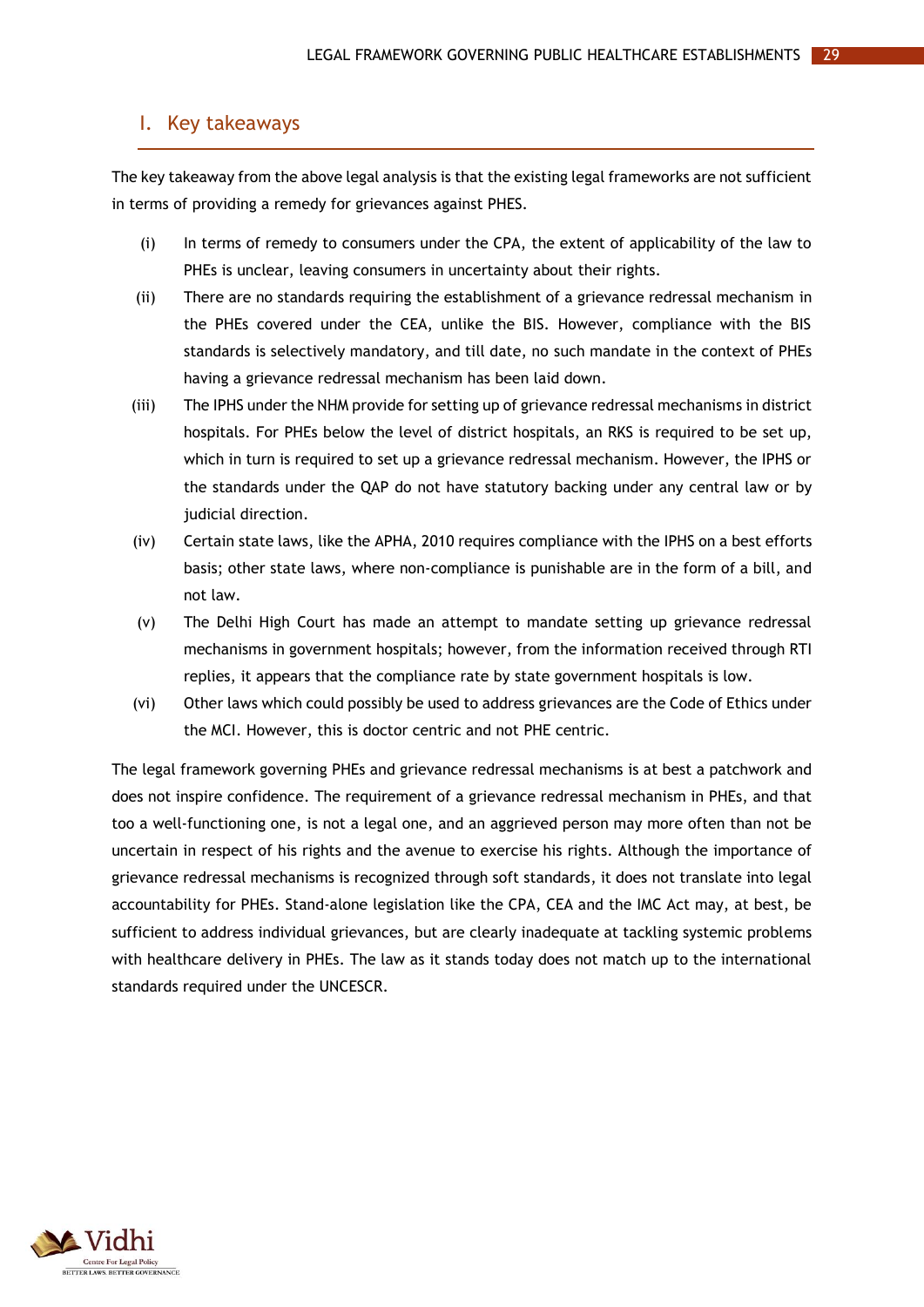## I. Key takeaways

The key takeaway from the above legal analysis is that the existing legal frameworks are not sufficient in terms of providing a remedy for grievances against PHES.

(i) In terms of remedy to consumers under the CPA, the extent of applicability of the law to PHEs is unclear, leaving consumers in uncertainty about their rights.

(ii) There are no standards requiring the establishment of a grievance redressal mechanism in the PHEs covered under the CEA, unlike the BIS. However, compliance with the BIS standards is selectively mandatory, and till date, no such mandate in the context of PHEs having a grievance redressal mechanism has been laid down.

(iii) The IPHS under the NHM provide for setting up of grievance redressal mechanisms in district hospitals. For PHEs below the level of district hospitals, an RKS is required to be set up, which in turn is required to set up a grievance redressal mechanism. However, the IPHS or the standards under the QAP do not have statutory backing under any central law or by judicial direction.

(iv) Certain state laws, like the APHA, 2010 requires compliance with the IPHS on a best efforts basis; other state laws, where non-compliance is punishable are in the form of a bill, and not law.

(v) The Delhi High Court has made an attempt to mandate setting up grievance redressal mechanisms in government hospitals; however, from the information received through RTI replies, it appears that the compliance rate by state government hospitals is low.

(vi) Other laws which could possibly be used to address grievances are the Code of Ethics under the MCI. However, this is doctor centric and not PHE centric.

The legal framework governing PHEs and grievance redressal mechanisms is at best a patchwork and does not inspire confidence. The requirement of a grievance redressal mechanism in PHEs, and that too a well-functioning one, is not a legal one, and an aggrieved person may more often than not be uncertain in respect of his rights and the avenue to exercise his rights. Although the importance of grievance redressal mechanisms is recognized through soft standards, it does not translate into legal accountability for PHEs. Stand-alone legislation like the CPA, CEA and the IMC Act may, at best, be sufficient to address individual grievances, but are clearly inadequate at tackling systemic problems with healthcare delivery in PHEs. The law as it stands today does not match up to the international standards required under the UNCESCR.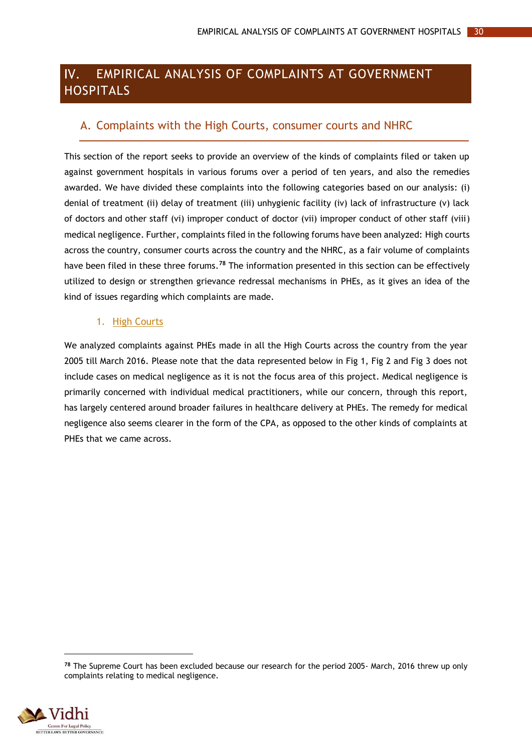# IV. EMPIRICAL ANALYSIS OF COMPLAINTS AT GOVERNMENT HOSPITALS

## A. Complaints with the High Courts, consumer courts and NHRC

This section of the report seeks to provide an overview of the kinds of complaints filed or taken up against government hospitals in various forums over a period of ten years, and also the remedies awarded. We have divided these complaints into the following categories based on our analysis: (i) denial of treatment (ii) delay of treatment (iii) unhygienic facility (iv) lack of infrastructure (v) lack of doctors and other staff (vi) improper conduct of doctor (vii) improper conduct of other staff (viii) medical negligence. Further, complaints filed in the following forums have been analyzed: High courts across the country, consumer courts across the country and the NHRC, as a fair volume of complaints have been filed in these three forums.[78] The information presented in this section can be effectively utilized to design or strengthen grievance redressal mechanisms in PHEs, as it gives an idea of the kind of issues regarding which complaints are made.

### 1. High Courts

We analyzed complaints against PHEs made in all the High Courts across the country from the year 2005 till March 2016. Please note that the data represented below in Fig 1, Fig 2 and Fig 3 does not include cases on medical negligence as it is not the focus area of this project. Medical negligence is primarily concerned with individual medical practitioners, while our concern, through this report, has largely centered around broader failures in healthcare delivery at PHEs. The remedy for medical negligence also seems clearer in the form of the CPA, as opposed to the other kinds of complaints at PHEs that we came across.

[78] The Supreme Court has been excluded because our research for the period 2005- March, 2016 threw up only complaints relating to medical negligence.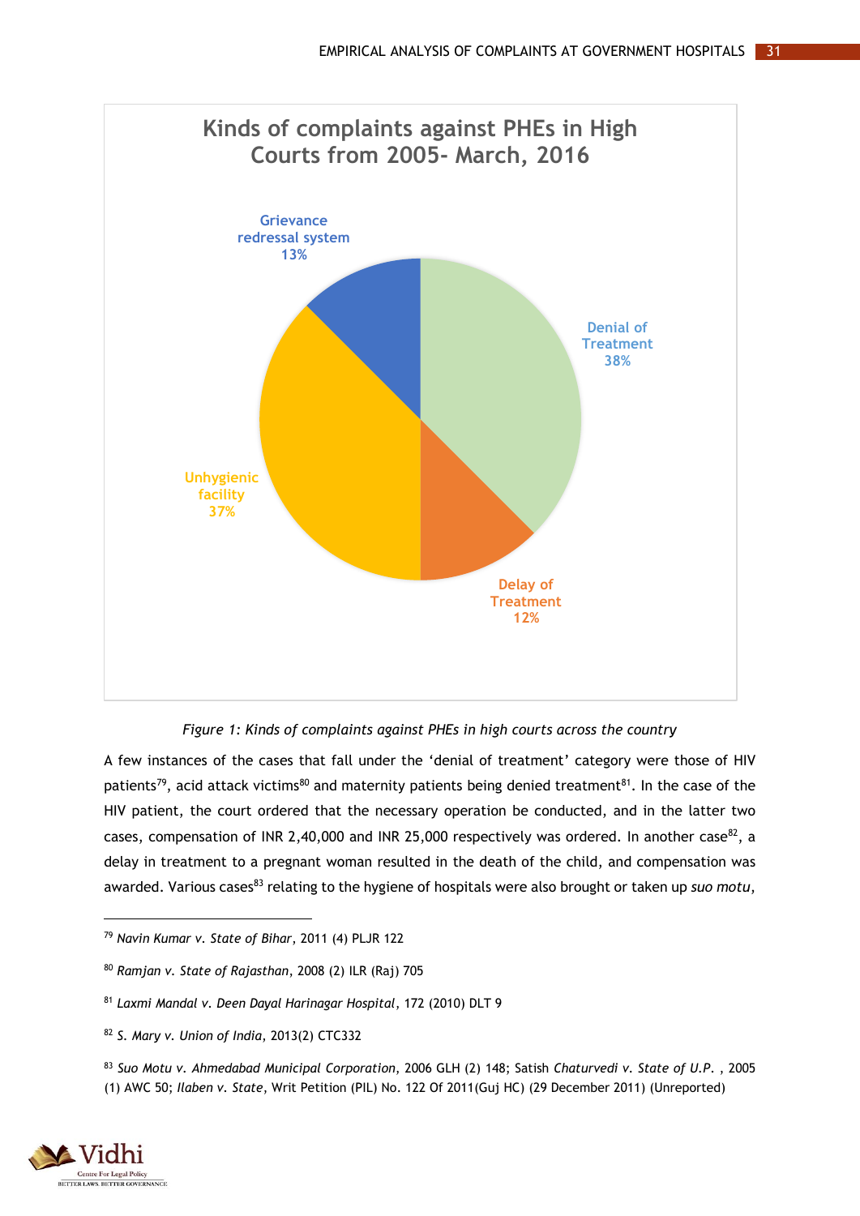**Kinds of complaints against PHEs in High Courts from 2005- March, 2016**

- Denial of Treatment 38%
- Delay of Treatment 12%
- Unhygienic facility 37%
- Grievance redressal system 13%

*Figure 1: Kinds of complaints against PHEs in high courts across the country*

A few instances of the cases that fall under the 'denial of treatment' category were those of HIV patients[79], acid attack victims[80] and maternity patients being denied treatment[81]. In the case of the HIV patient, the court ordered that the necessary operation be conducted, and in the latter two cases, compensation of INR 2,40,000 and INR 25,000 respectively was ordered. In another case[82], a delay in treatment to a pregnant woman resulted in the death of the child, and compensation was awarded. Various cases[83] relating to the hygiene of hospitals were also brought or taken up *suo motu*,

---

[79] *Navin Kumar v. State of Bihar*, 2011 (4) PLJR 122

[80] *Ramjan v. State of Rajasthan*, 2008 (2) ILR (Raj) 705

[81] *Laxmi Mandal v. Deen Dayal Harinagar Hospital*, 172 (2010) DLT 9

[82] *S. Mary v. Union of India*, 2013(2) CTC332

[83] *Suo Motu v. Ahmedabad Municipal Corporation*, 2006 GLH (2) 148; Satish *Chaturvedi v. State of U.P.* , 2005 (1) AWC 50; *Ilaben v. State*, Writ Petition (PIL) No. 122 Of 2011(Guj HC) (29 December 2011) (Unreported)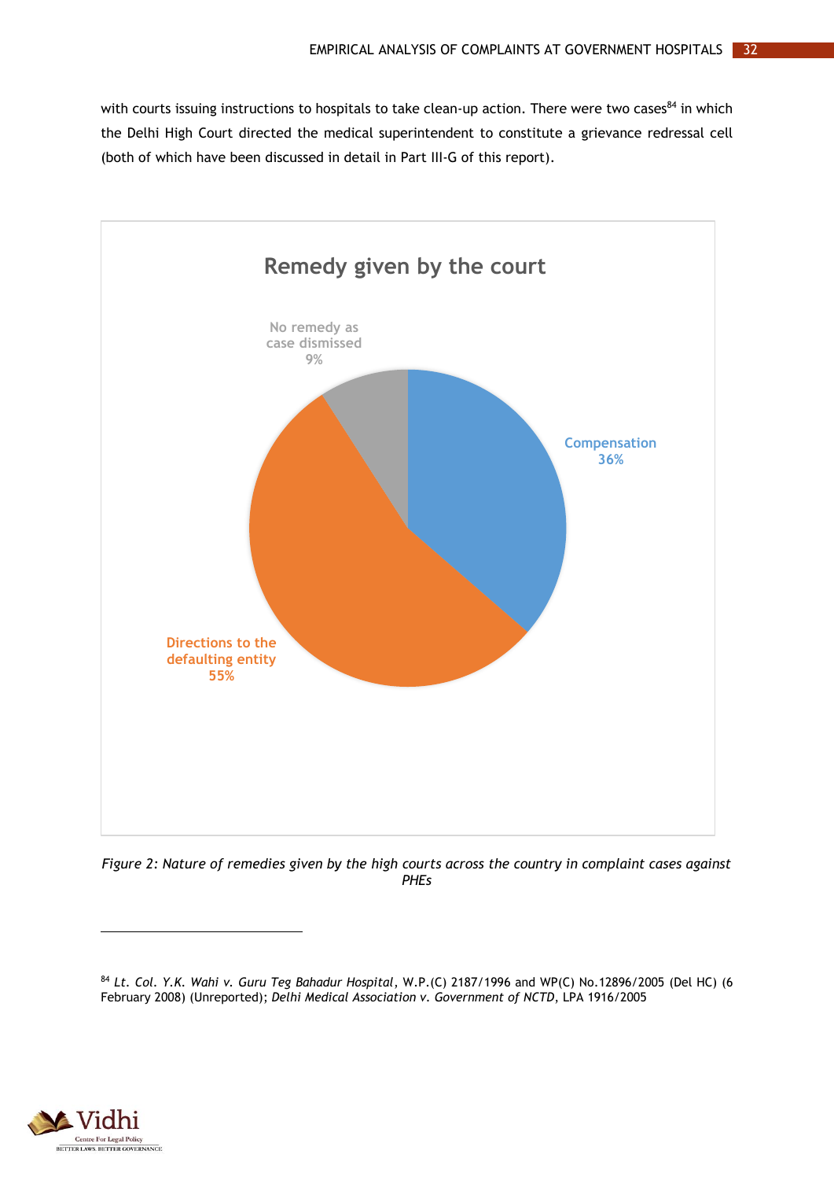with courts issuing instructions to hospitals to take clean-up action. There were two cases[84] in which the Delhi High Court directed the medical superintendent to constitute a grievance redressal cell (both of which have been discussed in detail in Part III-G of this report).

**Remedy given by the court**

| Remedy | Share |
|---|---|
| Compensation | 36% |
| Directions to the defaulting entity | 55% |
| No remedy as case dismissed | 9% |

*Figure 2: Nature of remedies given by the high courts across the country in complaint cases against PHEs*

---

[84] *Lt. Col. Y.K. Wahi v. Guru Teg Bahadur Hospital*, W.P.(C) 2187/1996 and WP(C) No.12896/2005 (Del HC) (6 February 2008) (Unreported); *Delhi Medical Association v. Government of NCTD*, LPA 1916/2005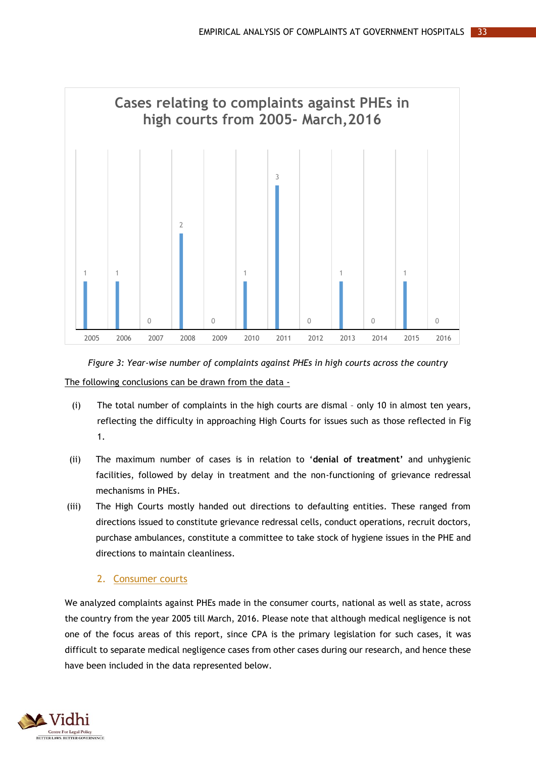**Cases relating to complaints against PHEs in high courts from 2005- March,2016**

| Year | Cases |
|---|---|
| 2005 | 1 |
| 2006 | 1 |
| 2007 | 0 |
| 2008 | 2 |
| 2009 | 0 |
| 2010 | 1 |
| 2011 | 3 |
| 2012 | 0 |
| 2013 | 1 |
| 2014 | 0 |
| 2015 | 1 |
| 2016 | 0 |

*Figure 3: Year-wise number of complaints against PHEs in high courts across the country*

The following conclusions can be drawn from the data -

(i) The total number of complaints in the high courts are dismal – only 10 in almost ten years, reflecting the difficulty in approaching High Courts for issues such as those reflected in Fig 1.

(ii) The maximum number of cases is in relation to '**denial of treatment**' and unhygienic facilities, followed by delay in treatment and the non-functioning of grievance redressal mechanisms in PHEs.

(iii) The High Courts mostly handed out directions to defaulting entities. These ranged from directions issued to constitute grievance redressal cells, conduct operations, recruit doctors, purchase ambulances, constitute a committee to take stock of hygiene issues in the PHE and directions to maintain cleanliness.

### 2. Consumer courts

We analyzed complaints against PHEs made in the consumer courts, national as well as state, across the country from the year 2005 till March, 2016. Please note that although medical negligence is not one of the focus areas of this report, since CPA is the primary legislation for such cases, it was difficult to separate medical negligence cases from other cases during our research, and hence these have been included in the data represented below.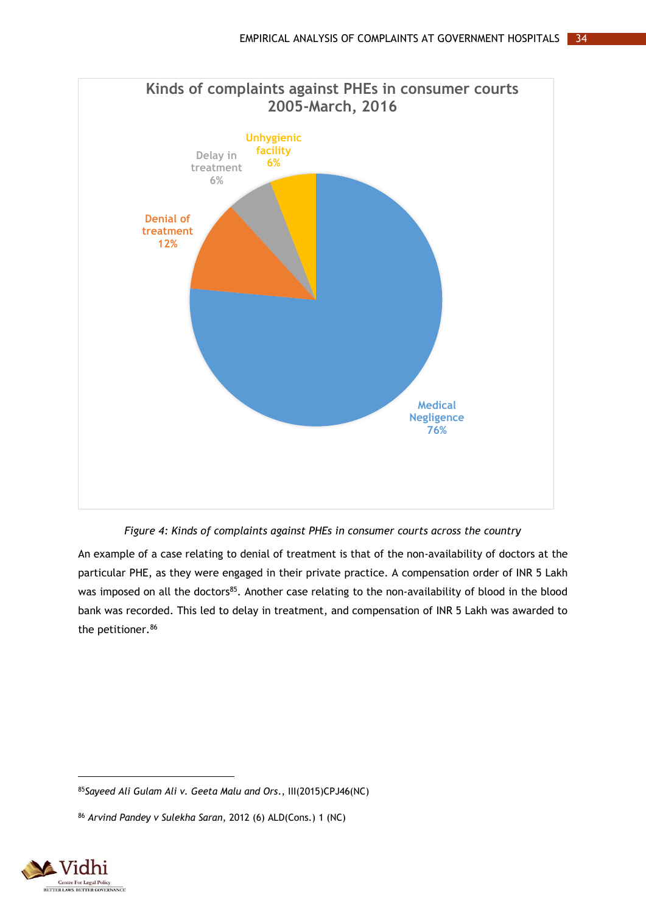**Kinds of complaints against PHEs in consumer courts 2005-March, 2016**

- Medical Negligence 76%
- Denial of treatment 12%
- Delay in treatment 6%
- Unhygienic facility 6%

*Figure 4: Kinds of complaints against PHEs in consumer courts across the country*

An example of a case relating to denial of treatment is that of the non-availability of doctors at the particular PHE, as they were engaged in their private practice. A compensation order of INR 5 Lakh was imposed on all the doctors[85]. Another case relating to the non-availability of blood in the blood bank was recorded. This led to delay in treatment, and compensation of INR 5 Lakh was awarded to the petitioner.[86]

---

[85] *Sayeed Ali Gulam Ali v. Geeta Malu and Ors.*, III(2015)CPJ46(NC)

[86] *Arvind Pandey v Sulekha Saran*, 2012 (6) ALD(Cons.) 1 (NC)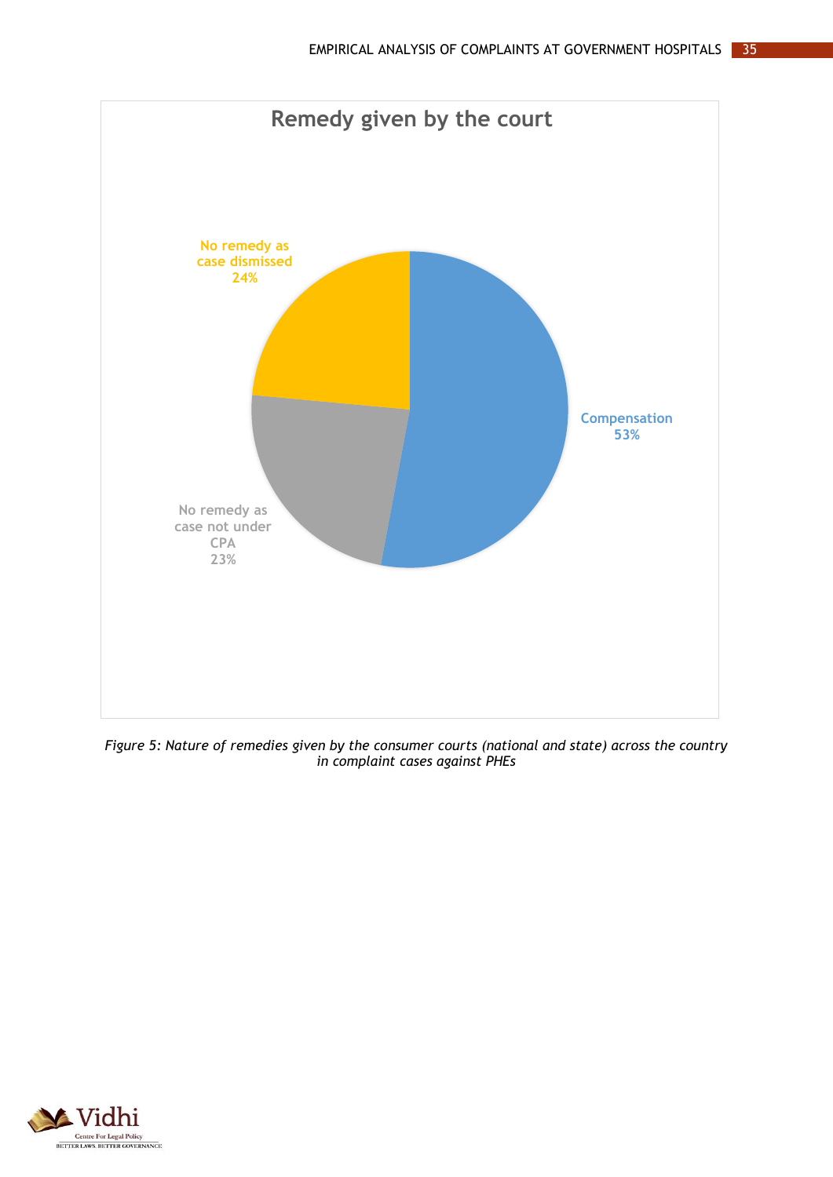**Remedy given by the court**

| Remedy | Percentage |
| --- | --- |
| Compensation | 53% |
| No remedy as case dismissed | 24% |
| No remedy as case not under CPA | 23% |

*Figure 5: Nature of remedies given by the consumer courts (national and state) across the country in complaint cases against PHEs*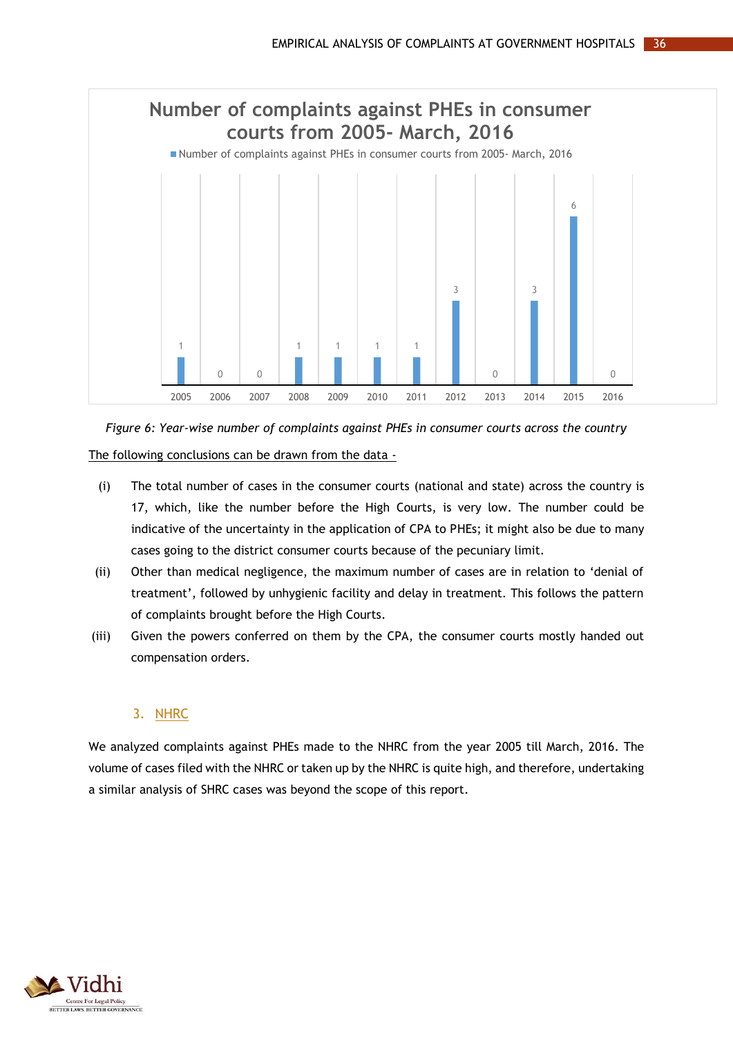**Number of complaints against PHEs in consumer courts from 2005- March, 2016**

| Year | Number of complaints against PHEs in consumer courts from 2005- March, 2016 |
|---|---|
| 2005 | 1 |
| 2006 | 0 |
| 2007 | 0 |
| 2008 | 1 |
| 2009 | 1 |
| 2010 | 1 |
| 2011 | 1 |
| 2012 | 3 |
| 2013 | 0 |
| 2014 | 3 |
| 2015 | 6 |
| 2016 | 0 |

*Figure 6: Year-wise number of complaints against PHEs in consumer courts across the country*

<u>The following conclusions can be drawn from the data -</u>

(i) The total number of cases in the consumer courts (national and state) across the country is 17, which, like the number before the High Courts, is very low. The number could be indicative of the uncertainty in the application of CPA to PHEs; it might also be due to many cases going to the district consumer courts because of the pecuniary limit.

(ii) Other than medical negligence, the maximum number of cases are in relation to 'denial of treatment', followed by unhygienic facility and delay in treatment. This follows the pattern of complaints brought before the High Courts.

(iii) Given the powers conferred on them by the CPA, the consumer courts mostly handed out compensation orders.

### 3. NHRC

We analyzed complaints against PHEs made to the NHRC from the year 2005 till March, 2016. The volume of cases filed with the NHRC or taken up by the NHRC is quite high, and therefore, undertaking a similar analysis of SHRC cases was beyond the scope of this report.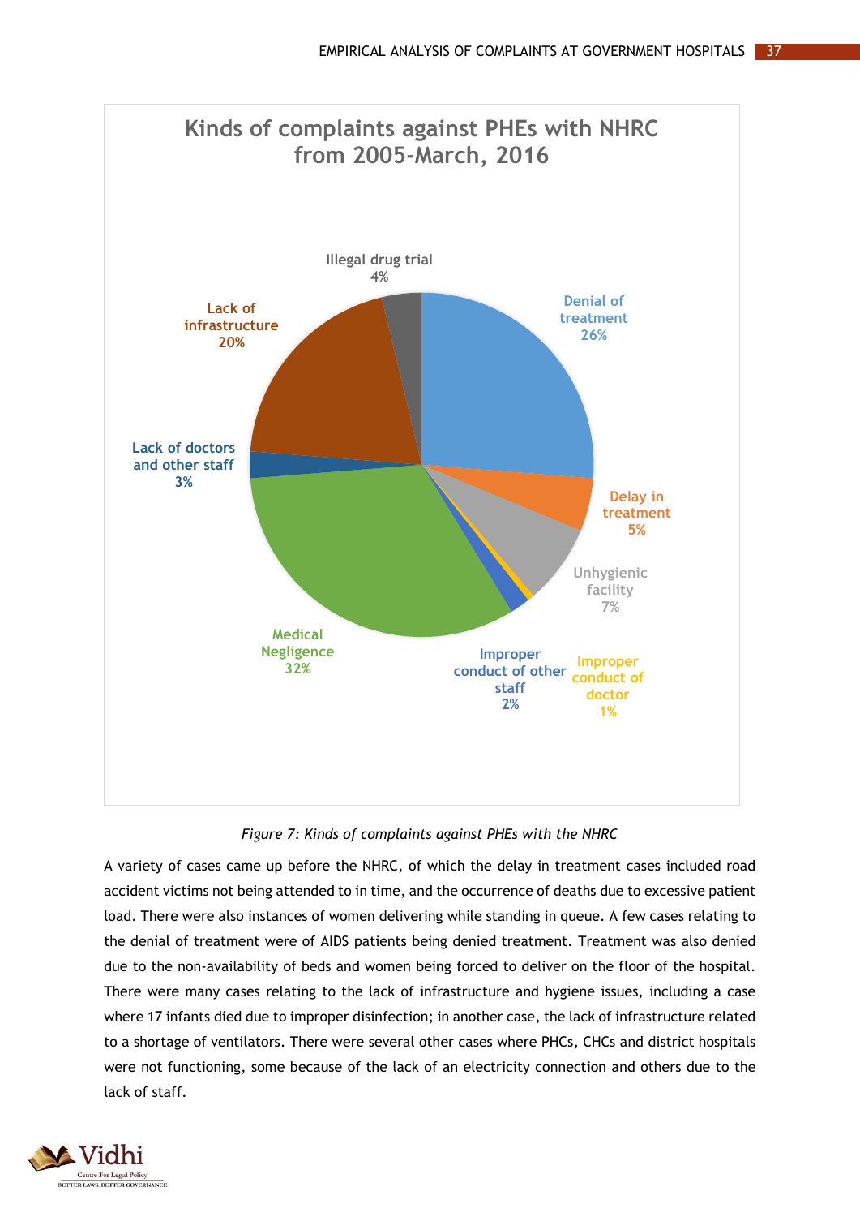**Kinds of complaints against PHEs with NHRC from 2005-March, 2016**

| Kind of complaint | Percentage |
| --- | --- |
| Denial of treatment | 26% |
| Delay in treatment | 5% |
| Unhygienic facility | 7% |
| Improper conduct of doctor | 1% |
| Improper conduct of other staff | 2% |
| Medical Negligence | 32% |
| Lack of doctors and other staff | 3% |
| Lack of infrastructure | 20% |
| Illegal drug trial | 4% |

*Figure 7: Kinds of complaints against PHEs with the NHRC*

A variety of cases came up before the NHRC, of which the delay in treatment cases included road accident victims not being attended to in time, and the occurrence of deaths due to excessive patient load. There were also instances of women delivering while standing in queue. A few cases relating to the denial of treatment were of AIDS patients being denied treatment. Treatment was also denied due to the non-availability of beds and women being forced to deliver on the floor of the hospital. There were many cases relating to the lack of infrastructure and hygiene issues, including a case where 17 infants died due to improper disinfection; in another case, the lack of infrastructure related to a shortage of ventilators. There were several other cases where PHCs, CHCs and district hospitals were not functioning, some because of the lack of an electricity connection and others due to the lack of staff.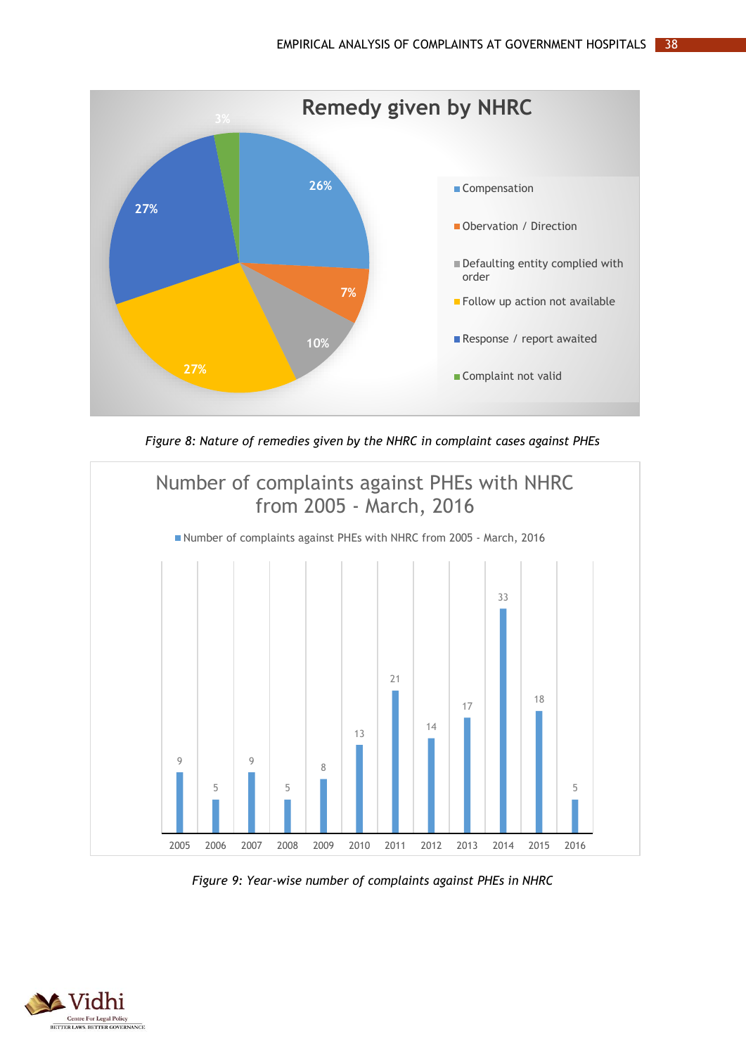**Remedy given by NHRC**

| Remedy | Percentage |
|---|---|
| Compensation | 26% |
| Obervation / Direction | 7% |
| Defaulting entity complied with order | 10% |
| Follow up action not available | 27% |
| Response / report awaited | 27% |
| Complaint not valid | 3% |

*Figure 8: Nature of remedies given by the NHRC in complaint cases against PHEs*

**Number of complaints against PHEs with NHRC from 2005 - March, 2016**

| Year | Number of complaints against PHEs with NHRC from 2005 - March, 2016 |
|---|---|
| 2005 | 9 |
| 2006 | 5 |
| 2007 | 9 |
| 2008 | 5 |
| 2009 | 8 |
| 2010 | 13 |
| 2011 | 21 |
| 2012 | 14 |
| 2013 | 17 |
| 2014 | 33 |
| 2015 | 18 |
| 2016 | 5 |

*Figure 9: Year-wise number of complaints against PHEs in NHRC*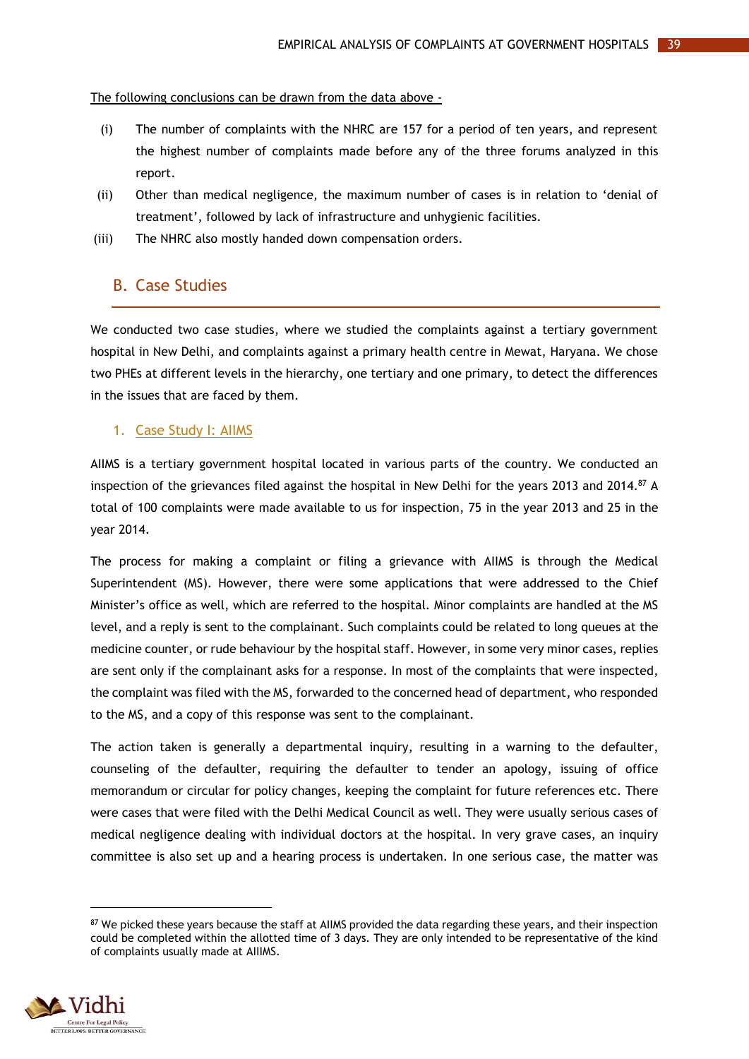<u>The following conclusions can be drawn from the data above -</u>

(i) The number of complaints with the NHRC are 157 for a period of ten years, and represent the highest number of complaints made before any of the three forums analyzed in this report.

(ii) Other than medical negligence, the maximum number of cases is in relation to 'denial of treatment', followed by lack of infrastructure and unhygienic facilities.

(iii) The NHRC also mostly handed down compensation orders.

## B. Case Studies

We conducted two case studies, where we studied the complaints against a tertiary government hospital in New Delhi, and complaints against a primary health centre in Mewat, Haryana. We chose two PHEs at different levels in the hierarchy, one tertiary and one primary, to detect the differences in the issues that are faced by them.

### 1. <u>Case Study I: AIIMS</u>

AIIMS is a tertiary government hospital located in various parts of the country. We conducted an inspection of the grievances filed against the hospital in New Delhi for the years 2013 and 2014.[87] A total of 100 complaints were made available to us for inspection, 75 in the year 2013 and 25 in the year 2014.

The process for making a complaint or filing a grievance with AIIMS is through the Medical Superintendent (MS). However, there were some applications that were addressed to the Chief Minister's office as well, which are referred to the hospital. Minor complaints are handled at the MS level, and a reply is sent to the complainant. Such complaints could be related to long queues at the medicine counter, or rude behaviour by the hospital staff. However, in some very minor cases, replies are sent only if the complainant asks for a response. In most of the complaints that were inspected, the complaint was filed with the MS, forwarded to the concerned head of department, who responded to the MS, and a copy of this response was sent to the complainant.

The action taken is generally a departmental inquiry, resulting in a warning to the defaulter, counseling of the defaulter, requiring the defaulter to tender an apology, issuing of office memorandum or circular for policy changes, keeping the complaint for future references etc. There were cases that were filed with the Delhi Medical Council as well. They were usually serious cases of medical negligence dealing with individual doctors at the hospital. In very grave cases, an inquiry committee is also set up and a hearing process is undertaken. In one serious case, the matter was

---

[87] We picked these years because the staff at AIIMS provided the data regarding these years, and their inspection could be completed within the allotted time of 3 days. They are only intended to be representative of the kind of complaints usually made at AIIMS.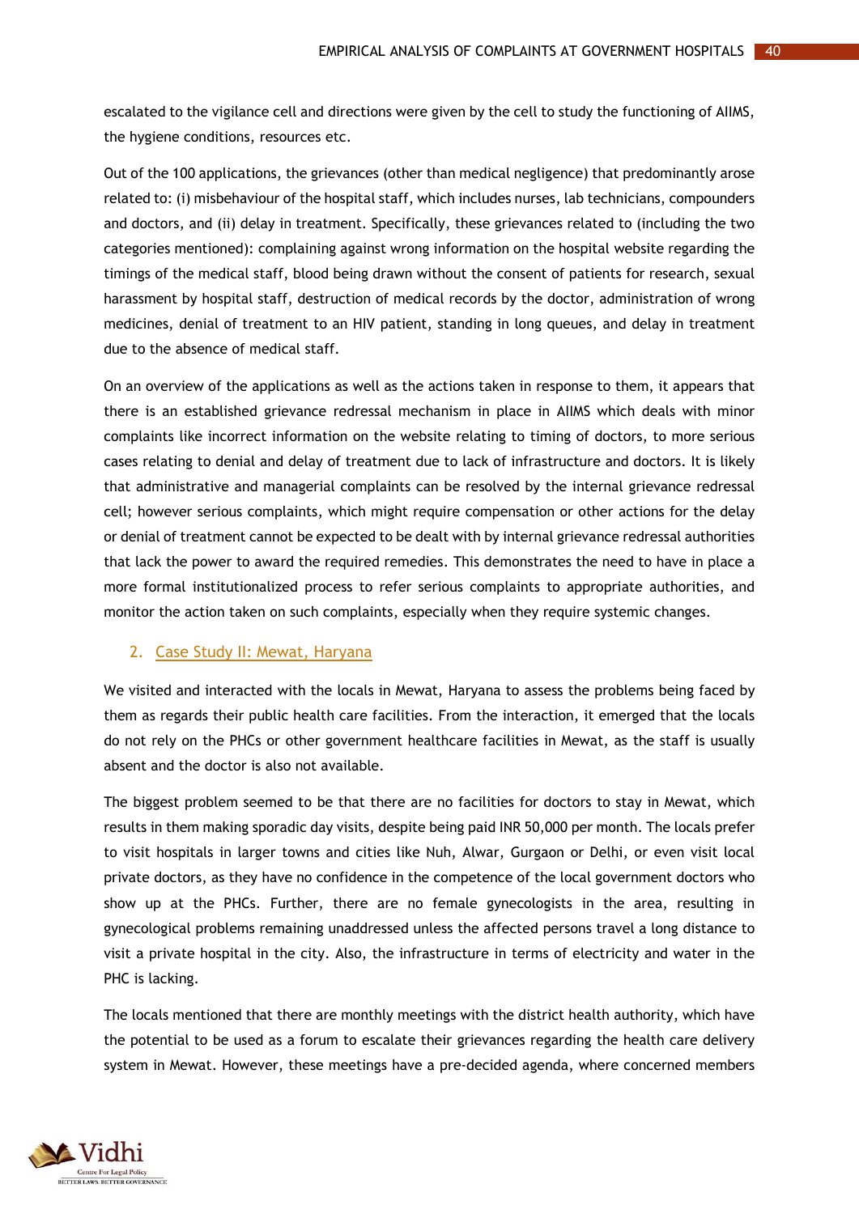escalated to the vigilance cell and directions were given by the cell to study the functioning of AIIMS, the hygiene conditions, resources etc.

Out of the 100 applications, the grievances (other than medical negligence) that predominantly arose related to: (i) misbehaviour of the hospital staff, which includes nurses, lab technicians, compounders and doctors, and (ii) delay in treatment. Specifically, these grievances related to (including the two categories mentioned): complaining against wrong information on the hospital website regarding the timings of the medical staff, blood being drawn without the consent of patients for research, sexual harassment by hospital staff, destruction of medical records by the doctor, administration of wrong medicines, denial of treatment to an HIV patient, standing in long queues, and delay in treatment due to the absence of medical staff.

On an overview of the applications as well as the actions taken in response to them, it appears that there is an established grievance redressal mechanism in place in AIIMS which deals with minor complaints like incorrect information on the website relating to timing of doctors, to more serious cases relating to denial and delay of treatment due to lack of infrastructure and doctors. It is likely that administrative and managerial complaints can be resolved by the internal grievance redressal cell; however serious complaints, which might require compensation or other actions for the delay or denial of treatment cannot be expected to be dealt with by internal grievance redressal authorities that lack the power to award the required remedies. This demonstrates the need to have in place a more formal institutionalized process to refer serious complaints to appropriate authorities, and monitor the action taken on such complaints, especially when they require systemic changes.

## 2. Case Study II: Mewat, Haryana

We visited and interacted with the locals in Mewat, Haryana to assess the problems being faced by them as regards their public health care facilities. From the interaction, it emerged that the locals do not rely on the PHCs or other government healthcare facilities in Mewat, as the staff is usually absent and the doctor is also not available.

The biggest problem seemed to be that there are no facilities for doctors to stay in Mewat, which results in them making sporadic day visits, despite being paid INR 50,000 per month. The locals prefer to visit hospitals in larger towns and cities like Nuh, Alwar, Gurgaon or Delhi, or even visit local private doctors, as they have no confidence in the competence of the local government doctors who show up at the PHCs. Further, there are no female gynecologists in the area, resulting in gynecological problems remaining unaddressed unless the affected persons travel a long distance to visit a private hospital in the city. Also, the infrastructure in terms of electricity and water in the PHC is lacking.

The locals mentioned that there are monthly meetings with the district health authority, which have the potential to be used as a forum to escalate their grievances regarding the health care delivery system in Mewat. However, these meetings have a pre-decided agenda, where concerned members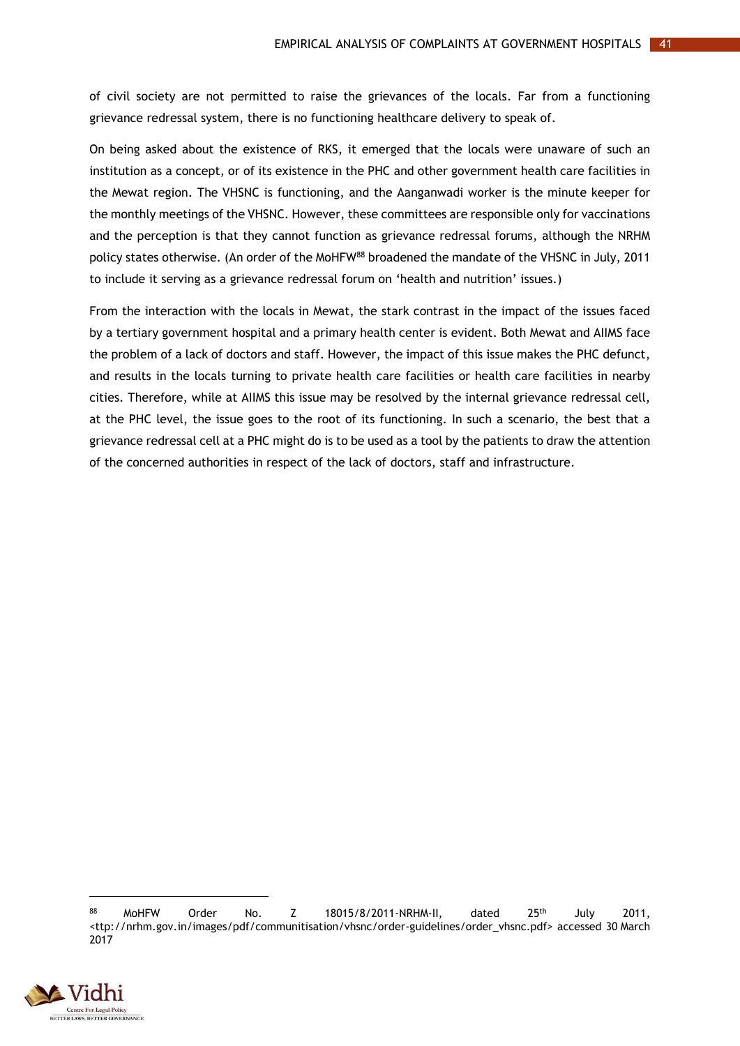of civil society are not permitted to raise the grievances of the locals. Far from a functioning grievance redressal system, there is no functioning healthcare delivery to speak of.

On being asked about the existence of RKS, it emerged that the locals were unaware of such an institution as a concept, or of its existence in the PHC and other government health care facilities in the Mewat region. The VHSNC is functioning, and the Aanganwadi worker is the minute keeper for the monthly meetings of the VHSNC. However, these committees are responsible only for vaccinations and the perception is that they cannot function as grievance redressal forums, although the NRHM policy states otherwise. (An order of the MoHFW[88] broadened the mandate of the VHSNC in July, 2011 to include it serving as a grievance redressal forum on 'health and nutrition' issues.)

From the interaction with the locals in Mewat, the stark contrast in the impact of the issues faced by a tertiary government hospital and a primary health center is evident. Both Mewat and AIIMS face the problem of a lack of doctors and staff. However, the impact of this issue makes the PHC defunct, and results in the locals turning to private health care facilities or health care facilities in nearby cities. Therefore, while at AIIMS this issue may be resolved by the internal grievance redressal cell, at the PHC level, the issue goes to the root of its functioning. In such a scenario, the best that a grievance redressal cell at a PHC might do is to be used as a tool by the patients to draw the attention of the concerned authorities in respect of the lack of doctors, staff and infrastructure.

---

[88] MoHFW Order No. Z 18015/8/2011-NRHM-II, dated 25th July 2011, <ttp://nrhm.gov.in/images/pdf/communitisation/vhsnc/order-guidelines/order_vhsnc.pdf> accessed 30 March 2017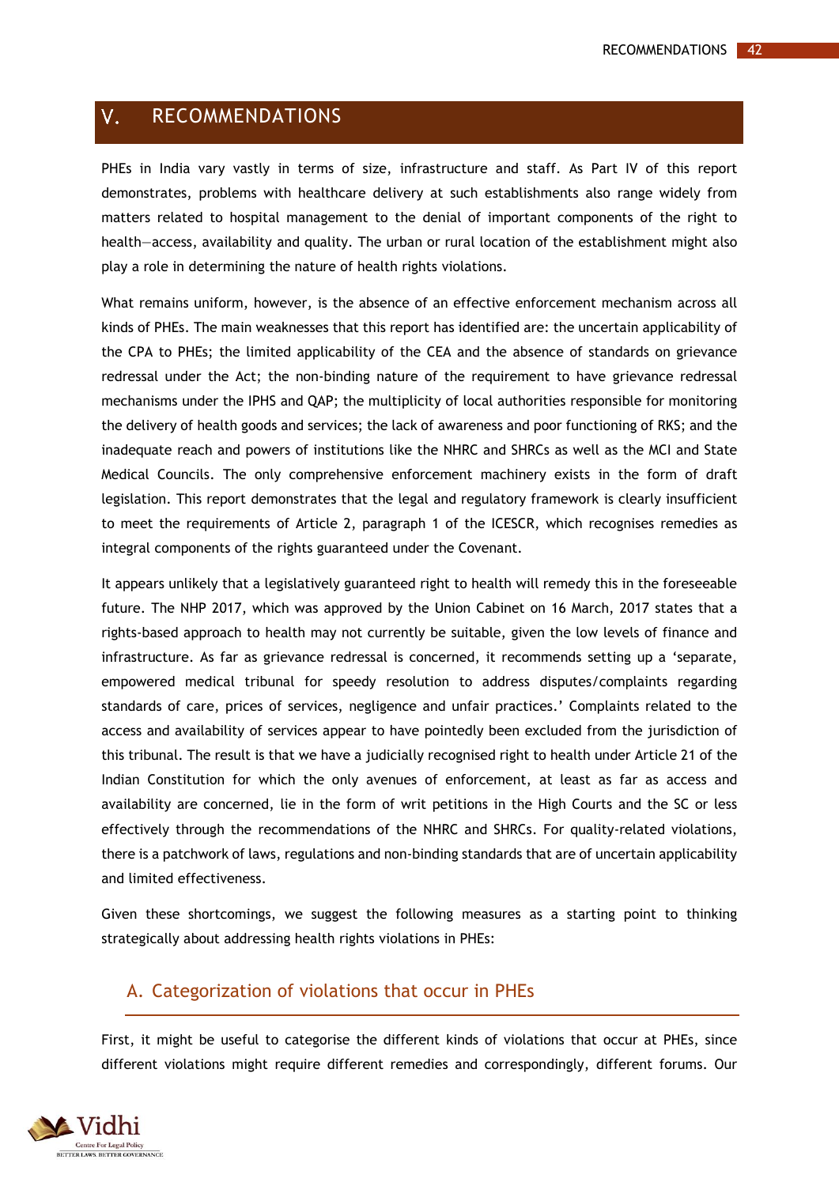# V. RECOMMENDATIONS

PHEs in India vary vastly in terms of size, infrastructure and staff. As Part IV of this report demonstrates, problems with healthcare delivery at such establishments also range widely from matters related to hospital management to the denial of important components of the right to health—access, availability and quality. The urban or rural location of the establishment might also play a role in determining the nature of health rights violations.

What remains uniform, however, is the absence of an effective enforcement mechanism across all kinds of PHEs. The main weaknesses that this report has identified are: the uncertain applicability of the CPA to PHEs; the limited applicability of the CEA and the absence of standards on grievance redressal under the Act; the non-binding nature of the requirement to have grievance redressal mechanisms under the IPHS and QAP; the multiplicity of local authorities responsible for monitoring the delivery of health goods and services; the lack of awareness and poor functioning of RKS; and the inadequate reach and powers of institutions like the NHRC and SHRCs as well as the MCI and State Medical Councils. The only comprehensive enforcement machinery exists in the form of draft legislation. This report demonstrates that the legal and regulatory framework is clearly insufficient to meet the requirements of Article 2, paragraph 1 of the ICESCR, which recognises remedies as integral components of the rights guaranteed under the Covenant.

It appears unlikely that a legislatively guaranteed right to health will remedy this in the foreseeable future. The NHP 2017, which was approved by the Union Cabinet on 16 March, 2017 states that a rights-based approach to health may not currently be suitable, given the low levels of finance and infrastructure. As far as grievance redressal is concerned, it recommends setting up a 'separate, empowered medical tribunal for speedy resolution to address disputes/complaints regarding standards of care, prices of services, negligence and unfair practices.' Complaints related to the access and availability of services appear to have pointedly been excluded from the jurisdiction of this tribunal. The result is that we have a judicially recognised right to health under Article 21 of the Indian Constitution for which the only avenues of enforcement, at least as far as access and availability are concerned, lie in the form of writ petitions in the High Courts and the SC or less effectively through the recommendations of the NHRC and SHRCs. For quality-related violations, there is a patchwork of laws, regulations and non-binding standards that are of uncertain applicability and limited effectiveness.

Given these shortcomings, we suggest the following measures as a starting point to thinking strategically about addressing health rights violations in PHEs:

## A. Categorization of violations that occur in PHEs

First, it might be useful to categorise the different kinds of violations that occur at PHEs, since different violations might require different remedies and correspondingly, different forums. Our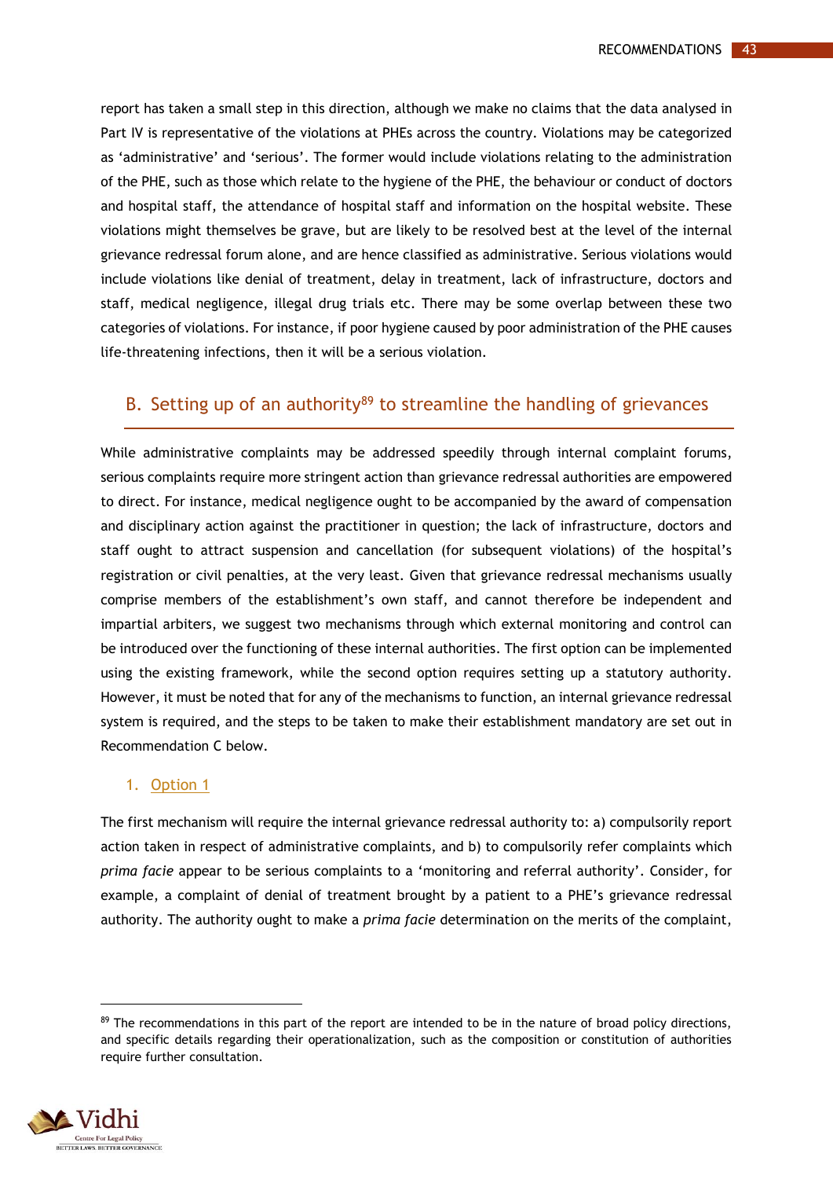report has taken a small step in this direction, although we make no claims that the data analysed in Part IV is representative of the violations at PHEs across the country. Violations may be categorized as 'administrative' and 'serious'. The former would include violations relating to the administration of the PHE, such as those which relate to the hygiene of the PHE, the behaviour or conduct of doctors and hospital staff, the attendance of hospital staff and information on the hospital website. These violations might themselves be grave, but are likely to be resolved best at the level of the internal grievance redressal forum alone, and are hence classified as administrative. Serious violations would include violations like denial of treatment, delay in treatment, lack of infrastructure, doctors and staff, medical negligence, illegal drug trials etc. There may be some overlap between these two categories of violations. For instance, if poor hygiene caused by poor administration of the PHE causes life-threatening infections, then it will be a serious violation.

## B. Setting up of an authority[89] to streamline the handling of grievances

While administrative complaints may be addressed speedily through internal complaint forums, serious complaints require more stringent action than grievance redressal authorities are empowered to direct. For instance, medical negligence ought to be accompanied by the award of compensation and disciplinary action against the practitioner in question; the lack of infrastructure, doctors and staff ought to attract suspension and cancellation (for subsequent violations) of the hospital's registration or civil penalties, at the very least. Given that grievance redressal mechanisms usually comprise members of the establishment's own staff, and cannot therefore be independent and impartial arbiters, we suggest two mechanisms through which external monitoring and control can be introduced over the functioning of these internal authorities. The first option can be implemented using the existing framework, while the second option requires setting up a statutory authority. However, it must be noted that for any of the mechanisms to function, an internal grievance redressal system is required, and the steps to be taken to make their establishment mandatory are set out in Recommendation C below.

### 1. Option 1

The first mechanism will require the internal grievance redressal authority to: a) compulsorily report action taken in respect of administrative complaints, and b) to compulsorily refer complaints which *prima facie* appear to be serious complaints to a 'monitoring and referral authority'. Consider, for example, a complaint of denial of treatment brought by a patient to a PHE's grievance redressal authority. The authority ought to make a *prima facie* determination on the merits of the complaint,

[89] The recommendations in this part of the report are intended to be in the nature of broad policy directions, and specific details regarding their operationalization, such as the composition or constitution of authorities require further consultation.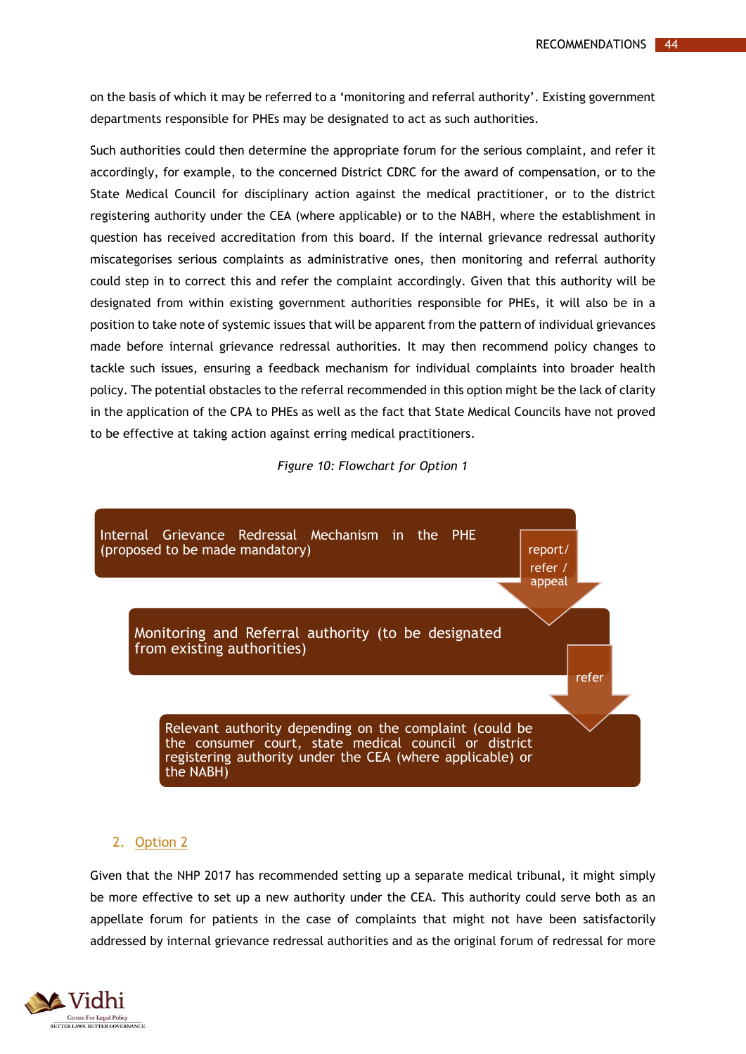on the basis of which it may be referred to a 'monitoring and referral authority'. Existing government departments responsible for PHEs may be designated to act as such authorities.

Such authorities could then determine the appropriate forum for the serious complaint, and refer it accordingly, for example, to the concerned District CDRC for the award of compensation, or to the State Medical Council for disciplinary action against the medical practitioner, or to the district registering authority under the CEA (where applicable) or to the NABH, where the establishment in question has received accreditation from this board. If the internal grievance redressal authority miscategorises serious complaints as administrative ones, then monitoring and referral authority could step in to correct this and refer the complaint accordingly. Given that this authority will be designated from within existing government authorities responsible for PHEs, it will also be in a position to take note of systemic issues that will be apparent from the pattern of individual grievances made before internal grievance redressal authorities. It may then recommend policy changes to tackle such issues, ensuring a feedback mechanism for individual complaints into broader health policy. The potential obstacles to the referral recommended in this option might be the lack of clarity in the application of the CPA to PHEs as well as the fact that State Medical Councils have not proved to be effective at taking action against erring medical practitioners.

*Figure 10: Flowchart for Option 1*

Internal Grievance Redressal Mechanism in the PHE (proposed to be made mandatory)

→ report/ refer / appeal →

Monitoring and Referral authority (to be designated from existing authorities)

→ refer →

Relevant authority depending on the complaint (could be the consumer court, state medical council or district registering authority under the CEA (where applicable) or the NABH)

## 2. Option 2

Given that the NHP 2017 has recommended setting up a separate medical tribunal, it might simply be more effective to set up a new authority under the CEA. This authority could serve both as an appellate forum for patients in the case of complaints that might not have been satisfactorily addressed by internal grievance redressal authorities and as the original forum of redressal for more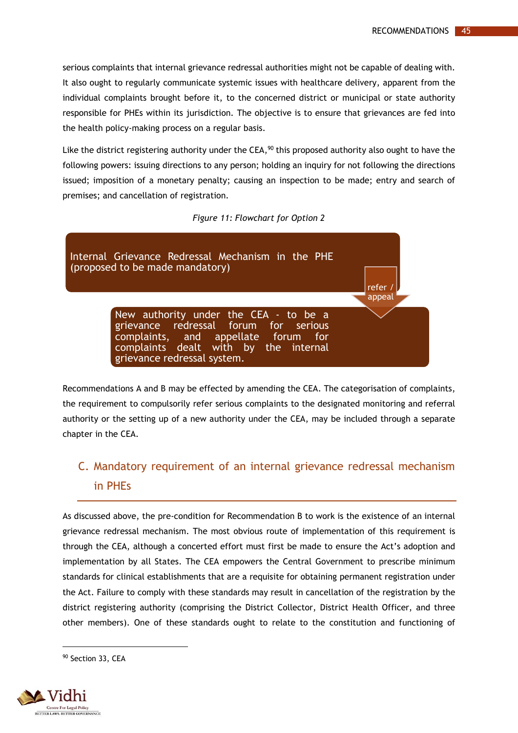serious complaints that internal grievance redressal authorities might not be capable of dealing with. It also ought to regularly communicate systemic issues with healthcare delivery, apparent from the individual complaints brought before it, to the concerned district or municipal or state authority responsible for PHEs within its jurisdiction. The objective is to ensure that grievances are fed into the health policy-making process on a regular basis.

Like the district registering authority under the CEA,[90] this proposed authority also ought to have the following powers: issuing directions to any person; holding an inquiry for not following the directions issued; imposition of a monetary penalty; causing an inspection to be made; entry and search of premises; and cancellation of registration.

*Figure 11: Flowchart for Option 2*

Internal Grievance Redressal Mechanism in the PHE (proposed to be made mandatory)

refer / appeal

New authority under the CEA - to be a grievance redressal forum for serious complaints, and appellate forum for complaints dealt with by the internal grievance redressal system.

Recommendations A and B may be effected by amending the CEA. The categorisation of complaints, the requirement to compulsorily refer serious complaints to the designated monitoring and referral authority or the setting up of a new authority under the CEA, may be included through a separate chapter in the CEA.

## C. Mandatory requirement of an internal grievance redressal mechanism in PHEs

As discussed above, the pre-condition for Recommendation B to work is the existence of an internal grievance redressal mechanism. The most obvious route of implementation of this requirement is through the CEA, although a concerted effort must first be made to ensure the Act's adoption and implementation by all States. The CEA empowers the Central Government to prescribe minimum standards for clinical establishments that are a requisite for obtaining permanent registration under the Act. Failure to comply with these standards may result in cancellation of the registration by the district registering authority (comprising the District Collector, District Health Officer, and three other members). One of these standards ought to relate to the constitution and functioning of

---

[90] Section 33, CEA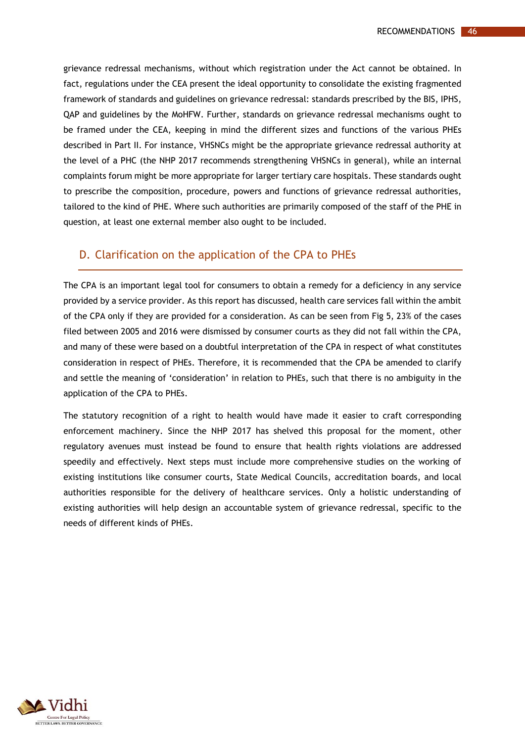grievance redressal mechanisms, without which registration under the Act cannot be obtained. In fact, regulations under the CEA present the ideal opportunity to consolidate the existing fragmented framework of standards and guidelines on grievance redressal: standards prescribed by the BIS, IPHS, QAP and guidelines by the MoHFW. Further, standards on grievance redressal mechanisms ought to be framed under the CEA, keeping in mind the different sizes and functions of the various PHEs described in Part II. For instance, VHSNCs might be the appropriate grievance redressal authority at the level of a PHC (the NHP 2017 recommends strengthening VHSNCs in general), while an internal complaints forum might be more appropriate for larger tertiary care hospitals. These standards ought to prescribe the composition, procedure, powers and functions of grievance redressal authorities, tailored to the kind of PHE. Where such authorities are primarily composed of the staff of the PHE in question, at least one external member also ought to be included.

## D. Clarification on the application of the CPA to PHEs

The CPA is an important legal tool for consumers to obtain a remedy for a deficiency in any service provided by a service provider. As this report has discussed, health care services fall within the ambit of the CPA only if they are provided for a consideration. As can be seen from Fig 5, 23% of the cases filed between 2005 and 2016 were dismissed by consumer courts as they did not fall within the CPA, and many of these were based on a doubtful interpretation of the CPA in respect of what constitutes consideration in respect of PHEs. Therefore, it is recommended that the CPA be amended to clarify and settle the meaning of 'consideration' in relation to PHEs, such that there is no ambiguity in the application of the CPA to PHEs.

The statutory recognition of a right to health would have made it easier to craft corresponding enforcement machinery. Since the NHP 2017 has shelved this proposal for the moment, other regulatory avenues must instead be found to ensure that health rights violations are addressed speedily and effectively. Next steps must include more comprehensive studies on the working of existing institutions like consumer courts, State Medical Councils, accreditation boards, and local authorities responsible for the delivery of healthcare services. Only a holistic understanding of existing authorities will help design an accountable system of grievance redressal, specific to the needs of different kinds of PHEs.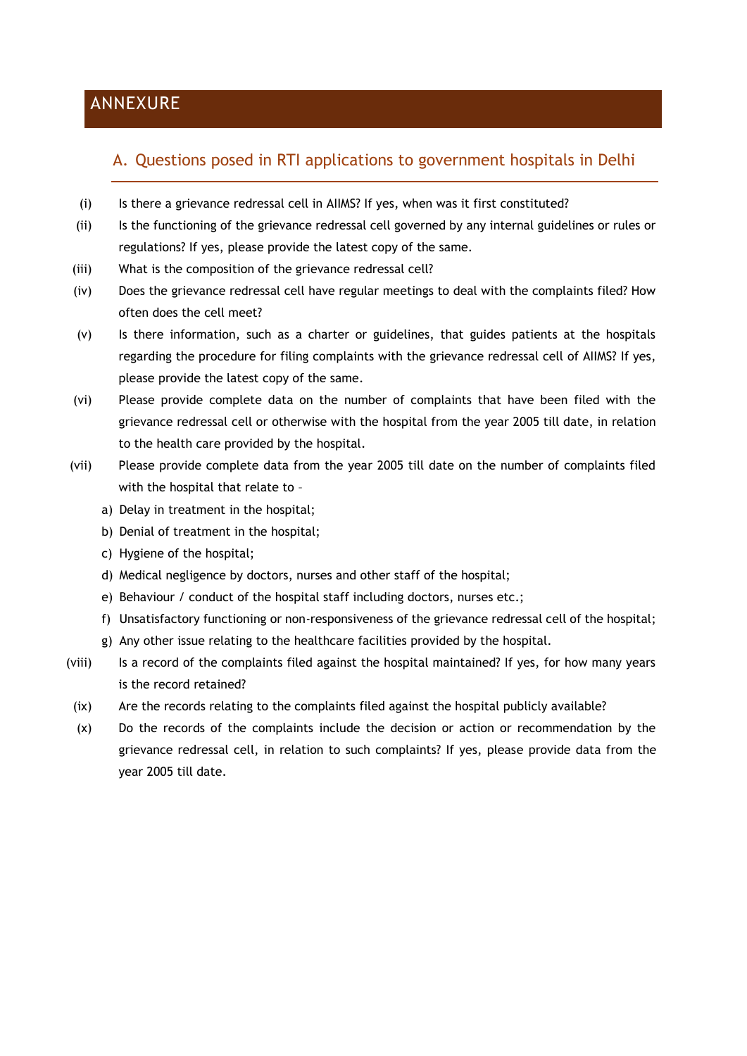# ANNEXURE

## A. Questions posed in RTI applications to government hospitals in Delhi

(i) Is there a grievance redressal cell in AIIMS? If yes, when was it first constituted?

(ii) Is the functioning of the grievance redressal cell governed by any internal guidelines or rules or regulations? If yes, please provide the latest copy of the same.

(iii) What is the composition of the grievance redressal cell?

(iv) Does the grievance redressal cell have regular meetings to deal with the complaints filed? How often does the cell meet?

(v) Is there information, such as a charter or guidelines, that guides patients at the hospitals regarding the procedure for filing complaints with the grievance redressal cell of AIIMS? If yes, please provide the latest copy of the same.

(vi) Please provide complete data on the number of complaints that have been filed with the grievance redressal cell or otherwise with the hospital from the year 2005 till date, in relation to the health care provided by the hospital.

(vii) Please provide complete data from the year 2005 till date on the number of complaints filed with the hospital that relate to –

a) Delay in treatment in the hospital;

b) Denial of treatment in the hospital;

c) Hygiene of the hospital;

d) Medical negligence by doctors, nurses and other staff of the hospital;

e) Behaviour / conduct of the hospital staff including doctors, nurses etc.;

f) Unsatisfactory functioning or non-responsiveness of the grievance redressal cell of the hospital;

g) Any other issue relating to the healthcare facilities provided by the hospital.

(viii) Is a record of the complaints filed against the hospital maintained? If yes, for how many years is the record retained?

(ix) Are the records relating to the complaints filed against the hospital publicly available?

(x) Do the records of the complaints include the decision or action or recommendation by the grievance redressal cell, in relation to such complaints? If yes, please provide data from the year 2005 till date.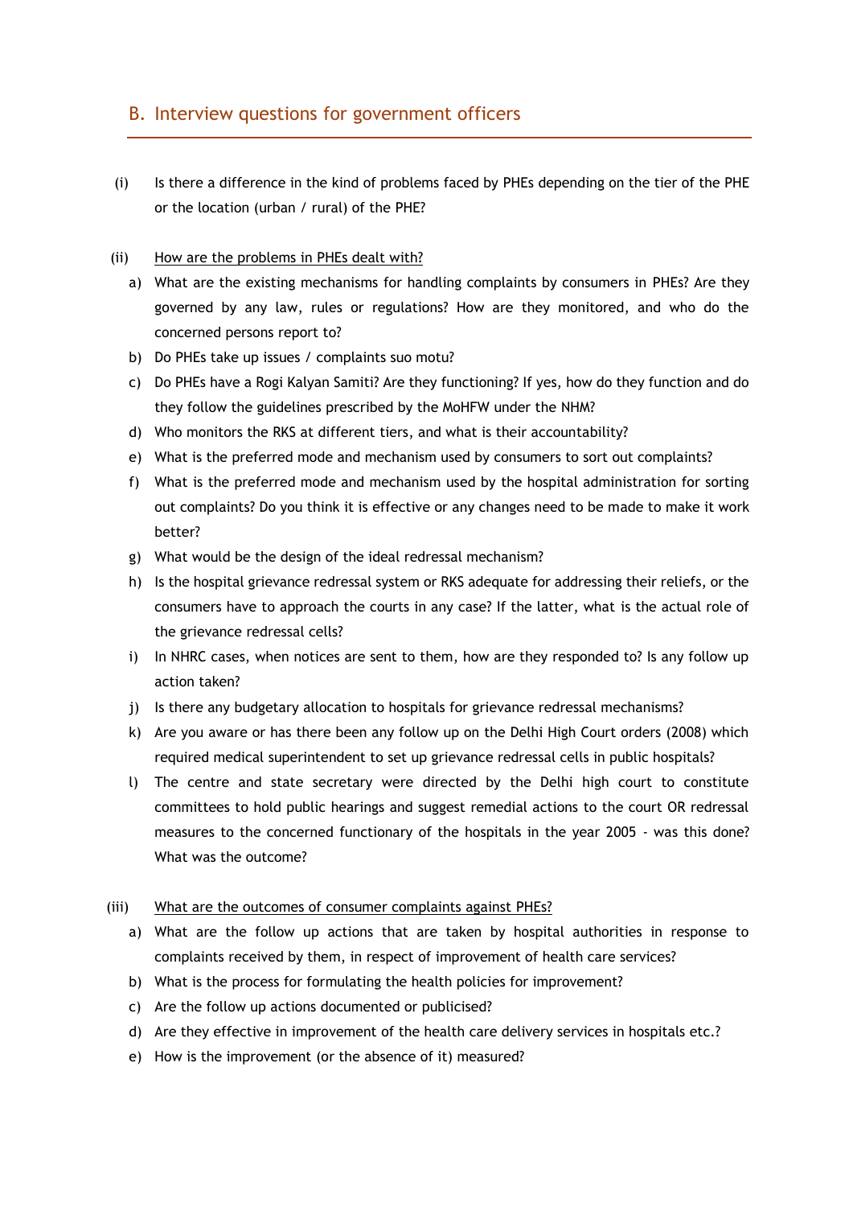## B. Interview questions for government officers

(i) Is there a difference in the kind of problems faced by PHEs depending on the tier of the PHE or the location (urban / rural) of the PHE?

(ii) <u>How are the problems in PHEs dealt with?</u>

a) What are the existing mechanisms for handling complaints by consumers in PHEs? Are they governed by any law, rules or regulations? How are they monitored, and who do the concerned persons report to?

b) Do PHEs take up issues / complaints suo motu?

c) Do PHEs have a Rogi Kalyan Samiti? Are they functioning? If yes, how do they function and do they follow the guidelines prescribed by the MoHFW under the NHM?

d) Who monitors the RKS at different tiers, and what is their accountability?

e) What is the preferred mode and mechanism used by consumers to sort out complaints?

f) What is the preferred mode and mechanism used by the hospital administration for sorting out complaints? Do you think it is effective or any changes need to be made to make it work better?

g) What would be the design of the ideal redressal mechanism?

h) Is the hospital grievance redressal system or RKS adequate for addressing their reliefs, or the consumers have to approach the courts in any case? If the latter, what is the actual role of the grievance redressal cells?

i) In NHRC cases, when notices are sent to them, how are they responded to? Is any follow up action taken?

j) Is there any budgetary allocation to hospitals for grievance redressal mechanisms?

k) Are you aware or has there been any follow up on the Delhi High Court orders (2008) which required medical superintendent to set up grievance redressal cells in public hospitals?

l) The centre and state secretary were directed by the Delhi high court to constitute committees to hold public hearings and suggest remedial actions to the court OR redressal measures to the concerned functionary of the hospitals in the year 2005 - was this done? What was the outcome?

(iii) <u>What are the outcomes of consumer complaints against PHEs?</u>

a) What are the follow up actions that are taken by hospital authorities in response to complaints received by them, in respect of improvement of health care services?

b) What is the process for formulating the health policies for improvement?

c) Are the follow up actions documented or publicised?

d) Are they effective in improvement of the health care delivery services in hospitals etc.?

e) How is the improvement (or the absence of it) measured?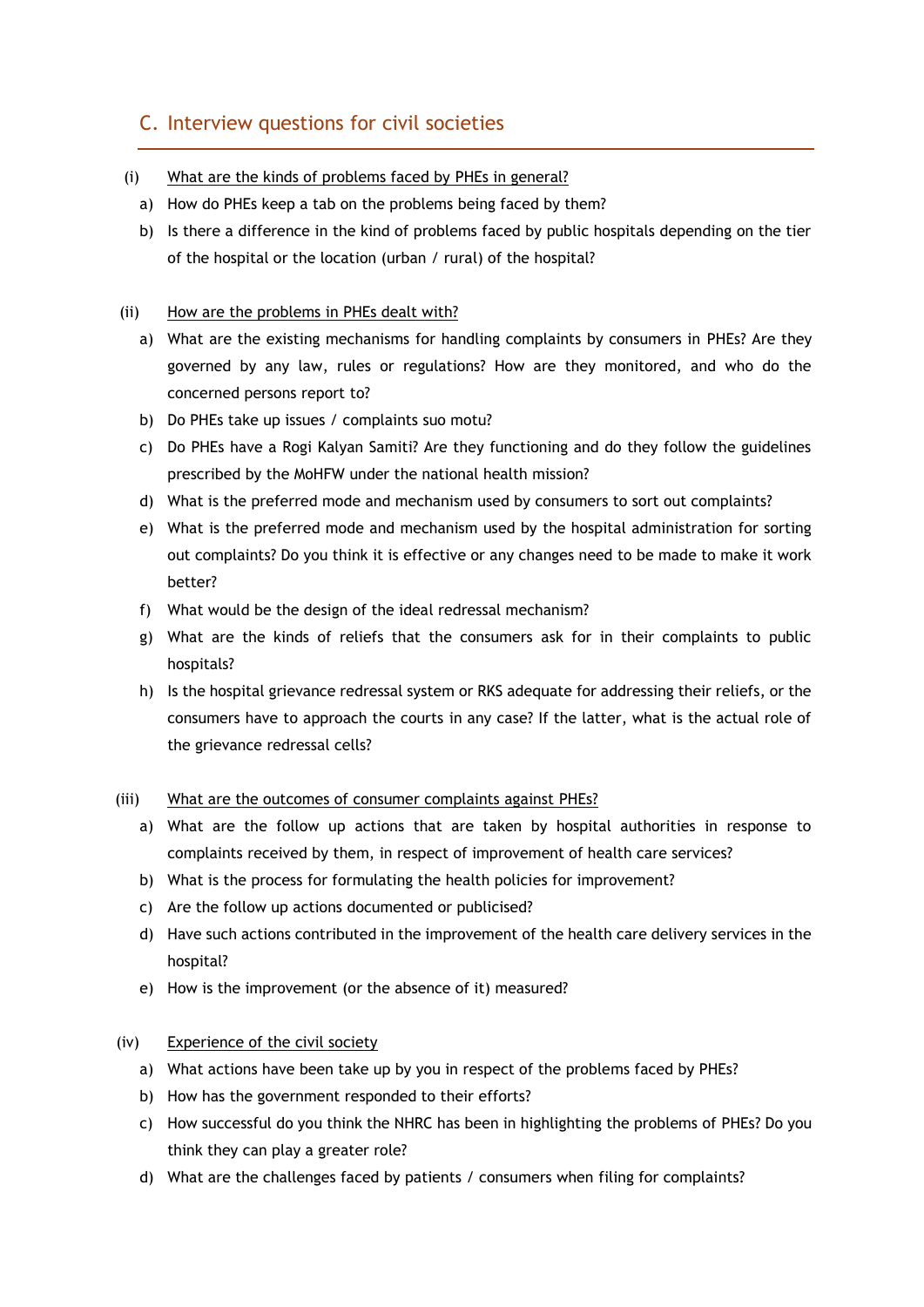## C. Interview questions for civil societies

(i) <u>What are the kinds of problems faced by PHEs in general?</u>

a) How do PHEs keep a tab on the problems being faced by them?

b) Is there a difference in the kind of problems faced by public hospitals depending on the tier of the hospital or the location (urban / rural) of the hospital?

(ii) <u>How are the problems in PHEs dealt with?</u>

a) What are the existing mechanisms for handling complaints by consumers in PHEs? Are they governed by any law, rules or regulations? How are they monitored, and who do the concerned persons report to?

b) Do PHEs take up issues / complaints suo motu?

c) Do PHEs have a Rogi Kalyan Samiti? Are they functioning and do they follow the guidelines prescribed by the MoHFW under the national health mission?

d) What is the preferred mode and mechanism used by consumers to sort out complaints?

e) What is the preferred mode and mechanism used by the hospital administration for sorting out complaints? Do you think it is effective or any changes need to be made to make it work better?

f) What would be the design of the ideal redressal mechanism?

g) What are the kinds of reliefs that the consumers ask for in their complaints to public hospitals?

h) Is the hospital grievance redressal system or RKS adequate for addressing their reliefs, or the consumers have to approach the courts in any case? If the latter, what is the actual role of the grievance redressal cells?

(iii) <u>What are the outcomes of consumer complaints against PHEs?</u>

a) What are the follow up actions that are taken by hospital authorities in response to complaints received by them, in respect of improvement of health care services?

b) What is the process for formulating the health policies for improvement?

c) Are the follow up actions documented or publicised?

d) Have such actions contributed in the improvement of the health care delivery services in the hospital?

e) How is the improvement (or the absence of it) measured?

(iv) <u>Experience of the civil society</u>

a) What actions have been take up by you in respect of the problems faced by PHEs?

b) How has the government responded to their efforts?

c) How successful do you think the NHRC has been in highlighting the problems of PHEs? Do you think they can play a greater role?

d) What are the challenges faced by patients / consumers when filing for complaints?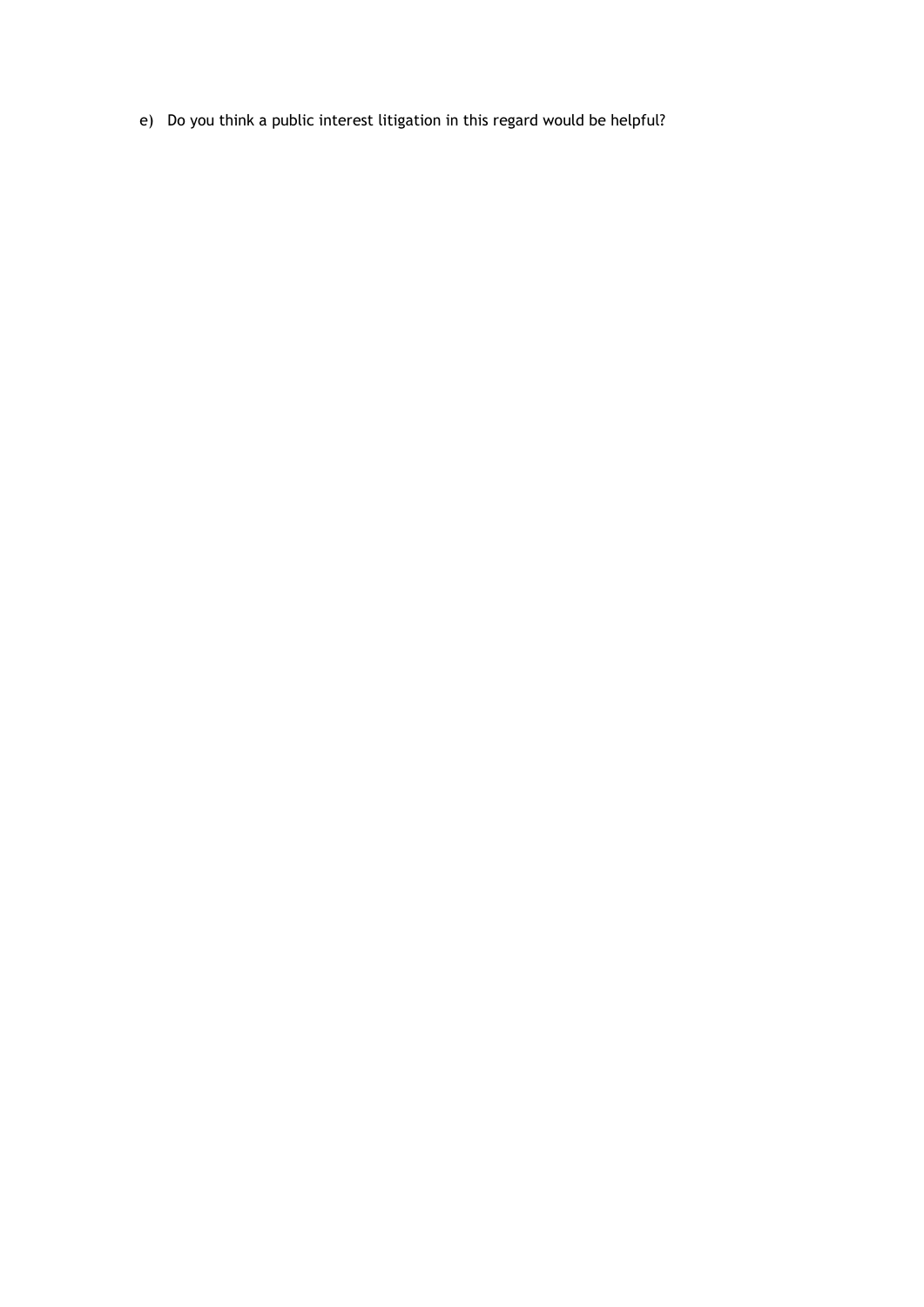e) Do you think a public interest litigation in this regard would be helpful?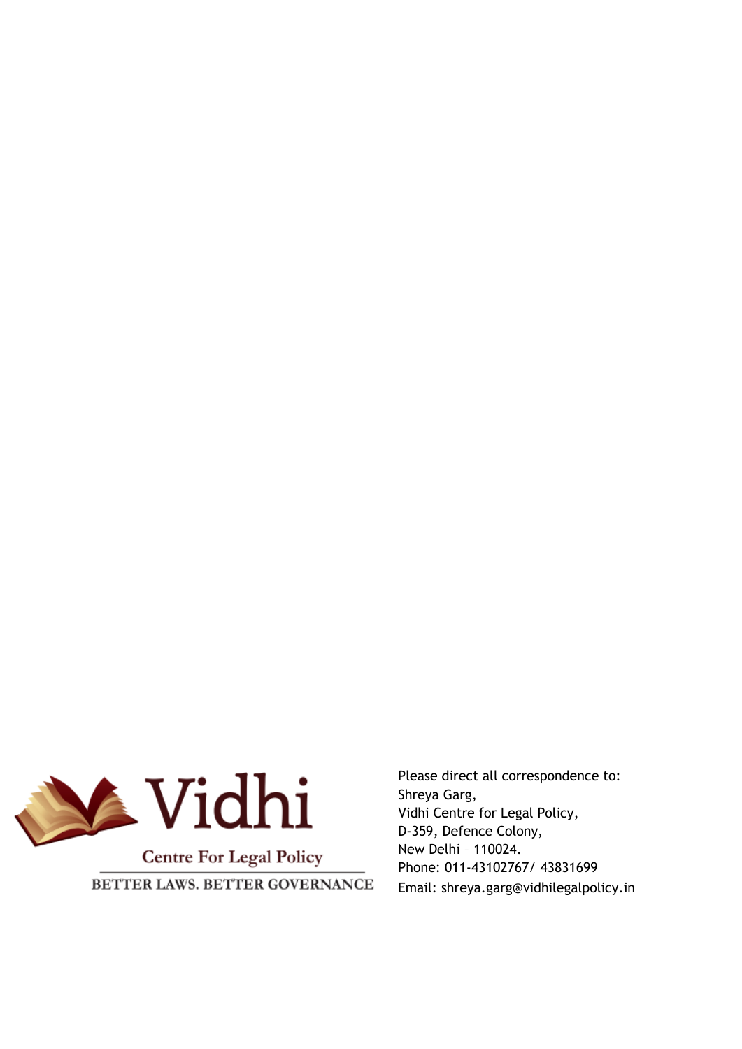Vidhi

Centre For Legal Policy

BETTER LAWS. BETTER GOVERNANCE

Please direct all correspondence to:
Shreya Garg,
Vidhi Centre for Legal Policy,
D-359, Defence Colony,
New Delhi – 110024.
Phone: 011-43102767/ 43831699
Email: shreya.garg@vidhilegalpolicy.in